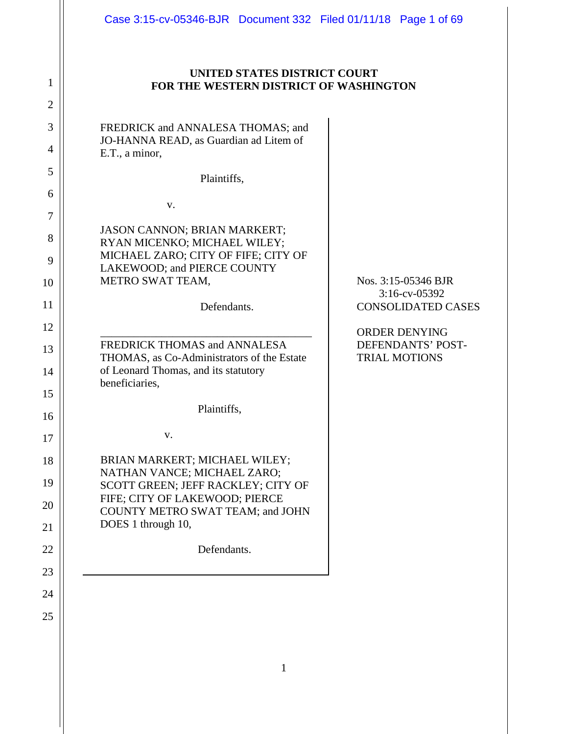**UNITED STATES DISTRICT COURT**
**FOR THE WESTERN DISTRICT OF WASHINGTON**

FREDRICK and ANNALESA THOMAS; and JO-HANNA READ, as Guardian ad Litem of E.T., a minor,

Plaintiffs,

v.

JASON CANNON; BRIAN MARKERT; RYAN MICENKO; MICHAEL WILEY; MICHAEL ZARO; CITY OF FIFE; CITY OF LAKEWOOD; and PIERCE COUNTY METRO SWAT TEAM,

Defendants.

---

FREDRICK THOMAS and ANNALESA THOMAS, as Co-Administrators of the Estate of Leonard Thomas, and its statutory beneficiaries,

Plaintiffs,

v.

BRIAN MARKERT; MICHAEL WILEY; NATHAN VANCE; MICHAEL ZARO; SCOTT GREEN; JEFF RACKLEY; CITY OF FIFE; CITY OF LAKEWOOD; PIERCE COUNTY METRO SWAT TEAM; and JOHN DOES 1 through 10,

Defendants.

Nos. 3:15-05346 BJR
3:16-cv-05392
CONSOLIDATED CASES

ORDER DENYING DEFENDANTS' POST-TRIAL MOTIONS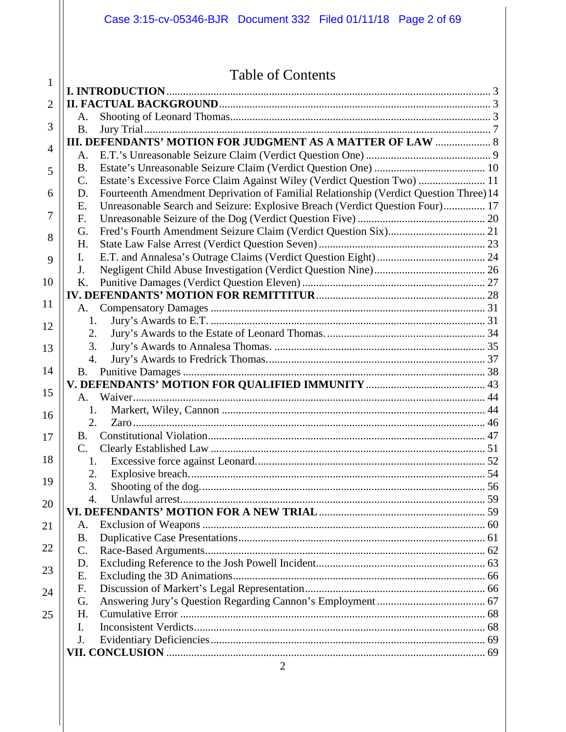# Table of Contents

**I. INTRODUCTION** .......... 3

**II. FACTUAL BACKGROUND** .......... 3

- A. Shooting of Leonard Thomas .......... 3
- B. Jury Trial .......... 7

**III. DEFENDANTS' MOTION FOR JUDGMENT AS A MATTER OF LAW** .......... 8

- A. E.T.'s Unreasonable Seizure Claim (Verdict Question One) .......... 9
- B. Estate's Unreasonable Seizure Claim (Verdict Question One) .......... 10
- C. Estate's Excessive Force Claim Against Wiley (Verdict Question Two) .......... 11
- D. Fourteenth Amendment Deprivation of Familial Relationship (Verdict Question Three) .......... 14
- E. Unreasonable Search and Seizure: Explosive Breach (Verdict Question Four) .......... 17
- F. Unreasonable Seizure of the Dog (Verdict Question Five) .......... 20
- G. Fred's Fourth Amendment Seizure Claim (Verdict Question Six) .......... 21
- H. State Law False Arrest (Verdict Question Seven) .......... 23
- I. E.T. and Annalesa's Outrage Claims (Verdict Question Eight) .......... 24
- J. Negligent Child Abuse Investigation (Verdict Question Nine) .......... 26
- K. Punitive Damages (Verdict Question Eleven) .......... 27

**IV. DEFENDANTS' MOTION FOR REMITTITUR** .......... 28

- A. Compensatory Damages .......... 31
  1. Jury's Awards to E.T. .......... 31
  2. Jury's Awards to the Estate of Leonard Thomas. .......... 34
  3. Jury's Awards to Annalesa Thomas. .......... 35
  4. Jury's Awards to Fredrick Thomas. .......... 37
- B. Punitive Damages .......... 38

**V. DEFENDANTS' MOTION FOR QUALIFIED IMMUNITY** .......... 43

- A. Waiver .......... 44
  1. Markert, Wiley, Cannon .......... 44
  2. Zaro .......... 46
- B. Constitutional Violation .......... 47
- C. Clearly Established Law .......... 51
  1. Excessive force against Leonard. .......... 52
  2. Explosive breach. .......... 54
  3. Shooting of the dog. .......... 56
  4. Unlawful arrest. .......... 59

**VI. DEFENDANTS' MOTION FOR A NEW TRIAL** .......... 59

- A. Exclusion of Weapons .......... 60
- B. Duplicative Case Presentations .......... 61
- C. Race-Based Arguments .......... 62
- D. Excluding Reference to the Josh Powell Incident .......... 63
- E. Excluding the 3D Animations .......... 66
- F. Discussion of Markert's Legal Representation .......... 66
- G. Answering Jury's Question Regarding Cannon's Employment .......... 67
- H. Cumulative Error .......... 68
- I. Inconsistent Verdicts .......... 68
- J. Evidentiary Deficiencies .......... 69

**VII. CONCLUSION** .......... 69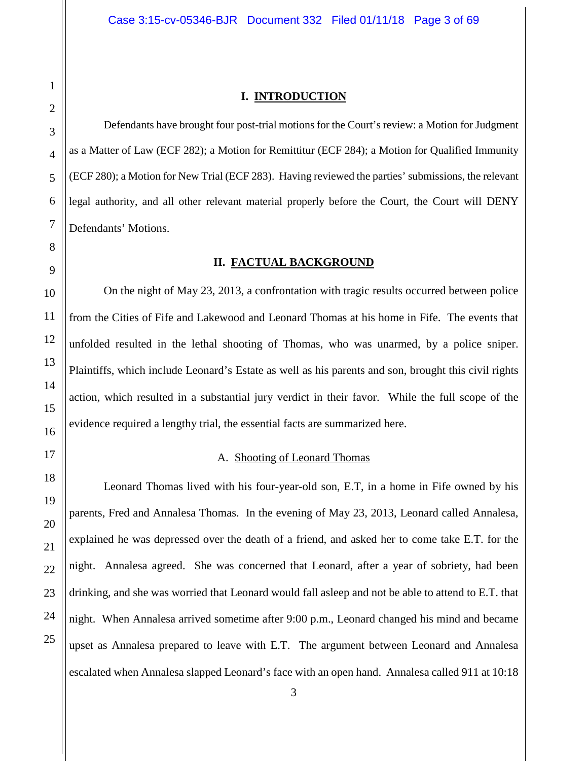## I. INTRODUCTION

Defendants have brought four post-trial motions for the Court's review: a Motion for Judgment as a Matter of Law (ECF 282); a Motion for Remittitur (ECF 284); a Motion for Qualified Immunity (ECF 280); a Motion for New Trial (ECF 283). Having reviewed the parties' submissions, the relevant legal authority, and all other relevant material properly before the Court, the Court will DENY Defendants' Motions.

## II. FACTUAL BACKGROUND

On the night of May 23, 2013, a confrontation with tragic results occurred between police from the Cities of Fife and Lakewood and Leonard Thomas at his home in Fife. The events that unfolded resulted in the lethal shooting of Thomas, who was unarmed, by a police sniper. Plaintiffs, which include Leonard's Estate as well as his parents and son, brought this civil rights action, which resulted in a substantial jury verdict in their favor. While the full scope of the evidence required a lengthy trial, the essential facts are summarized here.

### A. Shooting of Leonard Thomas

Leonard Thomas lived with his four-year-old son, E.T, in a home in Fife owned by his parents, Fred and Annalesa Thomas. In the evening of May 23, 2013, Leonard called Annalesa, explained he was depressed over the death of a friend, and asked her to come take E.T. for the night. Annalesa agreed. She was concerned that Leonard, after a year of sobriety, had been drinking, and she was worried that Leonard would fall asleep and not be able to attend to E.T. that night. When Annalesa arrived sometime after 9:00 p.m., Leonard changed his mind and became upset as Annalesa prepared to leave with E.T. The argument between Leonard and Annalesa escalated when Annalesa slapped Leonard's face with an open hand. Annalesa called 911 at 10:18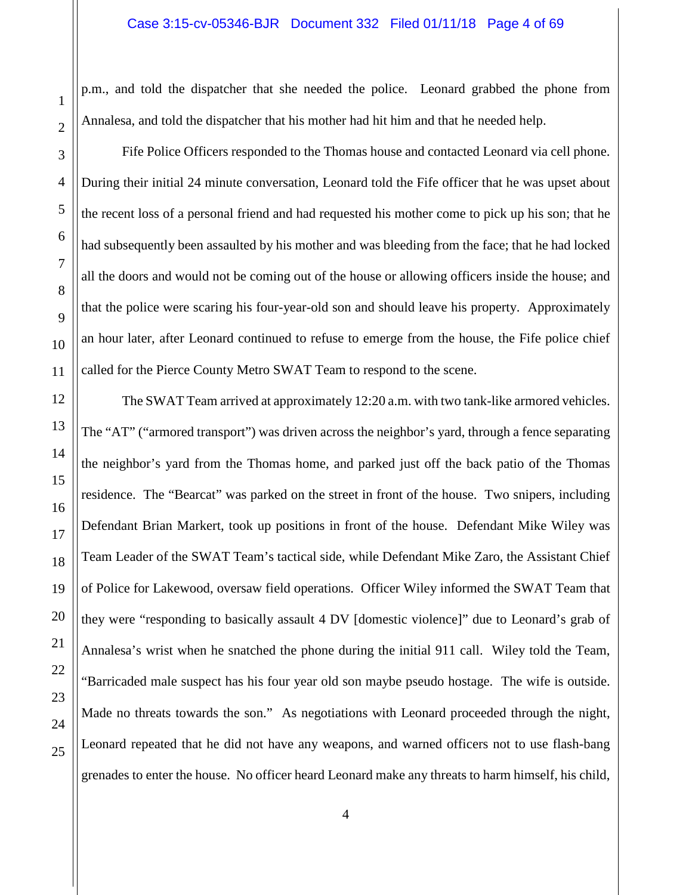p.m., and told the dispatcher that she needed the police. Leonard grabbed the phone from Annalesa, and told the dispatcher that his mother had hit him and that he needed help.

Fife Police Officers responded to the Thomas house and contacted Leonard via cell phone. During their initial 24 minute conversation, Leonard told the Fife officer that he was upset about the recent loss of a personal friend and had requested his mother come to pick up his son; that he had subsequently been assaulted by his mother and was bleeding from the face; that he had locked all the doors and would not be coming out of the house or allowing officers inside the house; and that the police were scaring his four-year-old son and should leave his property. Approximately an hour later, after Leonard continued to refuse to emerge from the house, the Fife police chief called for the Pierce County Metro SWAT Team to respond to the scene.

The SWAT Team arrived at approximately 12:20 a.m. with two tank-like armored vehicles. The "AT" ("armored transport") was driven across the neighbor's yard, through a fence separating the neighbor's yard from the Thomas home, and parked just off the back patio of the Thomas residence. The "Bearcat" was parked on the street in front of the house. Two snipers, including Defendant Brian Markert, took up positions in front of the house. Defendant Mike Wiley was Team Leader of the SWAT Team's tactical side, while Defendant Mike Zaro, the Assistant Chief of Police for Lakewood, oversaw field operations. Officer Wiley informed the SWAT Team that they were "responding to basically assault 4 DV [domestic violence]" due to Leonard's grab of Annalesa's wrist when he snatched the phone during the initial 911 call. Wiley told the Team, "Barricaded male suspect has his four year old son maybe pseudo hostage. The wife is outside. Made no threats towards the son." As negotiations with Leonard proceeded through the night, Leonard repeated that he did not have any weapons, and warned officers not to use flash-bang grenades to enter the house. No officer heard Leonard make any threats to harm himself, his child,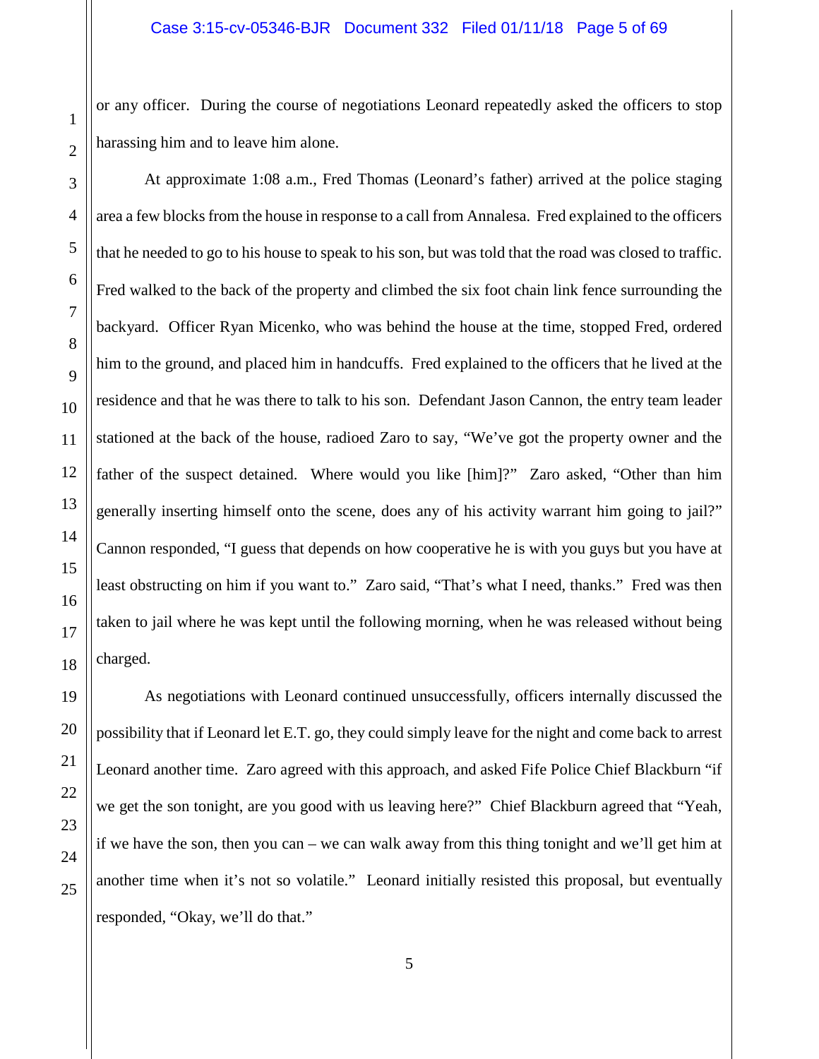or any officer. During the course of negotiations Leonard repeatedly asked the officers to stop harassing him and to leave him alone.

At approximate 1:08 a.m., Fred Thomas (Leonard's father) arrived at the police staging area a few blocks from the house in response to a call from Annalesa. Fred explained to the officers that he needed to go to his house to speak to his son, but was told that the road was closed to traffic. Fred walked to the back of the property and climbed the six foot chain link fence surrounding the backyard. Officer Ryan Micenko, who was behind the house at the time, stopped Fred, ordered him to the ground, and placed him in handcuffs. Fred explained to the officers that he lived at the residence and that he was there to talk to his son. Defendant Jason Cannon, the entry team leader stationed at the back of the house, radioed Zaro to say, "We've got the property owner and the father of the suspect detained. Where would you like [him]?" Zaro asked, "Other than him generally inserting himself onto the scene, does any of his activity warrant him going to jail?" Cannon responded, "I guess that depends on how cooperative he is with you guys but you have at least obstructing on him if you want to." Zaro said, "That's what I need, thanks." Fred was then taken to jail where he was kept until the following morning, when he was released without being charged.

As negotiations with Leonard continued unsuccessfully, officers internally discussed the possibility that if Leonard let E.T. go, they could simply leave for the night and come back to arrest Leonard another time. Zaro agreed with this approach, and asked Fife Police Chief Blackburn "if we get the son tonight, are you good with us leaving here?" Chief Blackburn agreed that "Yeah, if we have the son, then you can – we can walk away from this thing tonight and we'll get him at another time when it's not so volatile." Leonard initially resisted this proposal, but eventually responded, "Okay, we'll do that."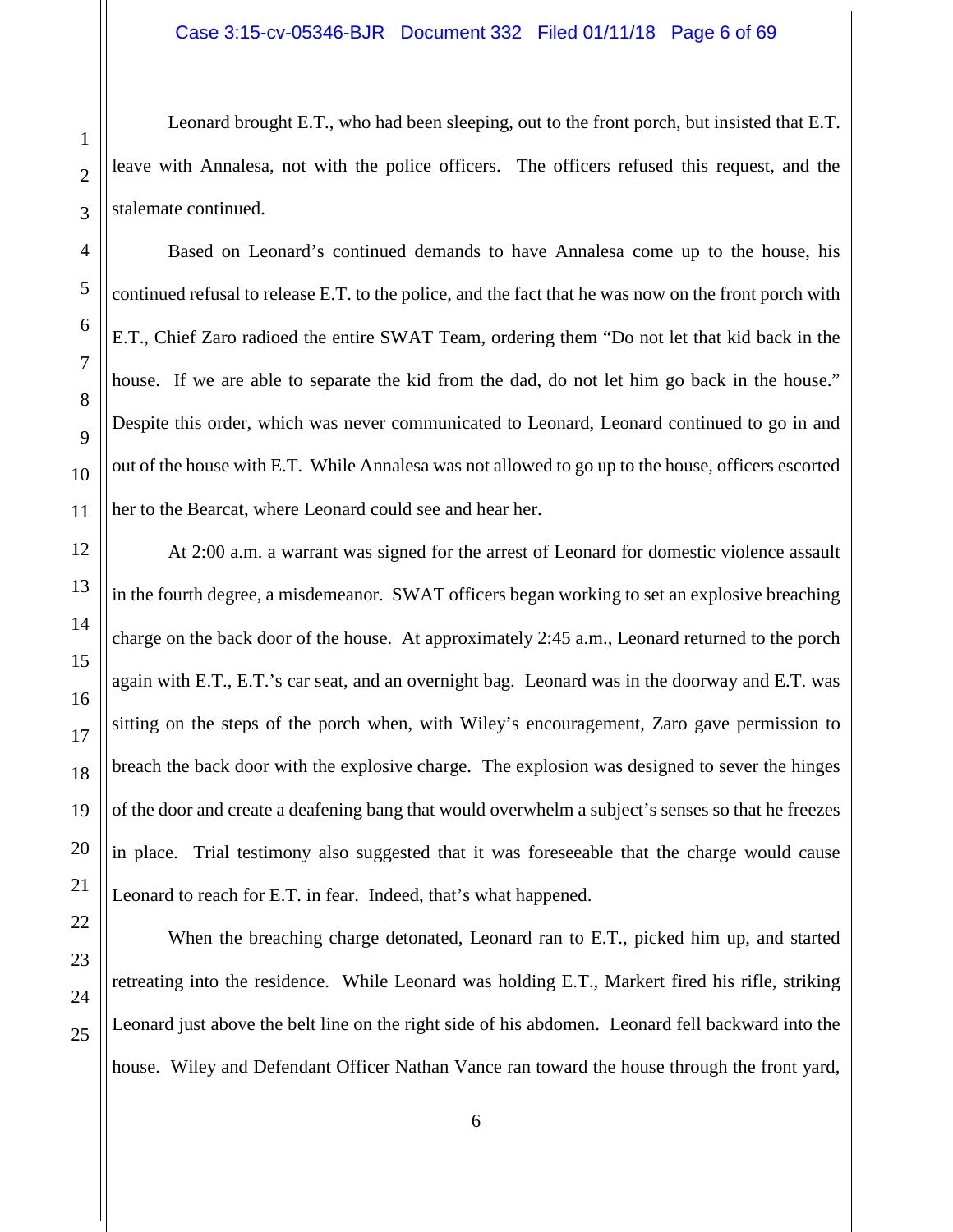Leonard brought E.T., who had been sleeping, out to the front porch, but insisted that E.T. leave with Annalesa, not with the police officers. The officers refused this request, and the stalemate continued.

Based on Leonard's continued demands to have Annalesa come up to the house, his continued refusal to release E.T. to the police, and the fact that he was now on the front porch with E.T., Chief Zaro radioed the entire SWAT Team, ordering them "Do not let that kid back in the house. If we are able to separate the kid from the dad, do not let him go back in the house." Despite this order, which was never communicated to Leonard, Leonard continued to go in and out of the house with E.T. While Annalesa was not allowed to go up to the house, officers escorted her to the Bearcat, where Leonard could see and hear her.

At 2:00 a.m. a warrant was signed for the arrest of Leonard for domestic violence assault in the fourth degree, a misdemeanor. SWAT officers began working to set an explosive breaching charge on the back door of the house. At approximately 2:45 a.m., Leonard returned to the porch again with E.T., E.T.'s car seat, and an overnight bag. Leonard was in the doorway and E.T. was sitting on the steps of the porch when, with Wiley's encouragement, Zaro gave permission to breach the back door with the explosive charge. The explosion was designed to sever the hinges of the door and create a deafening bang that would overwhelm a subject's senses so that he freezes in place. Trial testimony also suggested that it was foreseeable that the charge would cause Leonard to reach for E.T. in fear. Indeed, that's what happened.

When the breaching charge detonated, Leonard ran to E.T., picked him up, and started retreating into the residence. While Leonard was holding E.T., Markert fired his rifle, striking Leonard just above the belt line on the right side of his abdomen. Leonard fell backward into the house. Wiley and Defendant Officer Nathan Vance ran toward the house through the front yard,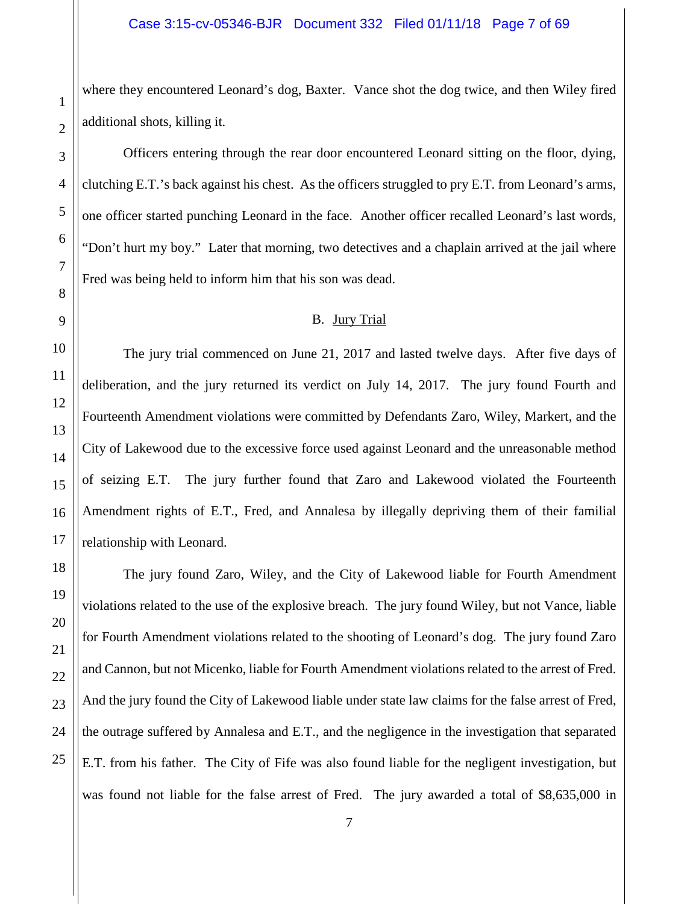where they encountered Leonard's dog, Baxter. Vance shot the dog twice, and then Wiley fired additional shots, killing it.

Officers entering through the rear door encountered Leonard sitting on the floor, dying, clutching E.T.'s back against his chest. As the officers struggled to pry E.T. from Leonard's arms, one officer started punching Leonard in the face. Another officer recalled Leonard's last words, "Don't hurt my boy." Later that morning, two detectives and a chaplain arrived at the jail where Fred was being held to inform him that his son was dead.

B. Jury Trial

The jury trial commenced on June 21, 2017 and lasted twelve days. After five days of deliberation, and the jury returned its verdict on July 14, 2017. The jury found Fourth and Fourteenth Amendment violations were committed by Defendants Zaro, Wiley, Markert, and the City of Lakewood due to the excessive force used against Leonard and the unreasonable method of seizing E.T. The jury further found that Zaro and Lakewood violated the Fourteenth Amendment rights of E.T., Fred, and Annalesa by illegally depriving them of their familial relationship with Leonard.

The jury found Zaro, Wiley, and the City of Lakewood liable for Fourth Amendment violations related to the use of the explosive breach. The jury found Wiley, but not Vance, liable for Fourth Amendment violations related to the shooting of Leonard's dog. The jury found Zaro and Cannon, but not Micenko, liable for Fourth Amendment violations related to the arrest of Fred. And the jury found the City of Lakewood liable under state law claims for the false arrest of Fred, the outrage suffered by Annalesa and E.T., and the negligence in the investigation that separated E.T. from his father. The City of Fife was also found liable for the negligent investigation, but was found not liable for the false arrest of Fred. The jury awarded a total of $8,635,000 in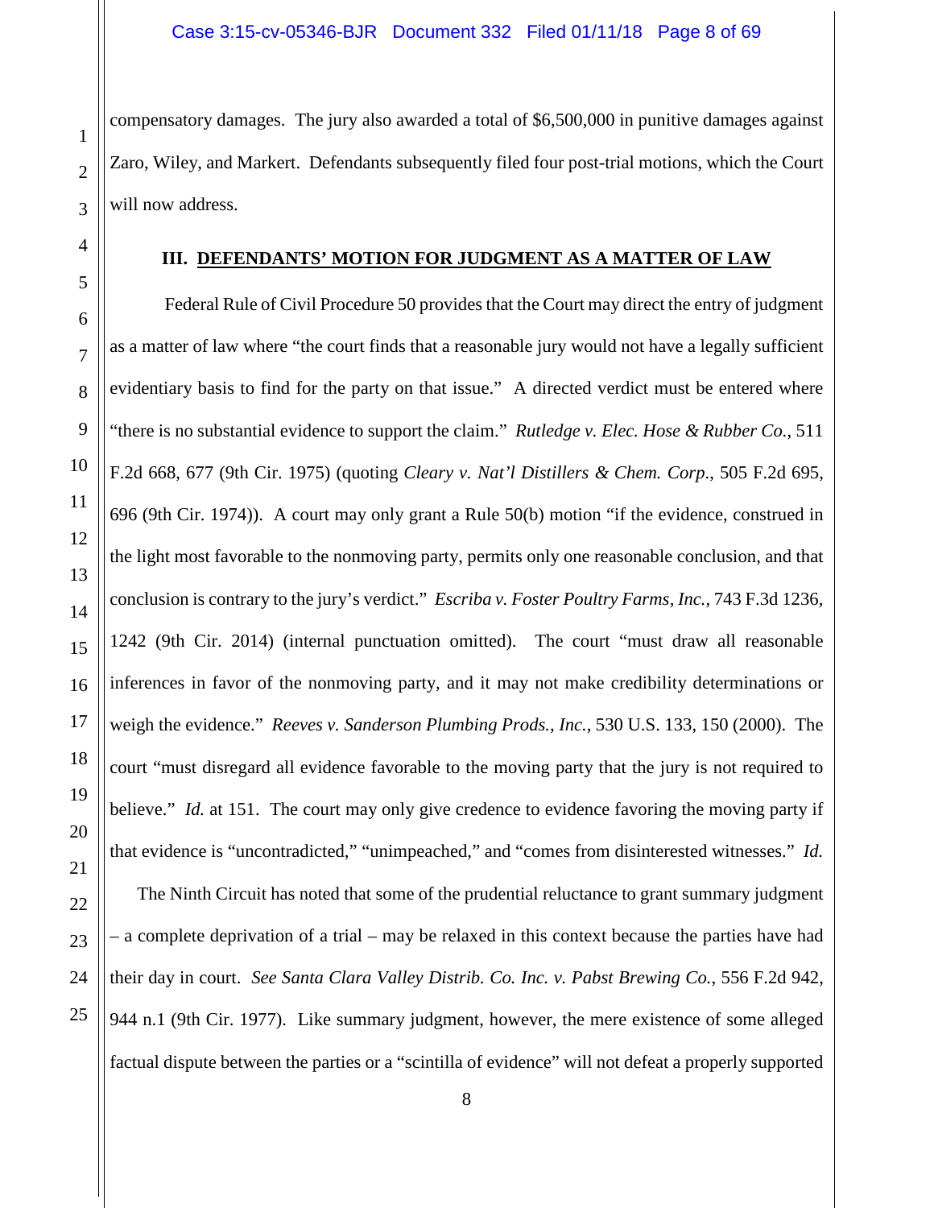compensatory damages. The jury also awarded a total of $6,500,000 in punitive damages against Zaro, Wiley, and Markert. Defendants subsequently filed four post-trial motions, which the Court will now address.

### III. DEFENDANTS' MOTION FOR JUDGMENT AS A MATTER OF LAW

Federal Rule of Civil Procedure 50 provides that the Court may direct the entry of judgment as a matter of law where "the court finds that a reasonable jury would not have a legally sufficient evidentiary basis to find for the party on that issue." A directed verdict must be entered where "there is no substantial evidence to support the claim." *Rutledge v. Elec. Hose & Rubber Co.*, 511 F.2d 668, 677 (9th Cir. 1975) (quoting *Cleary v. Nat'l Distillers & Chem. Corp.*, 505 F.2d 695, 696 (9th Cir. 1974)). A court may only grant a Rule 50(b) motion "if the evidence, construed in the light most favorable to the nonmoving party, permits only one reasonable conclusion, and that conclusion is contrary to the jury's verdict." *Escriba v. Foster Poultry Farms, Inc.*, 743 F.3d 1236, 1242 (9th Cir. 2014) (internal punctuation omitted). The court "must draw all reasonable inferences in favor of the nonmoving party, and it may not make credibility determinations or weigh the evidence." *Reeves v. Sanderson Plumbing Prods., Inc.*, 530 U.S. 133, 150 (2000). The court "must disregard all evidence favorable to the moving party that the jury is not required to believe." *Id.* at 151. The court may only give credence to evidence favoring the moving party if that evidence is "uncontradicted," "unimpeached," and "comes from disinterested witnesses." *Id.*

The Ninth Circuit has noted that some of the prudential reluctance to grant summary judgment – a complete deprivation of a trial – may be relaxed in this context because the parties have had their day in court. *See Santa Clara Valley Distrib. Co. Inc. v. Pabst Brewing Co.*, 556 F.2d 942, 944 n.1 (9th Cir. 1977). Like summary judgment, however, the mere existence of some alleged factual dispute between the parties or a "scintilla of evidence" will not defeat a properly supported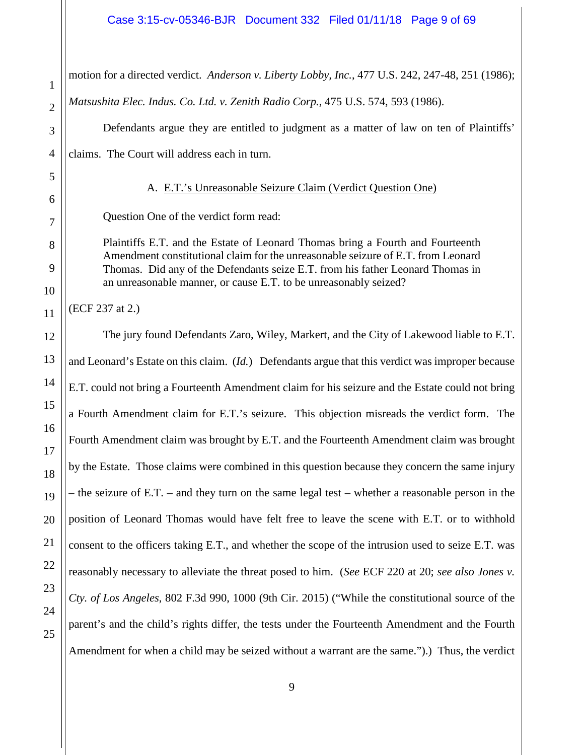motion for a directed verdict. *Anderson v. Liberty Lobby, Inc.*, 477 U.S. 242, 247-48, 251 (1986); *Matsushita Elec. Indus. Co. Ltd. v. Zenith Radio Corp.*, 475 U.S. 574, 593 (1986).

Defendants argue they are entitled to judgment as a matter of law on ten of Plaintiffs' claims. The Court will address each in turn.

A. <u>E.T.'s Unreasonable Seizure Claim (Verdict Question One)</u>

Question One of the verdict form read:

> Plaintiffs E.T. and the Estate of Leonard Thomas bring a Fourth and Fourteenth Amendment constitutional claim for the unreasonable seizure of E.T. from Leonard Thomas. Did any of the Defendants seize E.T. from his father Leonard Thomas in an unreasonable manner, or cause E.T. to be unreasonably seized?

(ECF 237 at 2.)

The jury found Defendants Zaro, Wiley, Markert, and the City of Lakewood liable to E.T. and Leonard's Estate on this claim. (*Id.*) Defendants argue that this verdict was improper because E.T. could not bring a Fourteenth Amendment claim for his seizure and the Estate could not bring a Fourth Amendment claim for E.T.'s seizure. This objection misreads the verdict form. The Fourth Amendment claim was brought by E.T. and the Fourteenth Amendment claim was brought by the Estate. Those claims were combined in this question because they concern the same injury – the seizure of E.T. – and they turn on the same legal test – whether a reasonable person in the position of Leonard Thomas would have felt free to leave the scene with E.T. or to withhold consent to the officers taking E.T., and whether the scope of the intrusion used to seize E.T. was reasonably necessary to alleviate the threat posed to him. (*See* ECF 220 at 20; *see also Jones v. Cty. of Los Angeles*, 802 F.3d 990, 1000 (9th Cir. 2015) ("While the constitutional source of the parent's and the child's rights differ, the tests under the Fourteenth Amendment and the Fourth Amendment for when a child may be seized without a warrant are the same.").) Thus, the verdict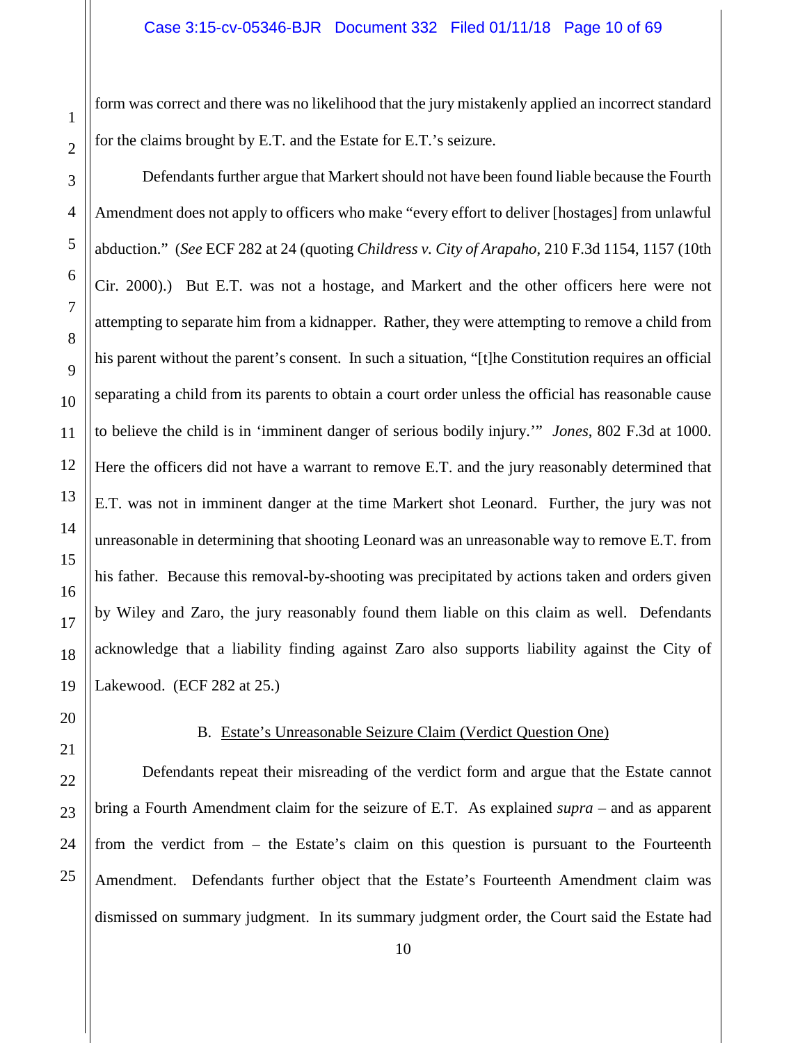form was correct and there was no likelihood that the jury mistakenly applied an incorrect standard for the claims brought by E.T. and the Estate for E.T.'s seizure.

Defendants further argue that Markert should not have been found liable because the Fourth Amendment does not apply to officers who make "every effort to deliver [hostages] from unlawful abduction." (*See* ECF 282 at 24 (quoting *Childress v. City of Arapaho*, 210 F.3d 1154, 1157 (10th Cir. 2000).) But E.T. was not a hostage, and Markert and the other officers here were not attempting to separate him from a kidnapper. Rather, they were attempting to remove a child from his parent without the parent's consent. In such a situation, "[t]he Constitution requires an official separating a child from its parents to obtain a court order unless the official has reasonable cause to believe the child is in 'imminent danger of serious bodily injury.'" *Jones*, 802 F.3d at 1000. Here the officers did not have a warrant to remove E.T. and the jury reasonably determined that E.T. was not in imminent danger at the time Markert shot Leonard. Further, the jury was not unreasonable in determining that shooting Leonard was an unreasonable way to remove E.T. from his father. Because this removal-by-shooting was precipitated by actions taken and orders given by Wiley and Zaro, the jury reasonably found them liable on this claim as well. Defendants acknowledge that a liability finding against Zaro also supports liability against the City of Lakewood. (ECF 282 at 25.)

B. Estate's Unreasonable Seizure Claim (Verdict Question One)

Defendants repeat their misreading of the verdict form and argue that the Estate cannot bring a Fourth Amendment claim for the seizure of E.T. As explained *supra* – and as apparent from the verdict from – the Estate's claim on this question is pursuant to the Fourteenth Amendment. Defendants further object that the Estate's Fourteenth Amendment claim was dismissed on summary judgment. In its summary judgment order, the Court said the Estate had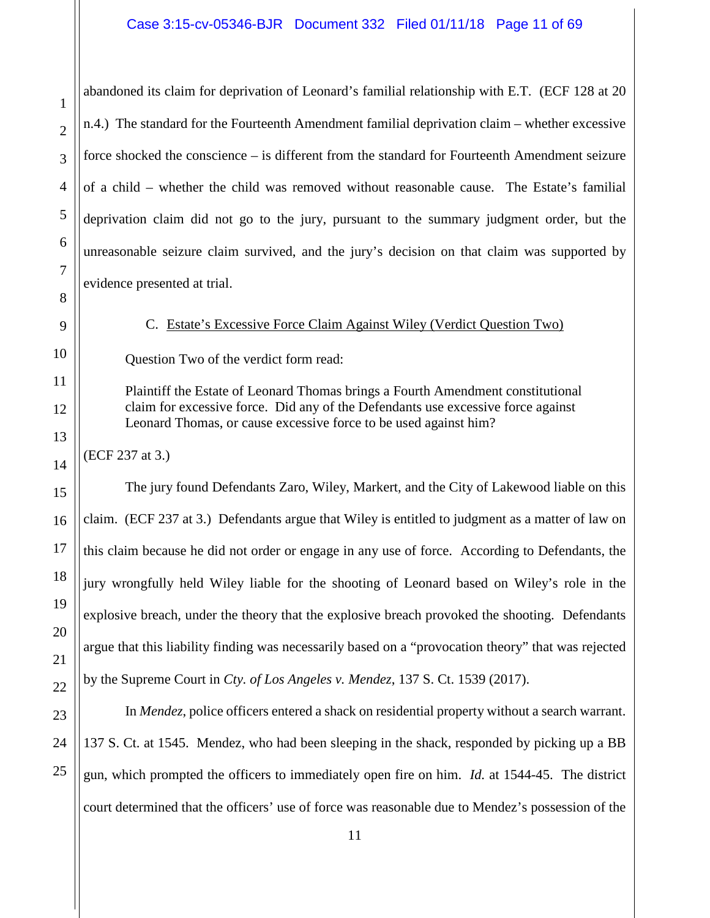abandoned its claim for deprivation of Leonard's familial relationship with E.T. (ECF 128 at 20 n.4.) The standard for the Fourteenth Amendment familial deprivation claim – whether excessive force shocked the conscience – is different from the standard for Fourteenth Amendment seizure of a child – whether the child was removed without reasonable cause. The Estate's familial deprivation claim did not go to the jury, pursuant to the summary judgment order, but the unreasonable seizure claim survived, and the jury's decision on that claim was supported by evidence presented at trial.

C. Estate's Excessive Force Claim Against Wiley (Verdict Question Two)

Question Two of the verdict form read:

> Plaintiff the Estate of Leonard Thomas brings a Fourth Amendment constitutional claim for excessive force. Did any of the Defendants use excessive force against Leonard Thomas, or cause excessive force to be used against him?

(ECF 237 at 3.)

The jury found Defendants Zaro, Wiley, Markert, and the City of Lakewood liable on this claim. (ECF 237 at 3.) Defendants argue that Wiley is entitled to judgment as a matter of law on this claim because he did not order or engage in any use of force. According to Defendants, the jury wrongfully held Wiley liable for the shooting of Leonard based on Wiley's role in the explosive breach, under the theory that the explosive breach provoked the shooting. Defendants argue that this liability finding was necessarily based on a "provocation theory" that was rejected by the Supreme Court in *Cty. of Los Angeles v. Mendez*, 137 S. Ct. 1539 (2017).

In *Mendez*, police officers entered a shack on residential property without a search warrant. 137 S. Ct. at 1545. Mendez, who had been sleeping in the shack, responded by picking up a BB gun, which prompted the officers to immediately open fire on him. *Id.* at 1544-45. The district court determined that the officers' use of force was reasonable due to Mendez's possession of the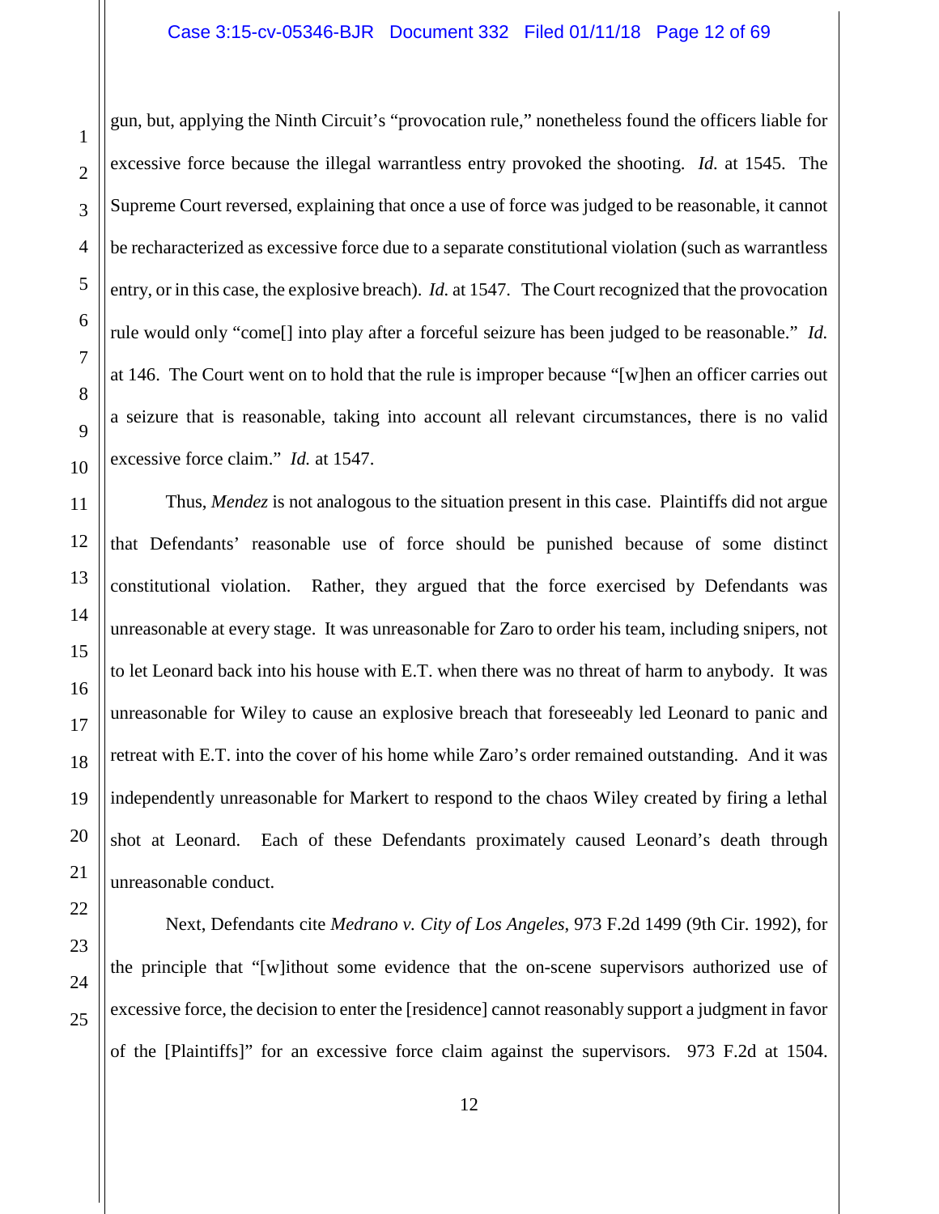gun, but, applying the Ninth Circuit's "provocation rule," nonetheless found the officers liable for excessive force because the illegal warrantless entry provoked the shooting. *Id.* at 1545. The Supreme Court reversed, explaining that once a use of force was judged to be reasonable, it cannot be recharacterized as excessive force due to a separate constitutional violation (such as warrantless entry, or in this case, the explosive breach). *Id.* at 1547. The Court recognized that the provocation rule would only "come[] into play after a forceful seizure has been judged to be reasonable." *Id.* at 146. The Court went on to hold that the rule is improper because "[w]hen an officer carries out a seizure that is reasonable, taking into account all relevant circumstances, there is no valid excessive force claim." *Id.* at 1547.

Thus, *Mendez* is not analogous to the situation present in this case. Plaintiffs did not argue that Defendants' reasonable use of force should be punished because of some distinct constitutional violation. Rather, they argued that the force exercised by Defendants was unreasonable at every stage. It was unreasonable for Zaro to order his team, including snipers, not to let Leonard back into his house with E.T. when there was no threat of harm to anybody. It was unreasonable for Wiley to cause an explosive breach that foreseeably led Leonard to panic and retreat with E.T. into the cover of his home while Zaro's order remained outstanding. And it was independently unreasonable for Markert to respond to the chaos Wiley created by firing a lethal shot at Leonard. Each of these Defendants proximately caused Leonard's death through unreasonable conduct.

Next, Defendants cite *Medrano v. City of Los Angeles*, 973 F.2d 1499 (9th Cir. 1992), for the principle that "[w]ithout some evidence that the on-scene supervisors authorized use of excessive force, the decision to enter the [residence] cannot reasonably support a judgment in favor of the [Plaintiffs]" for an excessive force claim against the supervisors. 973 F.2d at 1504.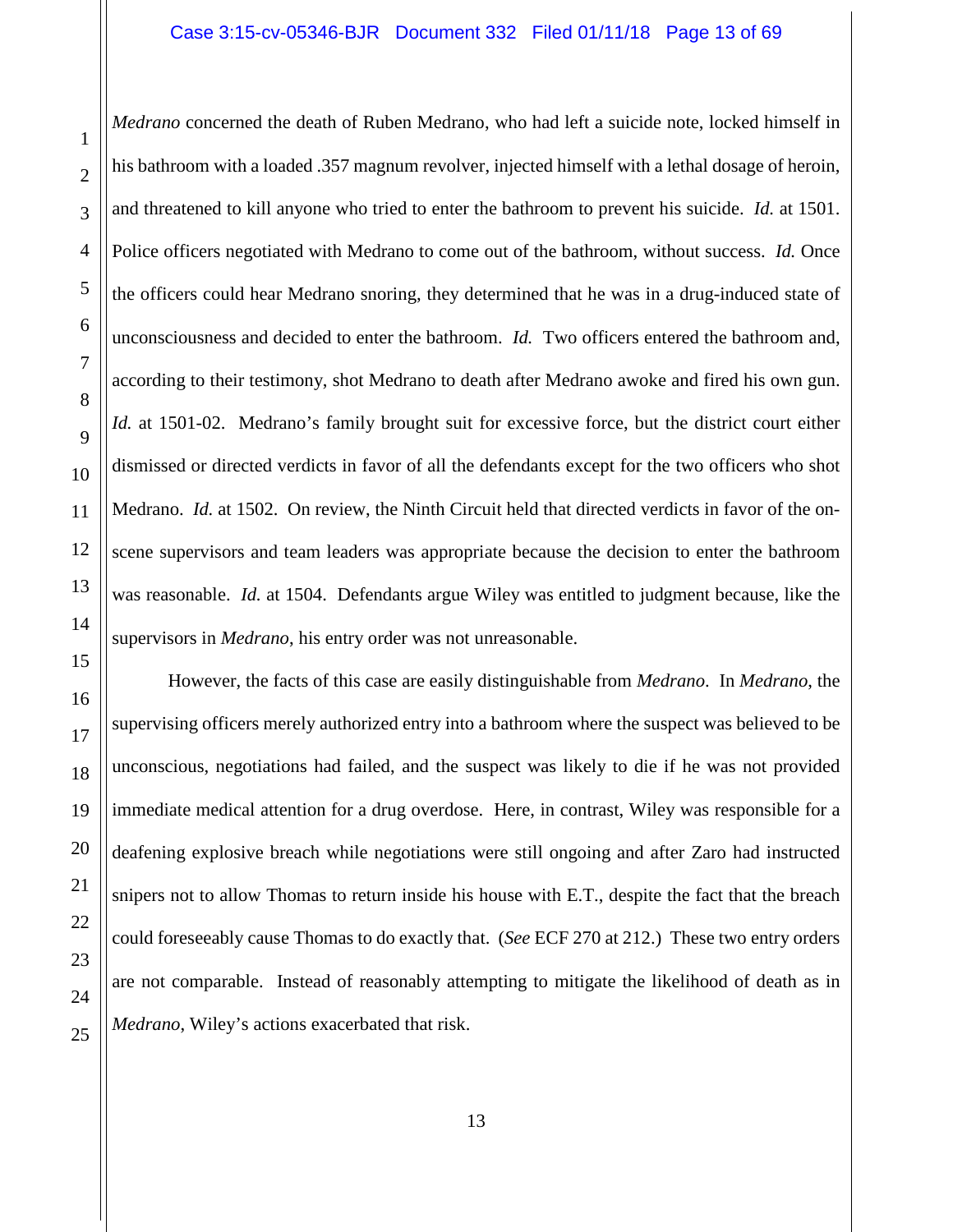*Medrano* concerned the death of Ruben Medrano, who had left a suicide note, locked himself in his bathroom with a loaded .357 magnum revolver, injected himself with a lethal dosage of heroin, and threatened to kill anyone who tried to enter the bathroom to prevent his suicide. *Id.* at 1501. Police officers negotiated with Medrano to come out of the bathroom, without success. *Id.* Once the officers could hear Medrano snoring, they determined that he was in a drug-induced state of unconsciousness and decided to enter the bathroom. *Id.* Two officers entered the bathroom and, according to their testimony, shot Medrano to death after Medrano awoke and fired his own gun. *Id.* at 1501-02. Medrano's family brought suit for excessive force, but the district court either dismissed or directed verdicts in favor of all the defendants except for the two officers who shot Medrano. *Id.* at 1502. On review, the Ninth Circuit held that directed verdicts in favor of the on-scene supervisors and team leaders was appropriate because the decision to enter the bathroom was reasonable. *Id.* at 1504. Defendants argue Wiley was entitled to judgment because, like the supervisors in *Medrano*, his entry order was not unreasonable.

However, the facts of this case are easily distinguishable from *Medrano*. In *Medrano*, the supervising officers merely authorized entry into a bathroom where the suspect was believed to be unconscious, negotiations had failed, and the suspect was likely to die if he was not provided immediate medical attention for a drug overdose. Here, in contrast, Wiley was responsible for a deafening explosive breach while negotiations were still ongoing and after Zaro had instructed snipers not to allow Thomas to return inside his house with E.T., despite the fact that the breach could foreseeably cause Thomas to do exactly that. (*See* ECF 270 at 212.) These two entry orders are not comparable. Instead of reasonably attempting to mitigate the likelihood of death as in *Medrano*, Wiley's actions exacerbated that risk.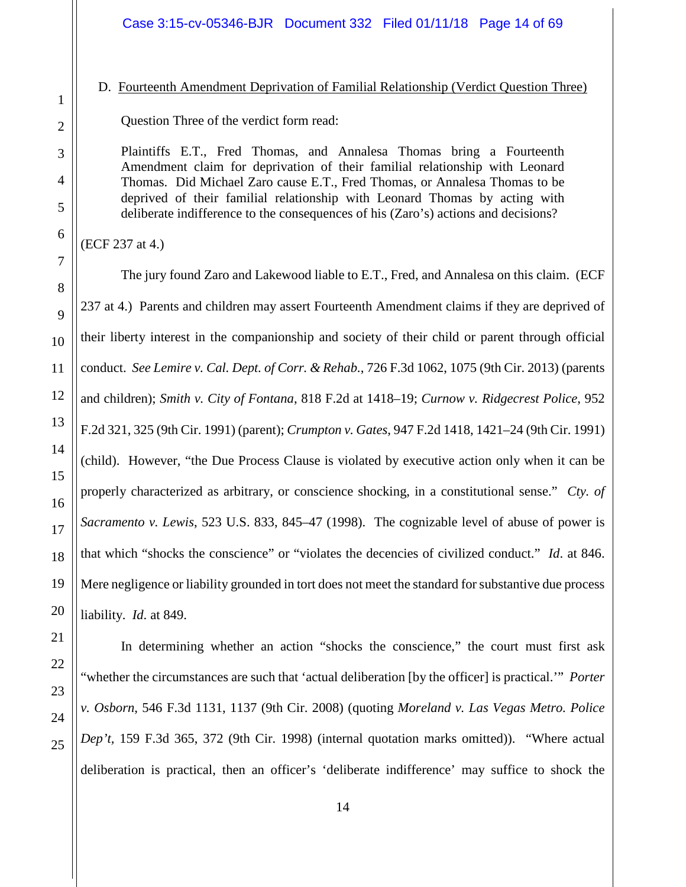D. Fourteenth Amendment Deprivation of Familial Relationship (Verdict Question Three)

Question Three of the verdict form read:

> Plaintiffs E.T., Fred Thomas, and Annalesa Thomas bring a Fourteenth Amendment claim for deprivation of their familial relationship with Leonard Thomas. Did Michael Zaro cause E.T., Fred Thomas, or Annalesa Thomas to be deprived of their familial relationship with Leonard Thomas by acting with deliberate indifference to the consequences of his (Zaro's) actions and decisions?

(ECF 237 at 4.)

The jury found Zaro and Lakewood liable to E.T., Fred, and Annalesa on this claim. (ECF 237 at 4.) Parents and children may assert Fourteenth Amendment claims if they are deprived of their liberty interest in the companionship and society of their child or parent through official conduct. *See Lemire v. Cal. Dept. of Corr. & Rehab.*, 726 F.3d 1062, 1075 (9th Cir. 2013) (parents and children); *Smith v. City of Fontana*, 818 F.2d at 1418–19; *Curnow v. Ridgecrest Police*, 952 F.2d 321, 325 (9th Cir. 1991) (parent); *Crumpton v. Gates*, 947 F.2d 1418, 1421–24 (9th Cir. 1991) (child). However, "the Due Process Clause is violated by executive action only when it can be properly characterized as arbitrary, or conscience shocking, in a constitutional sense." *Cty. of Sacramento v. Lewis*, 523 U.S. 833, 845–47 (1998). The cognizable level of abuse of power is that which "shocks the conscience" or "violates the decencies of civilized conduct." *Id*. at 846. Mere negligence or liability grounded in tort does not meet the standard for substantive due process liability. *Id*. at 849.

In determining whether an action "shocks the conscience," the court must first ask "whether the circumstances are such that 'actual deliberation [by the officer] is practical.'" *Porter v. Osborn*, 546 F.3d 1131, 1137 (9th Cir. 2008) (quoting *Moreland v. Las Vegas Metro. Police Dep't*, 159 F.3d 365, 372 (9th Cir. 1998) (internal quotation marks omitted)). "Where actual deliberation is practical, then an officer's 'deliberate indifference' may suffice to shock the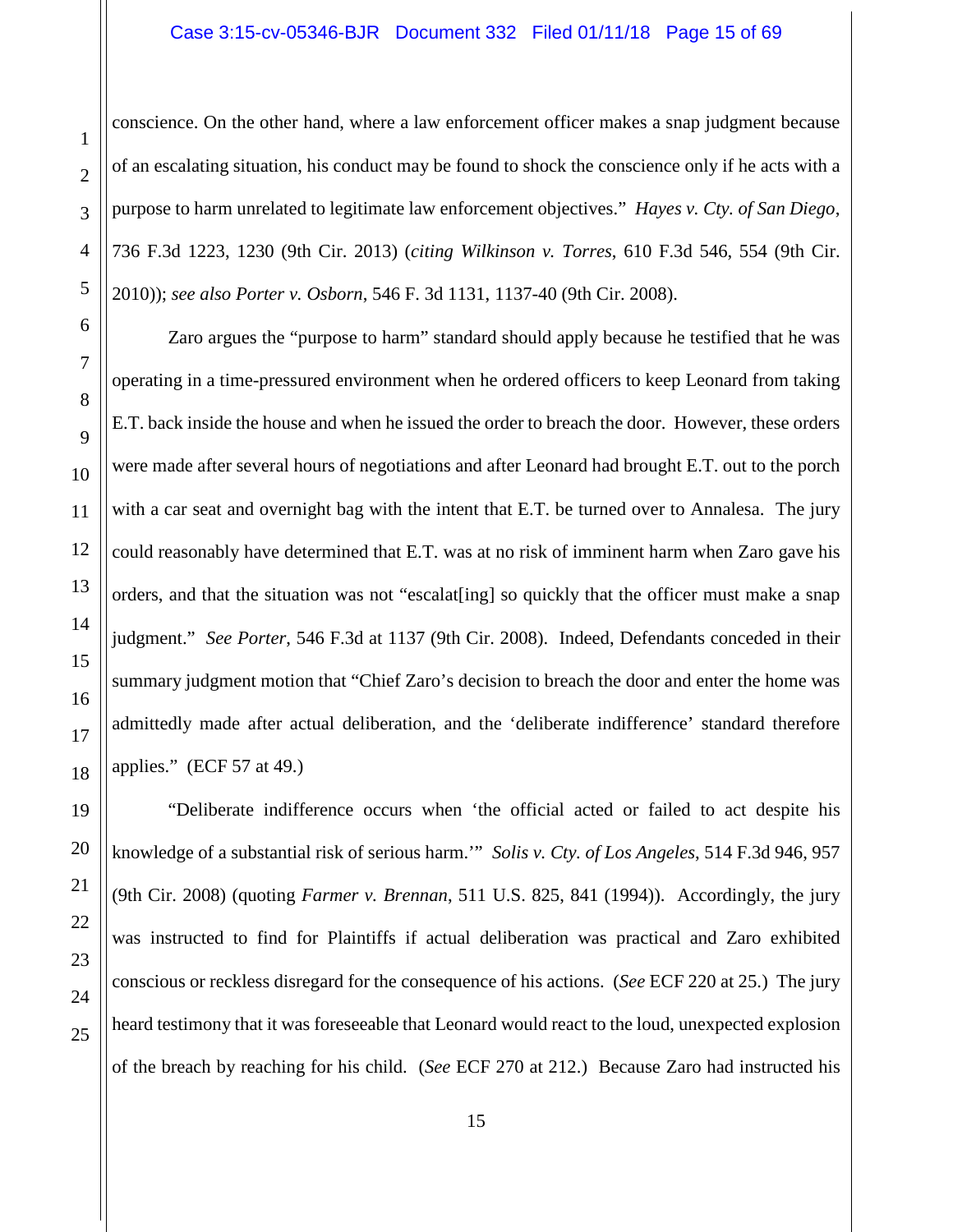conscience. On the other hand, where a law enforcement officer makes a snap judgment because of an escalating situation, his conduct may be found to shock the conscience only if he acts with a purpose to harm unrelated to legitimate law enforcement objectives." *Hayes v. Cty. of San Diego*, 736 F.3d 1223, 1230 (9th Cir. 2013) (*citing Wilkinson v. Torres*, 610 F.3d 546, 554 (9th Cir. 2010)); *see also Porter v. Osborn*, 546 F. 3d 1131, 1137-40 (9th Cir. 2008).

Zaro argues the "purpose to harm" standard should apply because he testified that he was operating in a time-pressured environment when he ordered officers to keep Leonard from taking E.T. back inside the house and when he issued the order to breach the door. However, these orders were made after several hours of negotiations and after Leonard had brought E.T. out to the porch with a car seat and overnight bag with the intent that E.T. be turned over to Annalesa. The jury could reasonably have determined that E.T. was at no risk of imminent harm when Zaro gave his orders, and that the situation was not "escalat[ing] so quickly that the officer must make a snap judgment." *See Porter*, 546 F.3d at 1137 (9th Cir. 2008). Indeed, Defendants conceded in their summary judgment motion that "Chief Zaro's decision to breach the door and enter the home was admittedly made after actual deliberation, and the 'deliberate indifference' standard therefore applies." (ECF 57 at 49.)

"Deliberate indifference occurs when 'the official acted or failed to act despite his knowledge of a substantial risk of serious harm.'" *Solis v. Cty. of Los Angeles*, 514 F.3d 946, 957 (9th Cir. 2008) (quoting *Farmer v. Brennan*, 511 U.S. 825, 841 (1994)). Accordingly, the jury was instructed to find for Plaintiffs if actual deliberation was practical and Zaro exhibited conscious or reckless disregard for the consequence of his actions. (*See* ECF 220 at 25.) The jury heard testimony that it was foreseeable that Leonard would react to the loud, unexpected explosion of the breach by reaching for his child. (*See* ECF 270 at 212.) Because Zaro had instructed his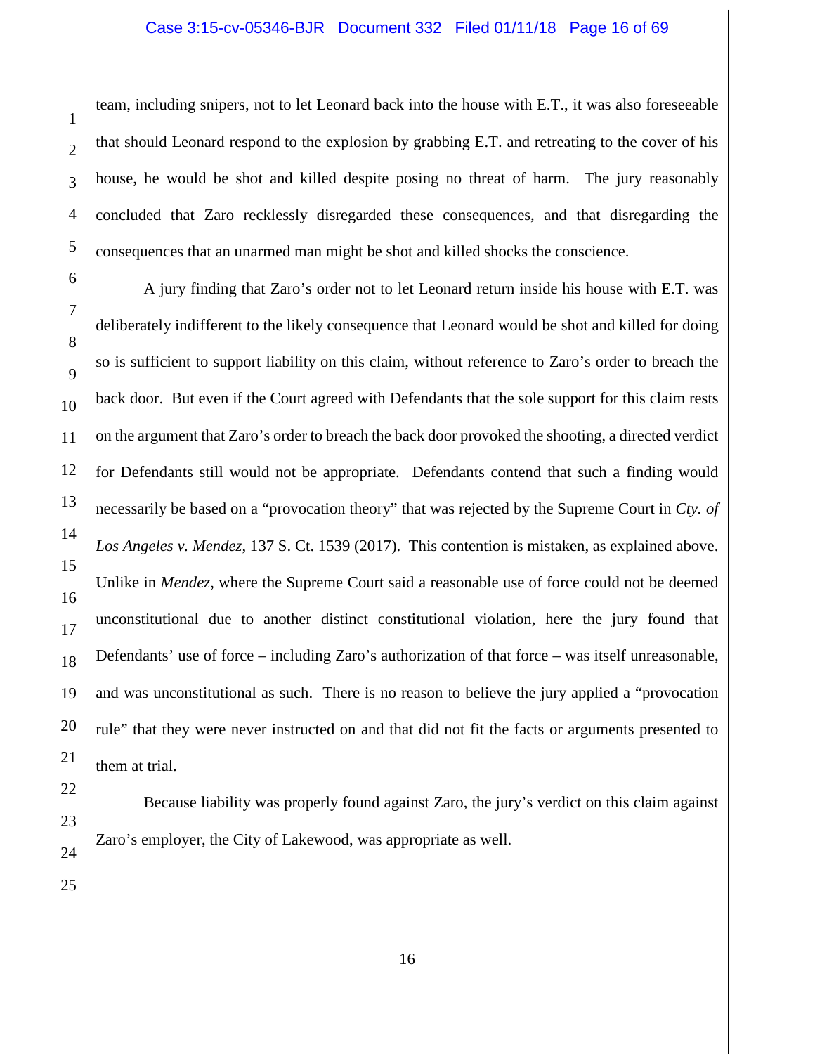team, including snipers, not to let Leonard back into the house with E.T., it was also foreseeable that should Leonard respond to the explosion by grabbing E.T. and retreating to the cover of his house, he would be shot and killed despite posing no threat of harm. The jury reasonably concluded that Zaro recklessly disregarded these consequences, and that disregarding the consequences that an unarmed man might be shot and killed shocks the conscience.

A jury finding that Zaro's order not to let Leonard return inside his house with E.T. was deliberately indifferent to the likely consequence that Leonard would be shot and killed for doing so is sufficient to support liability on this claim, without reference to Zaro's order to breach the back door. But even if the Court agreed with Defendants that the sole support for this claim rests on the argument that Zaro's order to breach the back door provoked the shooting, a directed verdict for Defendants still would not be appropriate. Defendants contend that such a finding would necessarily be based on a "provocation theory" that was rejected by the Supreme Court in *Cty. of Los Angeles v. Mendez*, 137 S. Ct. 1539 (2017). This contention is mistaken, as explained above. Unlike in *Mendez*, where the Supreme Court said a reasonable use of force could not be deemed unconstitutional due to another distinct constitutional violation, here the jury found that Defendants' use of force – including Zaro's authorization of that force – was itself unreasonable, and was unconstitutional as such. There is no reason to believe the jury applied a "provocation rule" that they were never instructed on and that did not fit the facts or arguments presented to them at trial.

Because liability was properly found against Zaro, the jury's verdict on this claim against Zaro's employer, the City of Lakewood, was appropriate as well.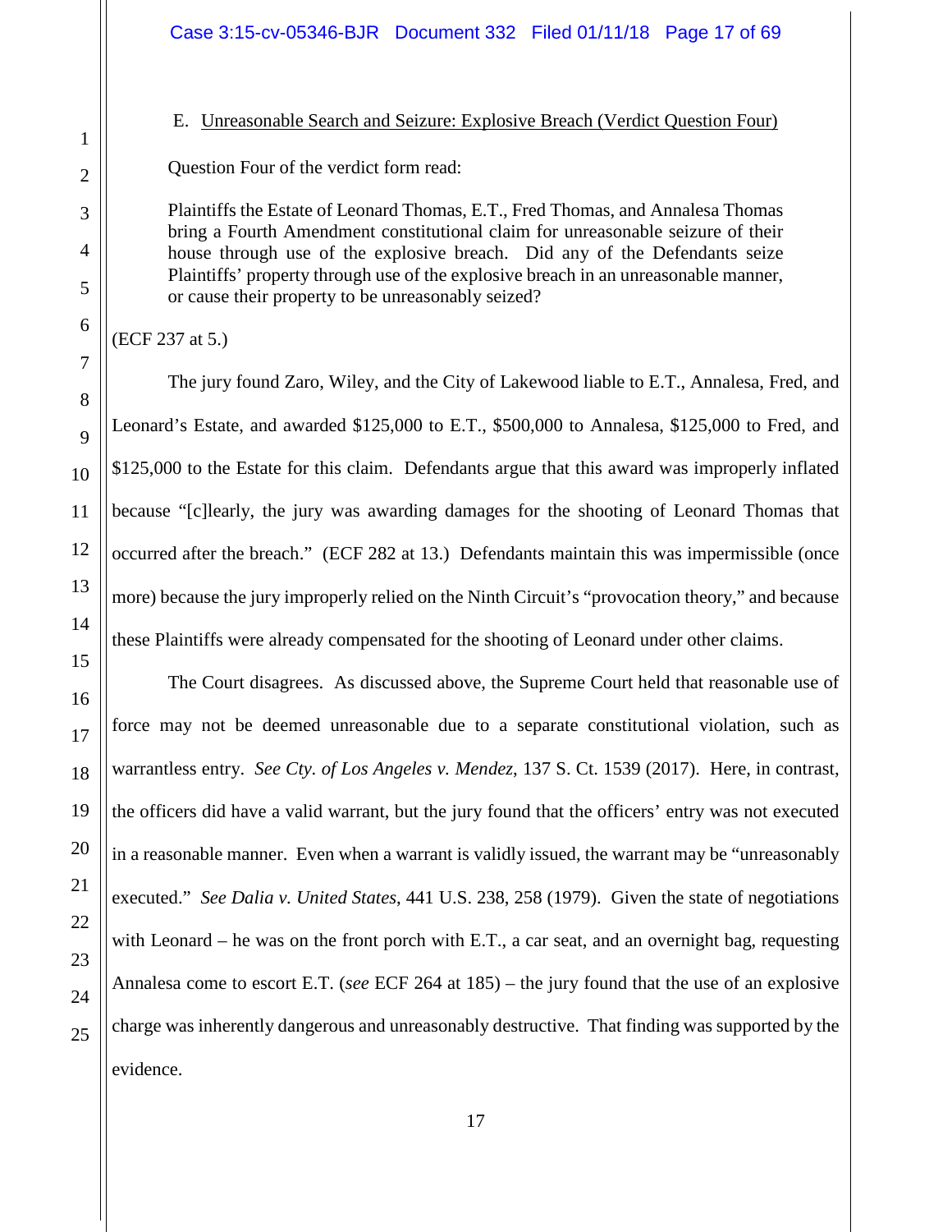E. <u>Unreasonable Search and Seizure: Explosive Breach (Verdict Question Four)</u>

Question Four of the verdict form read:

> Plaintiffs the Estate of Leonard Thomas, E.T., Fred Thomas, and Annalesa Thomas bring a Fourth Amendment constitutional claim for unreasonable seizure of their house through use of the explosive breach. Did any of the Defendants seize Plaintiffs' property through use of the explosive breach in an unreasonable manner, or cause their property to be unreasonably seized?

(ECF 237 at 5.)

The jury found Zaro, Wiley, and the City of Lakewood liable to E.T., Annalesa, Fred, and Leonard's Estate, and awarded $125,000 to E.T., $500,000 to Annalesa, $125,000 to Fred, and $125,000 to the Estate for this claim. Defendants argue that this award was improperly inflated because "[c]learly, the jury was awarding damages for the shooting of Leonard Thomas that occurred after the breach." (ECF 282 at 13.) Defendants maintain this was impermissible (once more) because the jury improperly relied on the Ninth Circuit's "provocation theory," and because these Plaintiffs were already compensated for the shooting of Leonard under other claims.

The Court disagrees. As discussed above, the Supreme Court held that reasonable use of force may not be deemed unreasonable due to a separate constitutional violation, such as warrantless entry. *See Cty. of Los Angeles v. Mendez*, 137 S. Ct. 1539 (2017). Here, in contrast, the officers did have a valid warrant, but the jury found that the officers' entry was not executed in a reasonable manner. Even when a warrant is validly issued, the warrant may be "unreasonably executed." *See Dalia v. United States*, 441 U.S. 238, 258 (1979). Given the state of negotiations with Leonard – he was on the front porch with E.T., a car seat, and an overnight bag, requesting Annalesa come to escort E.T. (*see* ECF 264 at 185) – the jury found that the use of an explosive charge was inherently dangerous and unreasonably destructive. That finding was supported by the evidence.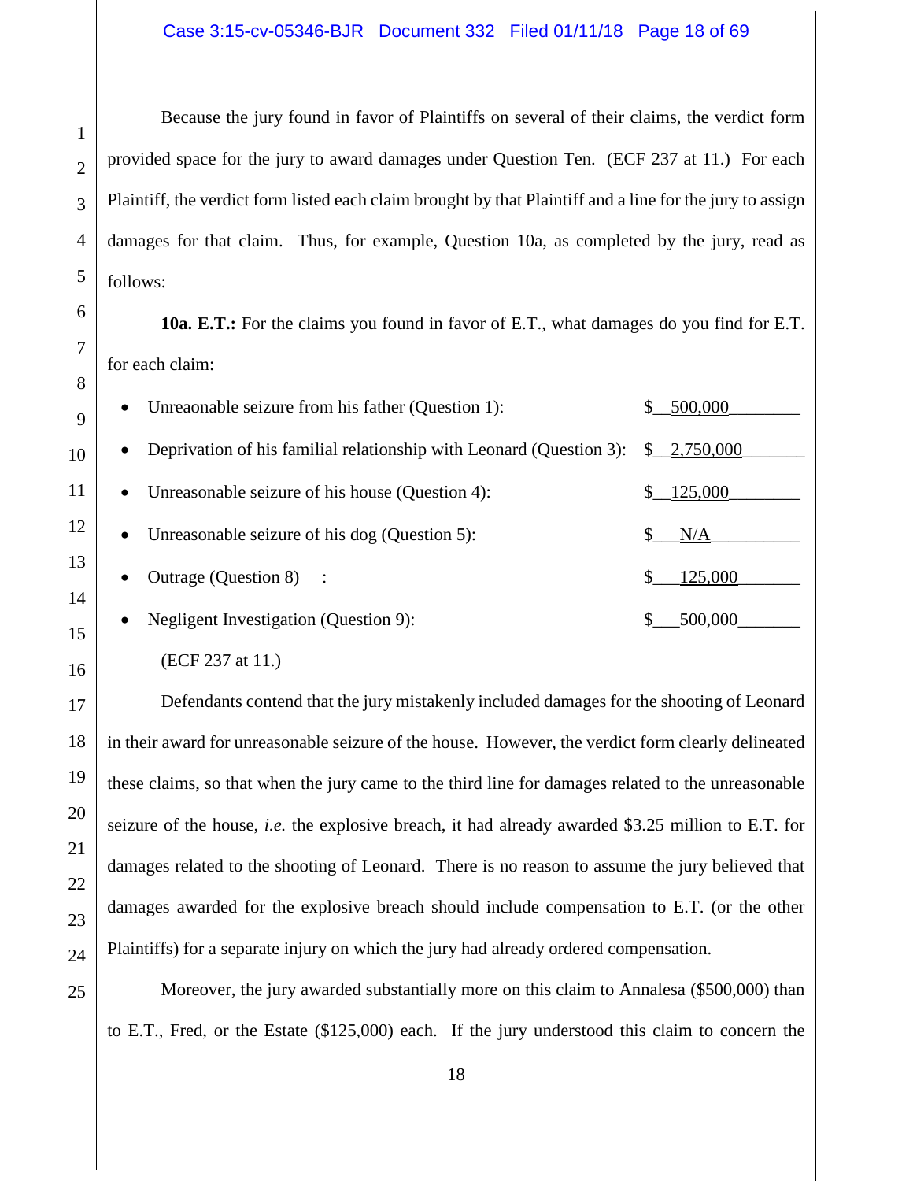Because the jury found in favor of Plaintiffs on several of their claims, the verdict form provided space for the jury to award damages under Question Ten. (ECF 237 at 11.) For each Plaintiff, the verdict form listed each claim brought by that Plaintiff and a line for the jury to assign damages for that claim. Thus, for example, Question 10a, as completed by the jury, read as follows:

> **10a. E.T.:** For the claims you found in favor of E.T., what damages do you find for E.T. for each claim:
>
> - Unreaonable seizure from his father (Question 1): $ 500,000
> - Deprivation of his familial relationship with Leonard (Question 3): $ 2,750,000
> - Unreasonable seizure of his house (Question 4): $ 125,000
> - Unreasonable seizure of his dog (Question 5): $ N/A
> - Outrage (Question 8) : $ 125,000
> - Negligent Investigation (Question 9): $ 500,000

(ECF 237 at 11.)

Defendants contend that the jury mistakenly included damages for the shooting of Leonard in their award for unreasonable seizure of the house. However, the verdict form clearly delineated these claims, so that when the jury came to the third line for damages related to the unreasonable seizure of the house, *i.e.* the explosive breach, it had already awarded $3.25 million to E.T. for damages related to the shooting of Leonard. There is no reason to assume the jury believed that damages awarded for the explosive breach should include compensation to E.T. (or the other Plaintiffs) for a separate injury on which the jury had already ordered compensation.

Moreover, the jury awarded substantially more on this claim to Annalesa ($500,000) than to E.T., Fred, or the Estate ($125,000) each. If the jury understood this claim to concern the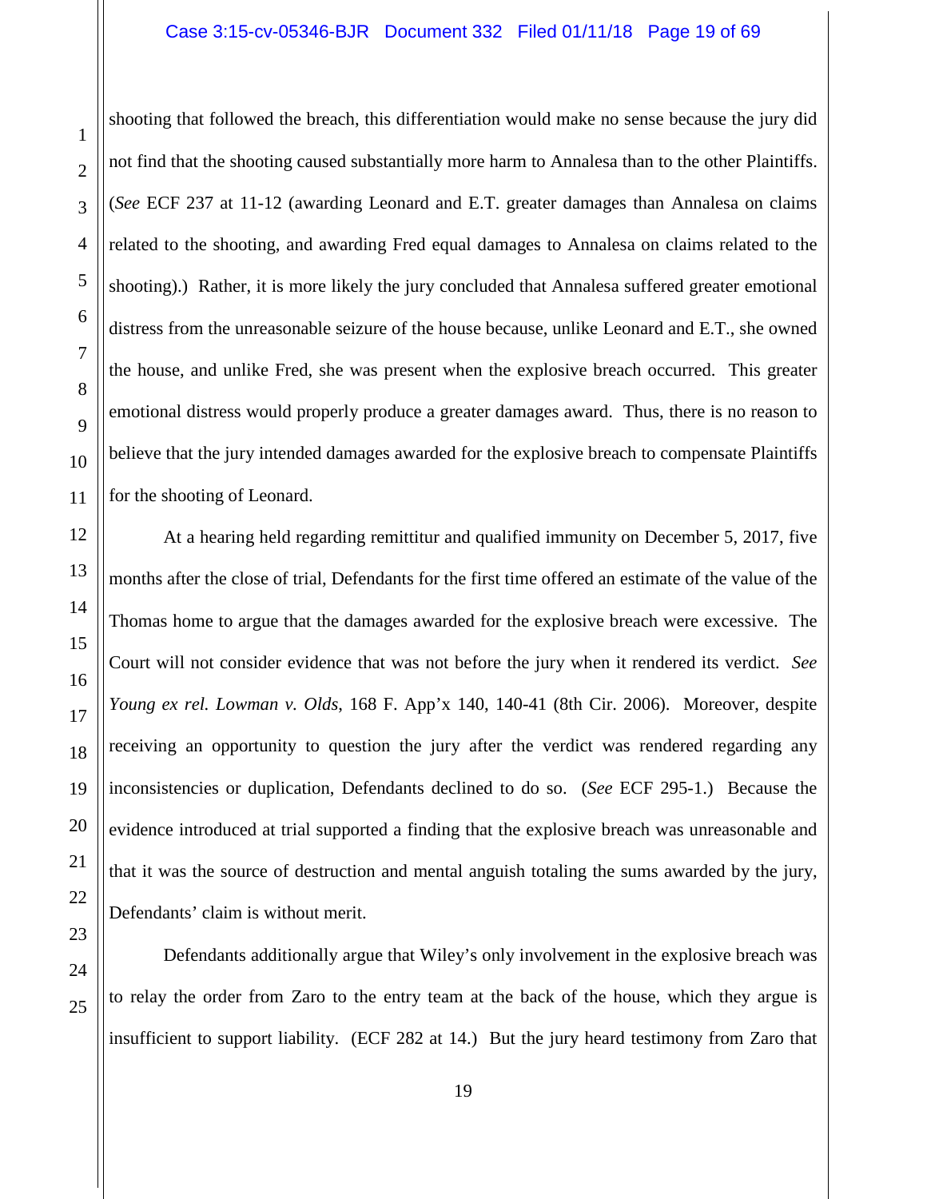shooting that followed the breach, this differentiation would make no sense because the jury did not find that the shooting caused substantially more harm to Annalesa than to the other Plaintiffs. (*See* ECF 237 at 11-12 (awarding Leonard and E.T. greater damages than Annalesa on claims related to the shooting, and awarding Fred equal damages to Annalesa on claims related to the shooting).) Rather, it is more likely the jury concluded that Annalesa suffered greater emotional distress from the unreasonable seizure of the house because, unlike Leonard and E.T., she owned the house, and unlike Fred, she was present when the explosive breach occurred. This greater emotional distress would properly produce a greater damages award. Thus, there is no reason to believe that the jury intended damages awarded for the explosive breach to compensate Plaintiffs for the shooting of Leonard.

At a hearing held regarding remittitur and qualified immunity on December 5, 2017, five months after the close of trial, Defendants for the first time offered an estimate of the value of the Thomas home to argue that the damages awarded for the explosive breach were excessive. The Court will not consider evidence that was not before the jury when it rendered its verdict. *See Young ex rel. Lowman v. Olds*, 168 F. App'x 140, 140-41 (8th Cir. 2006). Moreover, despite receiving an opportunity to question the jury after the verdict was rendered regarding any inconsistencies or duplication, Defendants declined to do so. (*See* ECF 295-1.) Because the evidence introduced at trial supported a finding that the explosive breach was unreasonable and that it was the source of destruction and mental anguish totaling the sums awarded by the jury, Defendants' claim is without merit.

Defendants additionally argue that Wiley's only involvement in the explosive breach was to relay the order from Zaro to the entry team at the back of the house, which they argue is insufficient to support liability. (ECF 282 at 14.) But the jury heard testimony from Zaro that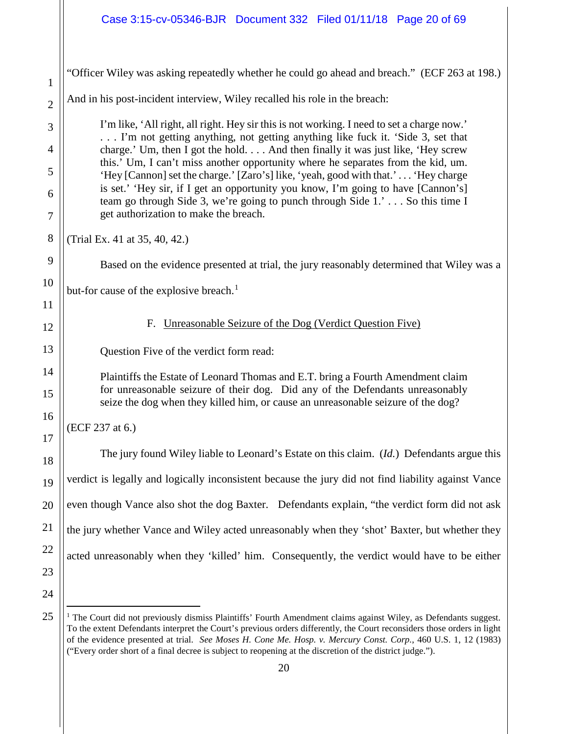"Officer Wiley was asking repeatedly whether he could go ahead and breach." (ECF 263 at 198.) And in his post-incident interview, Wiley recalled his role in the breach:

> I'm like, 'All right, all right. Hey sir this is not working. I need to set a charge now.' . . . I'm not getting anything, not getting anything like fuck it. 'Side 3, set that charge.' Um, then I got the hold. . . . And then finally it was just like, 'Hey screw this.' Um, I can't miss another opportunity where he separates from the kid, um. 'Hey [Cannon] set the charge.' [Zaro's] like, 'yeah, good with that.' . . . 'Hey charge is set.' 'Hey sir, if I get an opportunity you know, I'm going to have [Cannon's] team go through Side 3, we're going to punch through Side 1.' . . . So this time I get authorization to make the breach.

(Trial Ex. 41 at 35, 40, 42.)

Based on the evidence presented at trial, the jury reasonably determined that Wiley was a but-for cause of the explosive breach.[1]

F. Unreasonable Seizure of the Dog (Verdict Question Five)

Question Five of the verdict form read:

> Plaintiffs the Estate of Leonard Thomas and E.T. bring a Fourth Amendment claim for unreasonable seizure of their dog. Did any of the Defendants unreasonably seize the dog when they killed him, or cause an unreasonable seizure of the dog?

(ECF 237 at 6.)

The jury found Wiley liable to Leonard's Estate on this claim. (*Id.*) Defendants argue this verdict is legally and logically inconsistent because the jury did not find liability against Vance even though Vance also shot the dog Baxter. Defendants explain, "the verdict form did not ask the jury whether Vance and Wiley acted unreasonably when they 'shot' Baxter, but whether they acted unreasonably when they 'killed' him. Consequently, the verdict would have to be either

---

[1] The Court did not previously dismiss Plaintiffs' Fourth Amendment claims against Wiley, as Defendants suggest. To the extent Defendants interpret the Court's previous orders differently, the Court reconsiders those orders in light of the evidence presented at trial. *See Moses H. Cone Me. Hosp. v. Mercury Const. Corp.*, 460 U.S. 1, 12 (1983) ("Every order short of a final decree is subject to reopening at the discretion of the district judge.").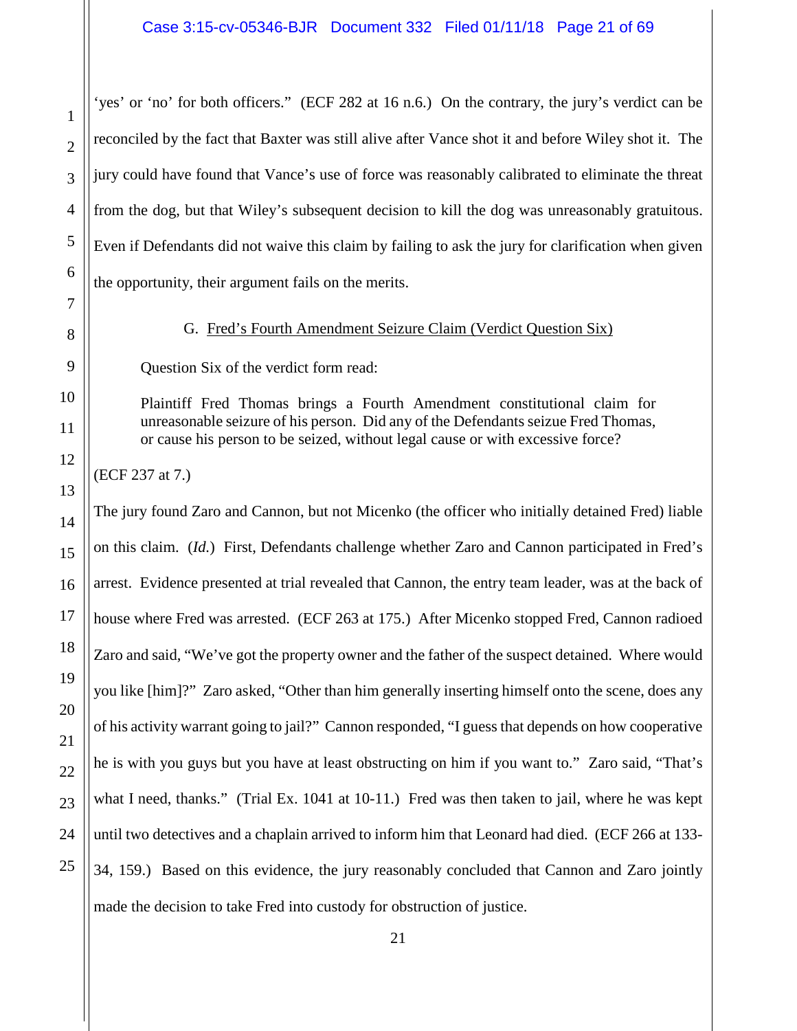'yes' or 'no' for both officers." (ECF 282 at 16 n.6.) On the contrary, the jury's verdict can be reconciled by the fact that Baxter was still alive after Vance shot it and before Wiley shot it. The jury could have found that Vance's use of force was reasonably calibrated to eliminate the threat from the dog, but that Wiley's subsequent decision to kill the dog was unreasonably gratuitous. Even if Defendants did not waive this claim by failing to ask the jury for clarification when given the opportunity, their argument fails on the merits.

### G. Fred's Fourth Amendment Seizure Claim (Verdict Question Six)

Question Six of the verdict form read:

> Plaintiff Fred Thomas brings a Fourth Amendment constitutional claim for unreasonable seizure of his person. Did any of the Defendants seize Fred Thomas, or cause his person to be seized, without legal cause or with excessive force?

(ECF 237 at 7.)

The jury found Zaro and Cannon, but not Micenko (the officer who initially detained Fred) liable on this claim. (*Id.*) First, Defendants challenge whether Zaro and Cannon participated in Fred's arrest. Evidence presented at trial revealed that Cannon, the entry team leader, was at the back of house where Fred was arrested. (ECF 263 at 175.) After Micenko stopped Fred, Cannon radioed Zaro and said, "We've got the property owner and the father of the suspect detained. Where would you like [him]?" Zaro asked, "Other than him generally inserting himself onto the scene, does any of his activity warrant going to jail?" Cannon responded, "I guess that depends on how cooperative he is with you guys but you have at least obstructing on him if you want to." Zaro said, "That's what I need, thanks." (Trial Ex. 1041 at 10-11.) Fred was then taken to jail, where he was kept until two detectives and a chaplain arrived to inform him that Leonard had died. (ECF 266 at 133-34, 159.) Based on this evidence, the jury reasonably concluded that Cannon and Zaro jointly made the decision to take Fred into custody for obstruction of justice.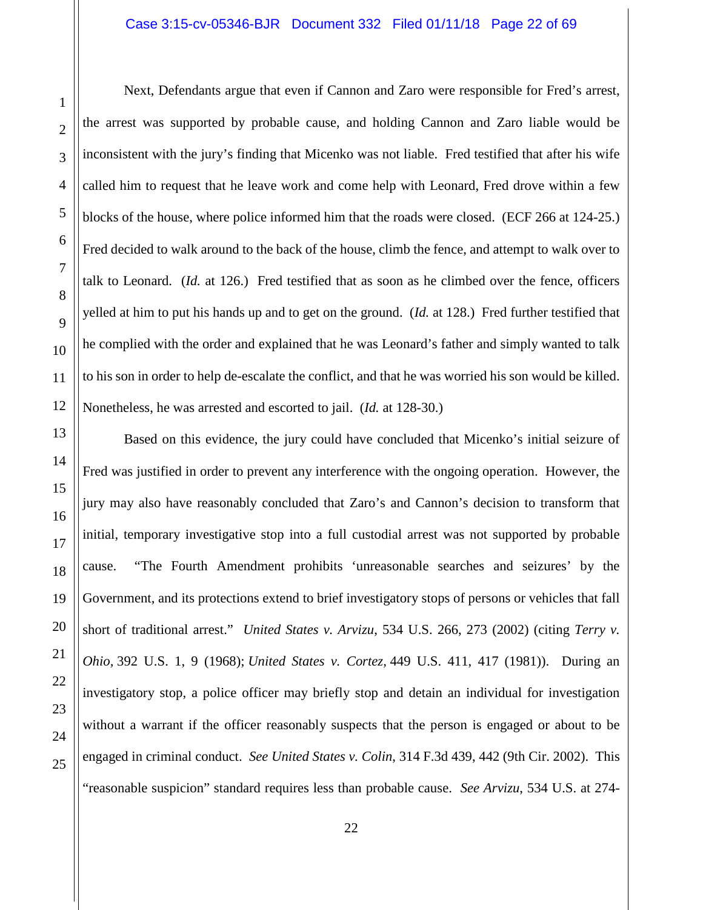Next, Defendants argue that even if Cannon and Zaro were responsible for Fred's arrest, the arrest was supported by probable cause, and holding Cannon and Zaro liable would be inconsistent with the jury's finding that Micenko was not liable. Fred testified that after his wife called him to request that he leave work and come help with Leonard, Fred drove within a few blocks of the house, where police informed him that the roads were closed. (ECF 266 at 124-25.) Fred decided to walk around to the back of the house, climb the fence, and attempt to walk over to talk to Leonard. (*Id.* at 126.) Fred testified that as soon as he climbed over the fence, officers yelled at him to put his hands up and to get on the ground. (*Id.* at 128.) Fred further testified that he complied with the order and explained that he was Leonard's father and simply wanted to talk to his son in order to help de-escalate the conflict, and that he was worried his son would be killed. Nonetheless, he was arrested and escorted to jail. (*Id.* at 128-30.)

Based on this evidence, the jury could have concluded that Micenko's initial seizure of Fred was justified in order to prevent any interference with the ongoing operation. However, the jury may also have reasonably concluded that Zaro's and Cannon's decision to transform that initial, temporary investigative stop into a full custodial arrest was not supported by probable cause. "The Fourth Amendment prohibits 'unreasonable searches and seizures' by the Government, and its protections extend to brief investigatory stops of persons or vehicles that fall short of traditional arrest." *United States v. Arvizu*, 534 U.S. 266, 273 (2002) (citing *Terry v. Ohio,* 392 U.S. 1, 9 (1968); *United States v. Cortez,* 449 U.S. 411, 417 (1981)). During an investigatory stop, a police officer may briefly stop and detain an individual for investigation without a warrant if the officer reasonably suspects that the person is engaged or about to be engaged in criminal conduct. *See United States v. Colin*, 314 F.3d 439, 442 (9th Cir. 2002). This "reasonable suspicion" standard requires less than probable cause. *See Arvizu*, 534 U.S. at 274-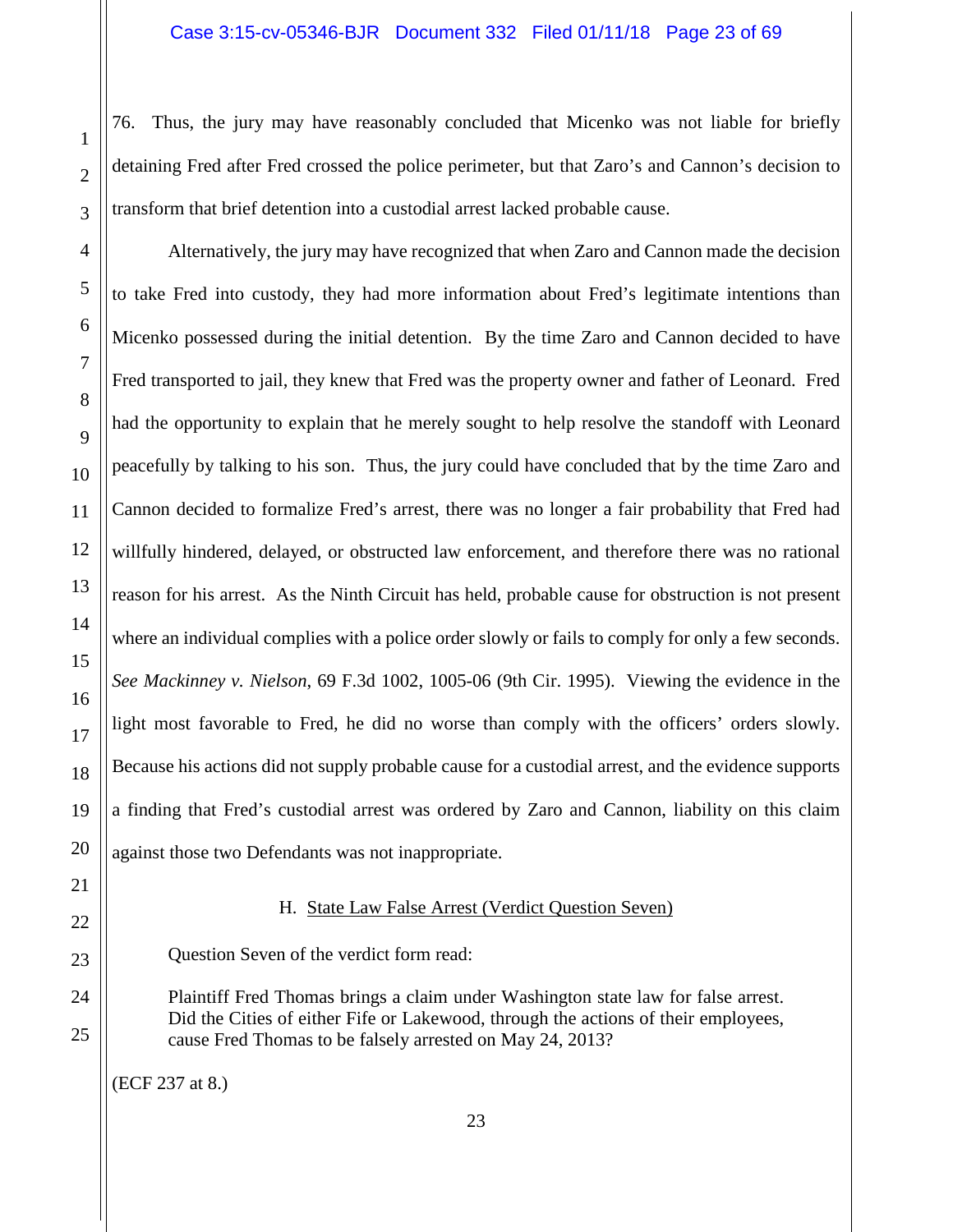76. Thus, the jury may have reasonably concluded that Micenko was not liable for briefly detaining Fred after Fred crossed the police perimeter, but that Zaro's and Cannon's decision to transform that brief detention into a custodial arrest lacked probable cause.

Alternatively, the jury may have recognized that when Zaro and Cannon made the decision to take Fred into custody, they had more information about Fred's legitimate intentions than Micenko possessed during the initial detention. By the time Zaro and Cannon decided to have Fred transported to jail, they knew that Fred was the property owner and father of Leonard. Fred had the opportunity to explain that he merely sought to help resolve the standoff with Leonard peacefully by talking to his son. Thus, the jury could have concluded that by the time Zaro and Cannon decided to formalize Fred's arrest, there was no longer a fair probability that Fred had willfully hindered, delayed, or obstructed law enforcement, and therefore there was no rational reason for his arrest. As the Ninth Circuit has held, probable cause for obstruction is not present where an individual complies with a police order slowly or fails to comply for only a few seconds. *See Mackinney v. Nielson*, 69 F.3d 1002, 1005-06 (9th Cir. 1995). Viewing the evidence in the light most favorable to Fred, he did no worse than comply with the officers' orders slowly. Because his actions did not supply probable cause for a custodial arrest, and the evidence supports a finding that Fred's custodial arrest was ordered by Zaro and Cannon, liability on this claim against those two Defendants was not inappropriate.

### H. State Law False Arrest (Verdict Question Seven)

Question Seven of the verdict form read:

> Plaintiff Fred Thomas brings a claim under Washington state law for false arrest. Did the Cities of either Fife or Lakewood, through the actions of their employees, cause Fred Thomas to be falsely arrested on May 24, 2013?

(ECF 237 at 8.)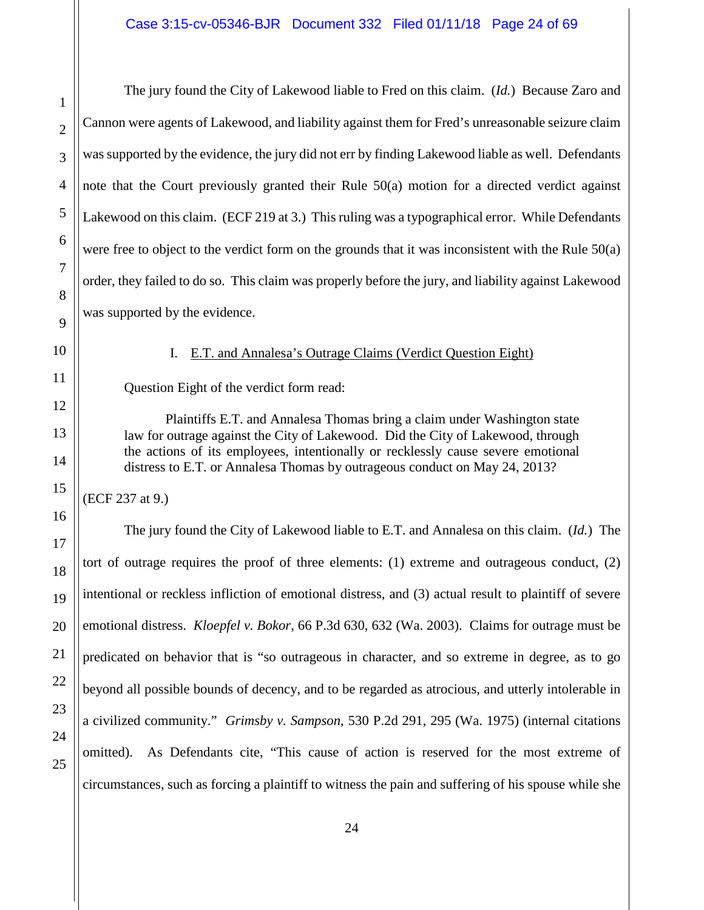The jury found the City of Lakewood liable to Fred on this claim. (*Id.*) Because Zaro and Cannon were agents of Lakewood, and liability against them for Fred's unreasonable seizure claim was supported by the evidence, the jury did not err by finding Lakewood liable as well. Defendants note that the Court previously granted their Rule 50(a) motion for a directed verdict against Lakewood on this claim. (ECF 219 at 3.) This ruling was a typographical error. While Defendants were free to object to the verdict form on the grounds that it was inconsistent with the Rule 50(a) order, they failed to do so. This claim was properly before the jury, and liability against Lakewood was supported by the evidence.

### I. E.T. and Annalesa's Outrage Claims (Verdict Question Eight)

Question Eight of the verdict form read:

> Plaintiffs E.T. and Annalesa Thomas bring a claim under Washington state law for outrage against the City of Lakewood. Did the City of Lakewood, through the actions of its employees, intentionally or recklessly cause severe emotional distress to E.T. or Annalesa Thomas by outrageous conduct on May 24, 2013?

(ECF 237 at 9.)

The jury found the City of Lakewood liable to E.T. and Annalesa on this claim. (*Id.*) The tort of outrage requires the proof of three elements: (1) extreme and outrageous conduct, (2) intentional or reckless infliction of emotional distress, and (3) actual result to plaintiff of severe emotional distress. *Kloepfel v. Bokor*, 66 P.3d 630, 632 (Wa. 2003). Claims for outrage must be predicated on behavior that is "so outrageous in character, and so extreme in degree, as to go beyond all possible bounds of decency, and to be regarded as atrocious, and utterly intolerable in a civilized community." *Grimsby v. Sampson*, 530 P.2d 291, 295 (Wa. 1975) (internal citations omitted). As Defendants cite, "This cause of action is reserved for the most extreme of circumstances, such as forcing a plaintiff to witness the pain and suffering of his spouse while she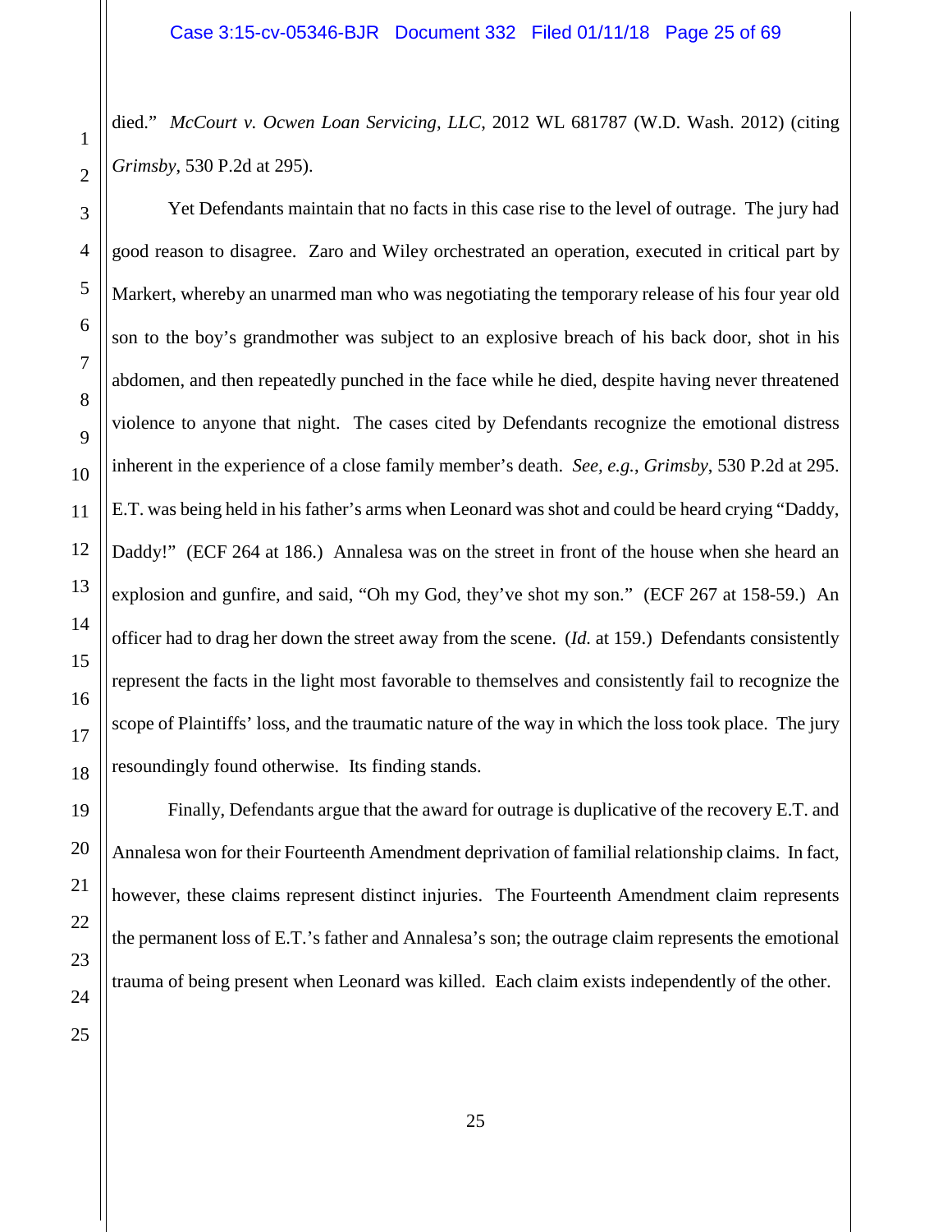died." *McCourt v. Ocwen Loan Servicing, LLC*, 2012 WL 681787 (W.D. Wash. 2012) (citing *Grimsby*, 530 P.2d at 295).

Yet Defendants maintain that no facts in this case rise to the level of outrage. The jury had good reason to disagree. Zaro and Wiley orchestrated an operation, executed in critical part by Markert, whereby an unarmed man who was negotiating the temporary release of his four year old son to the boy's grandmother was subject to an explosive breach of his back door, shot in his abdomen, and then repeatedly punched in the face while he died, despite having never threatened violence to anyone that night. The cases cited by Defendants recognize the emotional distress inherent in the experience of a close family member's death. *See, e.g.*, *Grimsby*, 530 P.2d at 295. E.T. was being held in his father's arms when Leonard was shot and could be heard crying "Daddy, Daddy!" (ECF 264 at 186.) Annalesa was on the street in front of the house when she heard an explosion and gunfire, and said, "Oh my God, they've shot my son." (ECF 267 at 158-59.) An officer had to drag her down the street away from the scene. (*Id.* at 159.) Defendants consistently represent the facts in the light most favorable to themselves and consistently fail to recognize the scope of Plaintiffs' loss, and the traumatic nature of the way in which the loss took place. The jury resoundingly found otherwise. Its finding stands.

Finally, Defendants argue that the award for outrage is duplicative of the recovery E.T. and Annalesa won for their Fourteenth Amendment deprivation of familial relationship claims. In fact, however, these claims represent distinct injuries. The Fourteenth Amendment claim represents the permanent loss of E.T.'s father and Annalesa's son; the outrage claim represents the emotional trauma of being present when Leonard was killed. Each claim exists independently of the other.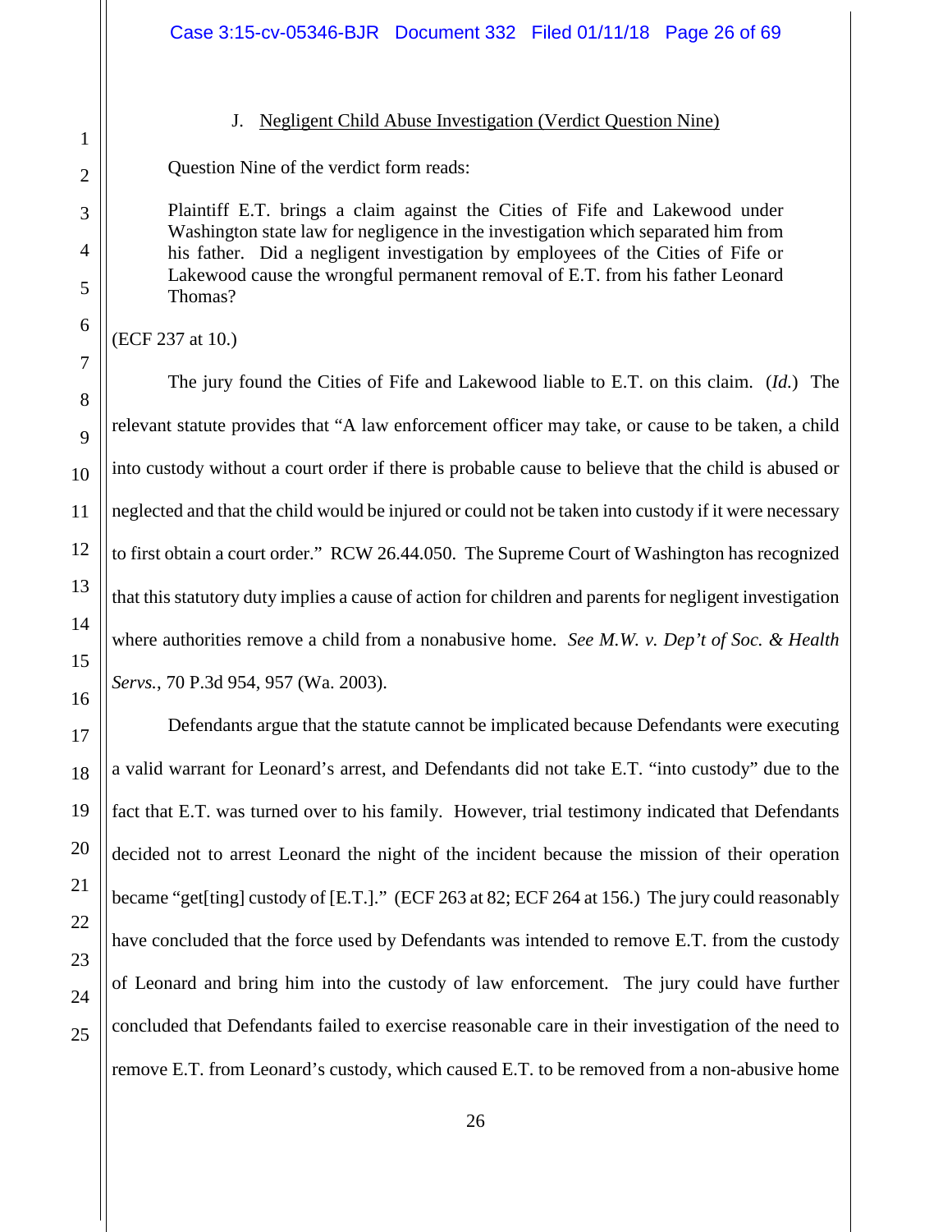### J. Negligent Child Abuse Investigation (Verdict Question Nine)

Question Nine of the verdict form reads:

> Plaintiff E.T. brings a claim against the Cities of Fife and Lakewood under Washington state law for negligence in the investigation which separated him from his father. Did a negligent investigation by employees of the Cities of Fife or Lakewood cause the wrongful permanent removal of E.T. from his father Leonard Thomas?

(ECF 237 at 10.)

The jury found the Cities of Fife and Lakewood liable to E.T. on this claim. (*Id.*) The relevant statute provides that "A law enforcement officer may take, or cause to be taken, a child into custody without a court order if there is probable cause to believe that the child is abused or neglected and that the child would be injured or could not be taken into custody if it were necessary to first obtain a court order." RCW 26.44.050. The Supreme Court of Washington has recognized that this statutory duty implies a cause of action for children and parents for negligent investigation where authorities remove a child from a nonabusive home. *See M.W. v. Dep't of Soc. & Health Servs.*, 70 P.3d 954, 957 (Wa. 2003).

Defendants argue that the statute cannot be implicated because Defendants were executing a valid warrant for Leonard's arrest, and Defendants did not take E.T. "into custody" due to the fact that E.T. was turned over to his family. However, trial testimony indicated that Defendants decided not to arrest Leonard the night of the incident because the mission of their operation became "get[ting] custody of [E.T.]." (ECF 263 at 82; ECF 264 at 156.) The jury could reasonably have concluded that the force used by Defendants was intended to remove E.T. from the custody of Leonard and bring him into the custody of law enforcement. The jury could have further concluded that Defendants failed to exercise reasonable care in their investigation of the need to remove E.T. from Leonard's custody, which caused E.T. to be removed from a non-abusive home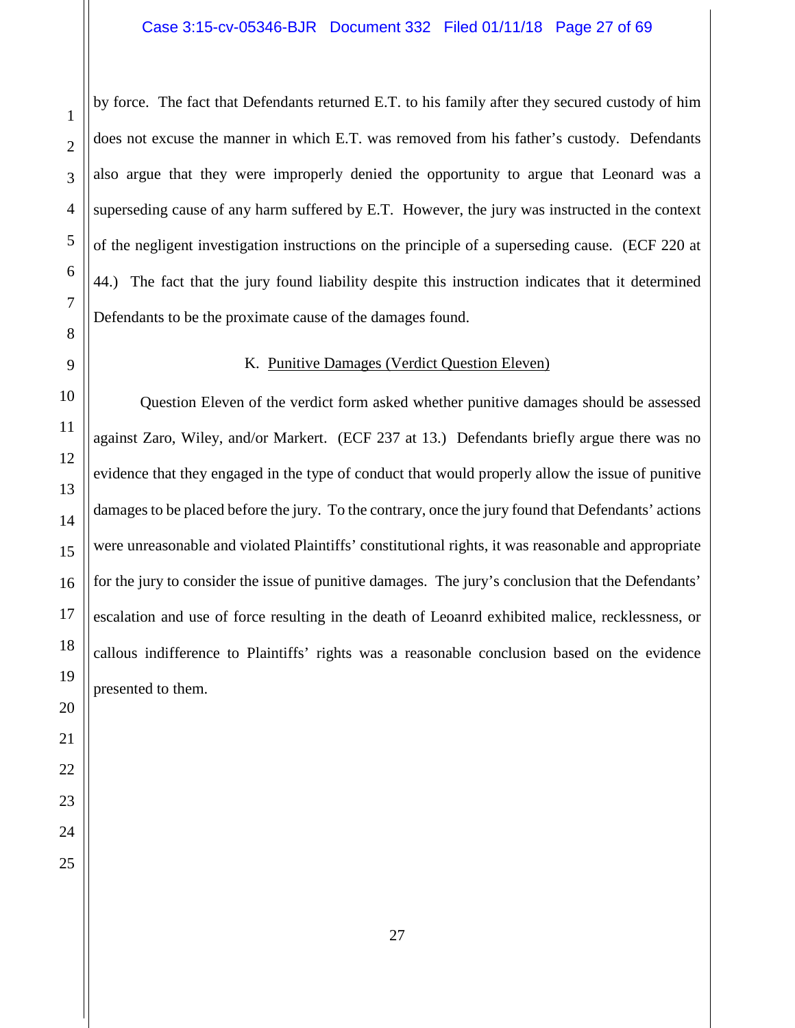by force. The fact that Defendants returned E.T. to his family after they secured custody of him does not excuse the manner in which E.T. was removed from his father's custody. Defendants also argue that they were improperly denied the opportunity to argue that Leonard was a superseding cause of any harm suffered by E.T. However, the jury was instructed in the context of the negligent investigation instructions on the principle of a superseding cause. (ECF 220 at 44.) The fact that the jury found liability despite this instruction indicates that it determined Defendants to be the proximate cause of the damages found.

K. Punitive Damages (Verdict Question Eleven)

Question Eleven of the verdict form asked whether punitive damages should be assessed against Zaro, Wiley, and/or Markert. (ECF 237 at 13.) Defendants briefly argue there was no evidence that they engaged in the type of conduct that would properly allow the issue of punitive damages to be placed before the jury. To the contrary, once the jury found that Defendants' actions were unreasonable and violated Plaintiffs' constitutional rights, it was reasonable and appropriate for the jury to consider the issue of punitive damages. The jury's conclusion that the Defendants' escalation and use of force resulting in the death of Leoanrd exhibited malice, recklessness, or callous indifference to Plaintiffs' rights was a reasonable conclusion based on the evidence presented to them.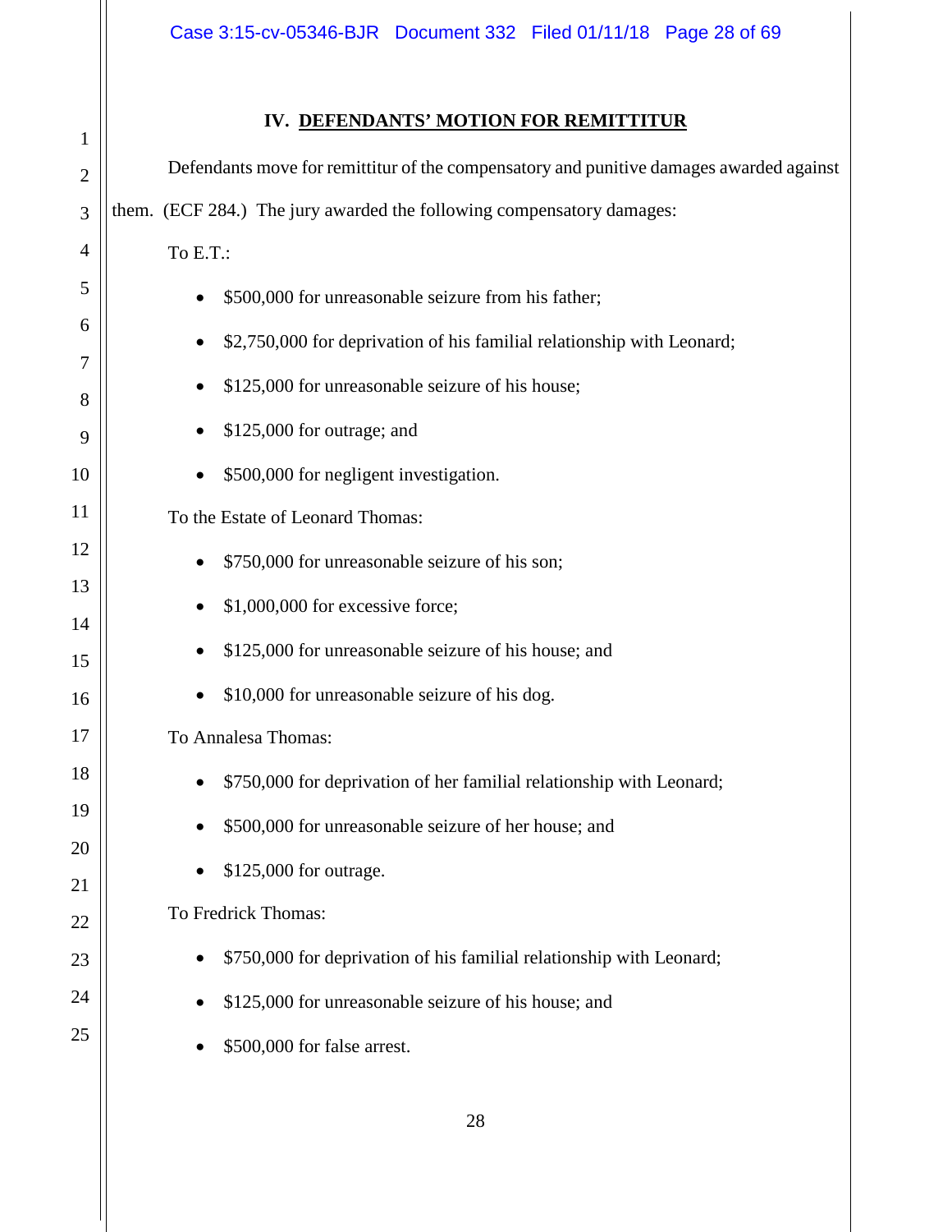## IV. DEFENDANTS' MOTION FOR REMITTITUR

Defendants move for remittitur of the compensatory and punitive damages awarded against them. (ECF 284.) The jury awarded the following compensatory damages:

To E.T.:

- $500,000 for unreasonable seizure from his father;
- $2,750,000 for deprivation of his familial relationship with Leonard;
- $125,000 for unreasonable seizure of his house;
- $125,000 for outrage; and
- $500,000 for negligent investigation.

To the Estate of Leonard Thomas:

- $750,000 for unreasonable seizure of his son;
- $1,000,000 for excessive force;
- $125,000 for unreasonable seizure of his house; and
- $10,000 for unreasonable seizure of his dog.

To Annalesa Thomas:

- $750,000 for deprivation of her familial relationship with Leonard;
- $500,000 for unreasonable seizure of her house; and
- $125,000 for outrage.

To Fredrick Thomas:

- $750,000 for deprivation of his familial relationship with Leonard;
- $125,000 for unreasonable seizure of his house; and
- $500,000 for false arrest.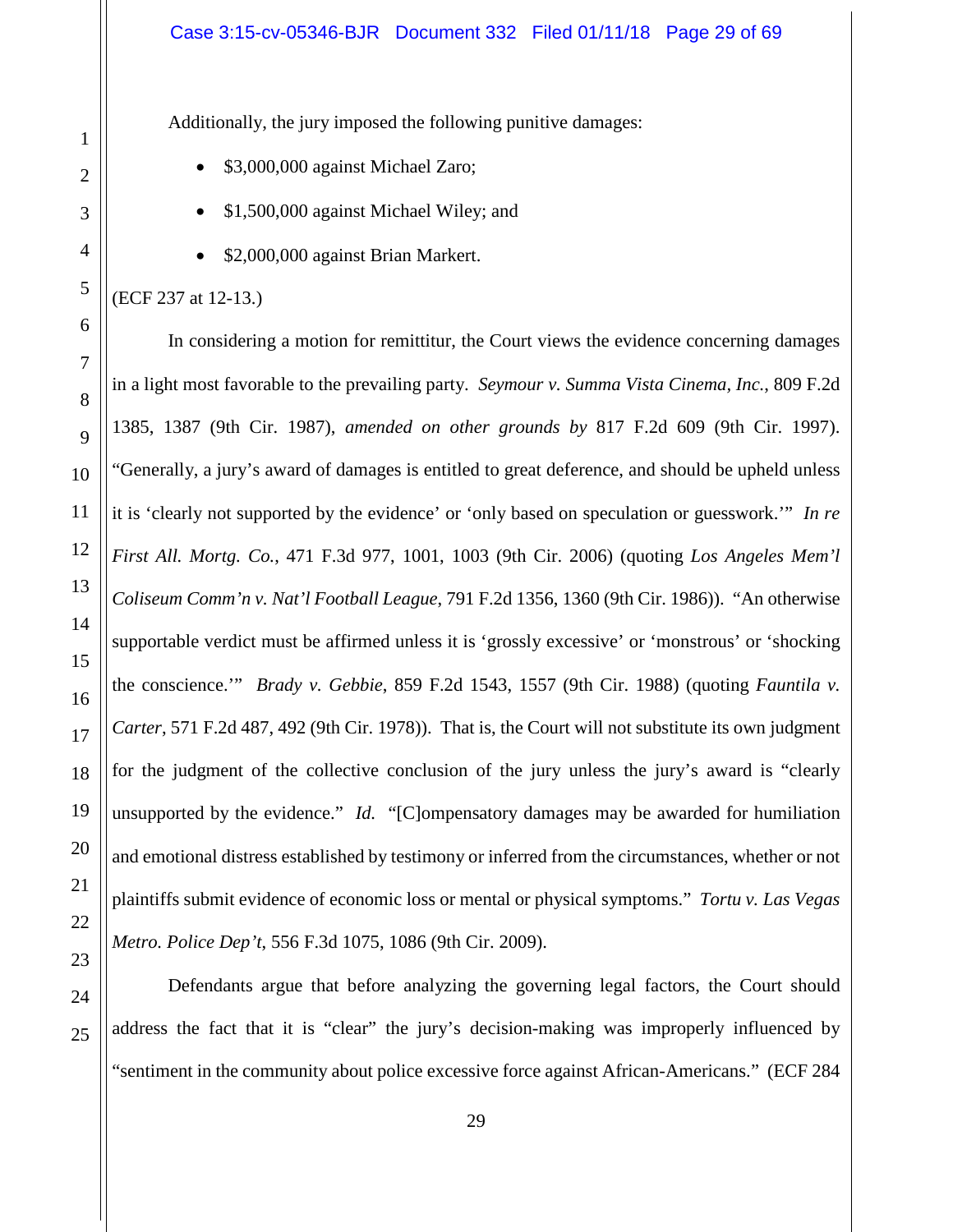Additionally, the jury imposed the following punitive damages:

- $3,000,000 against Michael Zaro;
- $1,500,000 against Michael Wiley; and
- $2,000,000 against Brian Markert.

(ECF 237 at 12-13.)

In considering a motion for remittitur, the Court views the evidence concerning damages in a light most favorable to the prevailing party. *Seymour v. Summa Vista Cinema, Inc.*, 809 F.2d 1385, 1387 (9th Cir. 1987), *amended on other grounds by* 817 F.2d 609 (9th Cir. 1997). "Generally, a jury's award of damages is entitled to great deference, and should be upheld unless it is 'clearly not supported by the evidence' or 'only based on speculation or guesswork.'" *In re First All. Mortg. Co.*, 471 F.3d 977, 1001, 1003 (9th Cir. 2006) (quoting *Los Angeles Mem'l Coliseum Comm'n v. Nat'l Football League*, 791 F.2d 1356, 1360 (9th Cir. 1986)). "An otherwise supportable verdict must be affirmed unless it is 'grossly excessive' or 'monstrous' or 'shocking the conscience.'" *Brady v. Gebbie*, 859 F.2d 1543, 1557 (9th Cir. 1988) (quoting *Fauntila v. Carter*, 571 F.2d 487, 492 (9th Cir. 1978)). That is, the Court will not substitute its own judgment for the judgment of the collective conclusion of the jury unless the jury's award is "clearly unsupported by the evidence." *Id.* "[C]ompensatory damages may be awarded for humiliation and emotional distress established by testimony or inferred from the circumstances, whether or not plaintiffs submit evidence of economic loss or mental or physical symptoms." *Tortu v. Las Vegas Metro. Police Dep't*, 556 F.3d 1075, 1086 (9th Cir. 2009).

Defendants argue that before analyzing the governing legal factors, the Court should address the fact that it is "clear" the jury's decision-making was improperly influenced by "sentiment in the community about police excessive force against African-Americans." (ECF 284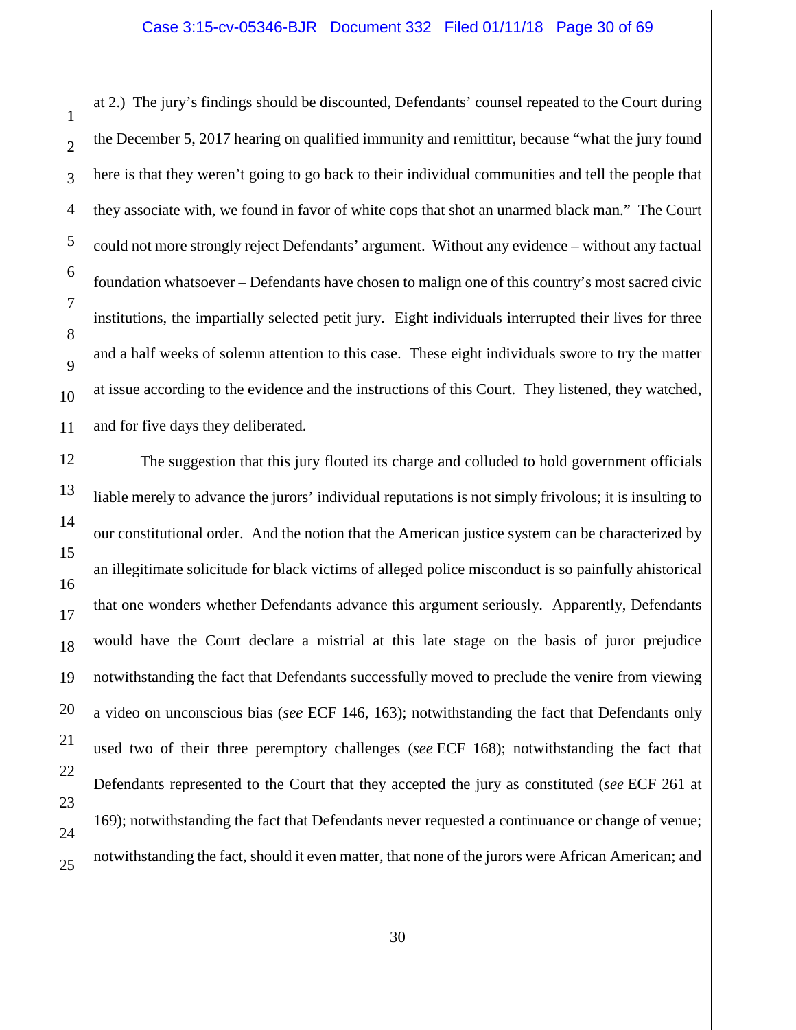at 2.) The jury's findings should be discounted, Defendants' counsel repeated to the Court during the December 5, 2017 hearing on qualified immunity and remittitur, because "what the jury found here is that they weren't going to go back to their individual communities and tell the people that they associate with, we found in favor of white cops that shot an unarmed black man." The Court could not more strongly reject Defendants' argument. Without any evidence – without any factual foundation whatsoever – Defendants have chosen to malign one of this country's most sacred civic institutions, the impartially selected petit jury. Eight individuals interrupted their lives for three and a half weeks of solemn attention to this case. These eight individuals swore to try the matter at issue according to the evidence and the instructions of this Court. They listened, they watched, and for five days they deliberated.

The suggestion that this jury flouted its charge and colluded to hold government officials liable merely to advance the jurors' individual reputations is not simply frivolous; it is insulting to our constitutional order. And the notion that the American justice system can be characterized by an illegitimate solicitude for black victims of alleged police misconduct is so painfully ahistorical that one wonders whether Defendants advance this argument seriously. Apparently, Defendants would have the Court declare a mistrial at this late stage on the basis of juror prejudice notwithstanding the fact that Defendants successfully moved to preclude the venire from viewing a video on unconscious bias (*see* ECF 146, 163); notwithstanding the fact that Defendants only used two of their three peremptory challenges (*see* ECF 168); notwithstanding the fact that Defendants represented to the Court that they accepted the jury as constituted (*see* ECF 261 at 169); notwithstanding the fact that Defendants never requested a continuance or change of venue; notwithstanding the fact, should it even matter, that none of the jurors were African American; and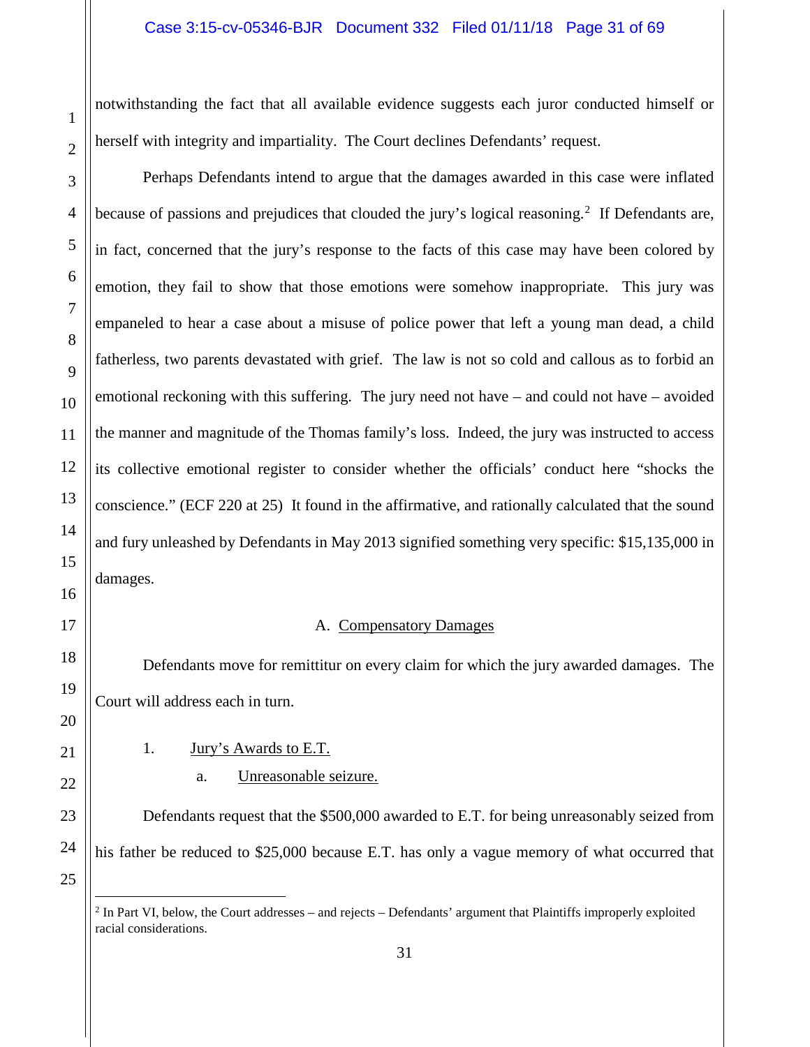notwithstanding the fact that all available evidence suggests each juror conducted himself or herself with integrity and impartiality. The Court declines Defendants' request.

Perhaps Defendants intend to argue that the damages awarded in this case were inflated because of passions and prejudices that clouded the jury's logical reasoning.[2] If Defendants are, in fact, concerned that the jury's response to the facts of this case may have been colored by emotion, they fail to show that those emotions were somehow inappropriate. This jury was empaneled to hear a case about a misuse of police power that left a young man dead, a child fatherless, two parents devastated with grief. The law is not so cold and callous as to forbid an emotional reckoning with this suffering. The jury need not have – and could not have – avoided the manner and magnitude of the Thomas family's loss. Indeed, the jury was instructed to access its collective emotional register to consider whether the officials' conduct here "shocks the conscience." (ECF 220 at 25) It found in the affirmative, and rationally calculated that the sound and fury unleashed by Defendants in May 2013 signified something very specific: $15,135,000 in damages.

## A. Compensatory Damages

Defendants move for remittitur on every claim for which the jury awarded damages. The Court will address each in turn.

### 1. Jury's Awards to E.T.

#### a. Unreasonable seizure.

Defendants request that the $500,000 awarded to E.T. for being unreasonably seized from his father be reduced to $25,000 because E.T. has only a vague memory of what occurred that

---

[2] In Part VI, below, the Court addresses – and rejects – Defendants' argument that Plaintiffs improperly exploited racial considerations.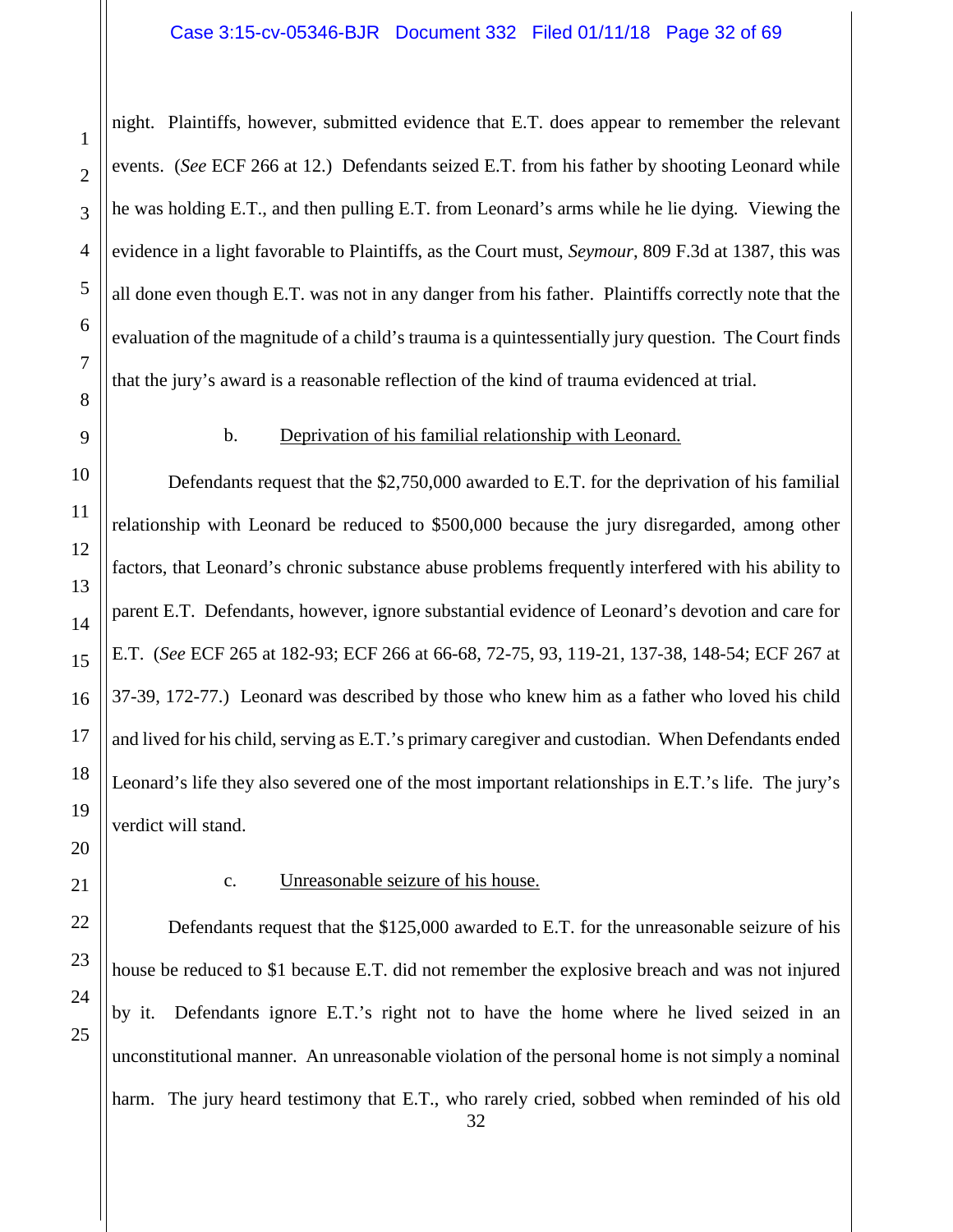night. Plaintiffs, however, submitted evidence that E.T. does appear to remember the relevant events. (*See* ECF 266 at 12.) Defendants seized E.T. from his father by shooting Leonard while he was holding E.T., and then pulling E.T. from Leonard's arms while he lie dying. Viewing the evidence in a light favorable to Plaintiffs, as the Court must, *Seymour*, 809 F.3d at 1387, this was all done even though E.T. was not in any danger from his father. Plaintiffs correctly note that the evaluation of the magnitude of a child's trauma is a quintessentially jury question. The Court finds that the jury's award is a reasonable reflection of the kind of trauma evidenced at trial.

b. Deprivation of his familial relationship with Leonard.

Defendants request that the $2,750,000 awarded to E.T. for the deprivation of his familial relationship with Leonard be reduced to $500,000 because the jury disregarded, among other factors, that Leonard's chronic substance abuse problems frequently interfered with his ability to parent E.T. Defendants, however, ignore substantial evidence of Leonard's devotion and care for E.T. (*See* ECF 265 at 182-93; ECF 266 at 66-68, 72-75, 93, 119-21, 137-38, 148-54; ECF 267 at 37-39, 172-77.) Leonard was described by those who knew him as a father who loved his child and lived for his child, serving as E.T.'s primary caregiver and custodian. When Defendants ended Leonard's life they also severed one of the most important relationships in E.T.'s life. The jury's verdict will stand.

c. Unreasonable seizure of his house.

Defendants request that the $125,000 awarded to E.T. for the unreasonable seizure of his house be reduced to $1 because E.T. did not remember the explosive breach and was not injured by it. Defendants ignore E.T.'s right not to have the home where he lived seized in an unconstitutional manner. An unreasonable violation of the personal home is not simply a nominal harm. The jury heard testimony that E.T., who rarely cried, sobbed when reminded of his old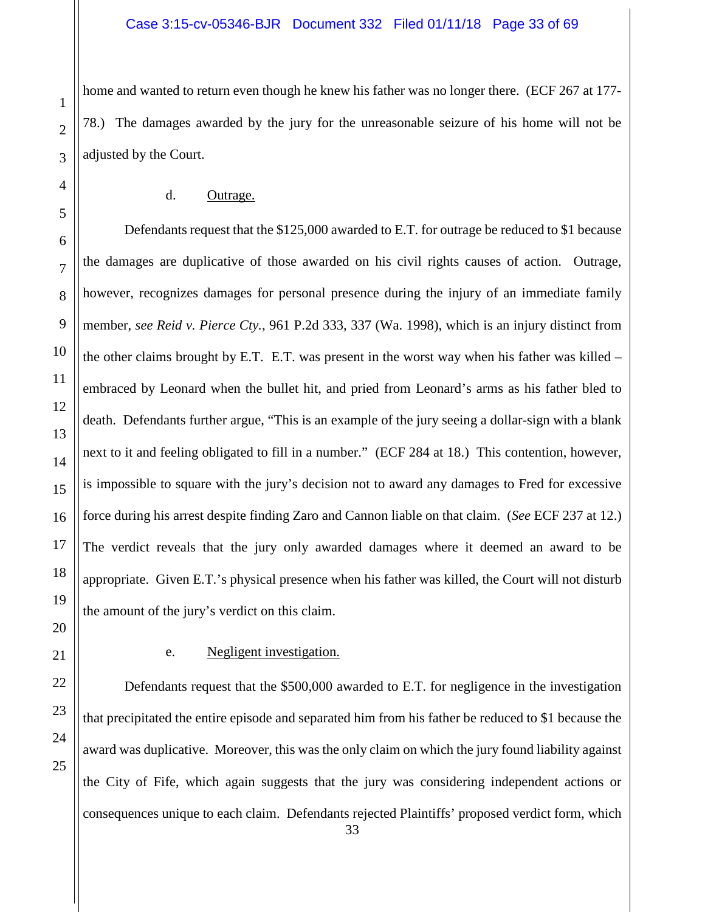home and wanted to return even though he knew his father was no longer there. (ECF 267 at 177-78.) The damages awarded by the jury for the unreasonable seizure of his home will not be adjusted by the Court.

d. Outrage.

Defendants request that the $125,000 awarded to E.T. for outrage be reduced to $1 because the damages are duplicative of those awarded on his civil rights causes of action. Outrage, however, recognizes damages for personal presence during the injury of an immediate family member, *see Reid v. Pierce Cty.*, 961 P.2d 333, 337 (Wa. 1998), which is an injury distinct from the other claims brought by E.T. E.T. was present in the worst way when his father was killed – embraced by Leonard when the bullet hit, and pried from Leonard's arms as his father bled to death. Defendants further argue, "This is an example of the jury seeing a dollar-sign with a blank next to it and feeling obligated to fill in a number." (ECF 284 at 18.) This contention, however, is impossible to square with the jury's decision not to award any damages to Fred for excessive force during his arrest despite finding Zaro and Cannon liable on that claim. (*See* ECF 237 at 12.) The verdict reveals that the jury only awarded damages where it deemed an award to be appropriate. Given E.T.'s physical presence when his father was killed, the Court will not disturb the amount of the jury's verdict on this claim.

e. Negligent investigation.

Defendants request that the $500,000 awarded to E.T. for negligence in the investigation that precipitated the entire episode and separated him from his father be reduced to $1 because the award was duplicative. Moreover, this was the only claim on which the jury found liability against the City of Fife, which again suggests that the jury was considering independent actions or consequences unique to each claim. Defendants rejected Plaintiffs' proposed verdict form, which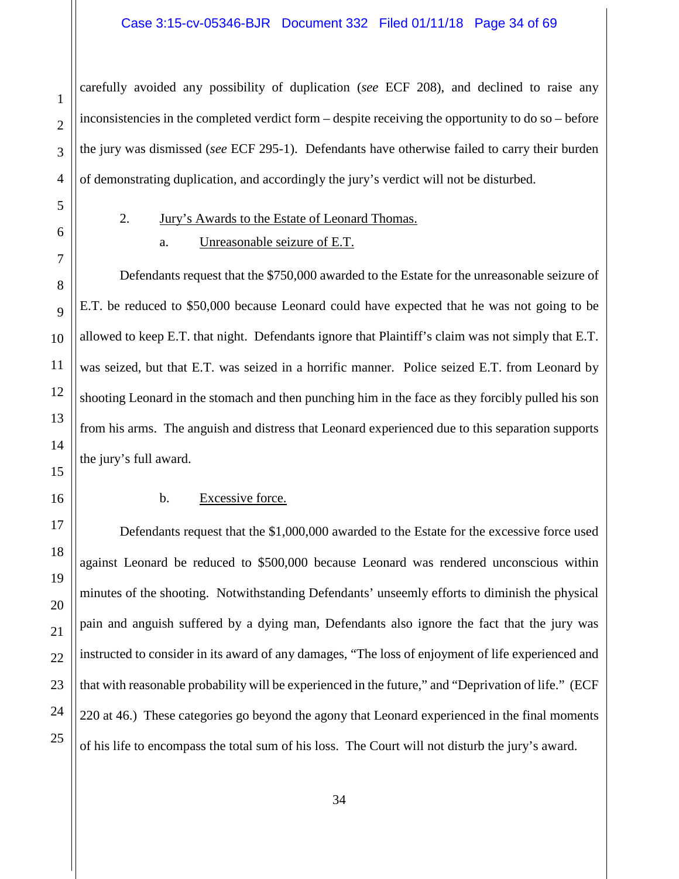carefully avoided any possibility of duplication (*see* ECF 208), and declined to raise any inconsistencies in the completed verdict form – despite receiving the opportunity to do so – before the jury was dismissed (*see* ECF 295-1). Defendants have otherwise failed to carry their burden of demonstrating duplication, and accordingly the jury's verdict will not be disturbed.

2. Jury's Awards to the Estate of Leonard Thomas.

a. Unreasonable seizure of E.T.

Defendants request that the $750,000 awarded to the Estate for the unreasonable seizure of E.T. be reduced to $50,000 because Leonard could have expected that he was not going to be allowed to keep E.T. that night. Defendants ignore that Plaintiff's claim was not simply that E.T. was seized, but that E.T. was seized in a horrific manner. Police seized E.T. from Leonard by shooting Leonard in the stomach and then punching him in the face as they forcibly pulled his son from his arms. The anguish and distress that Leonard experienced due to this separation supports the jury's full award.

b. Excessive force.

Defendants request that the $1,000,000 awarded to the Estate for the excessive force used against Leonard be reduced to $500,000 because Leonard was rendered unconscious within minutes of the shooting. Notwithstanding Defendants' unseemly efforts to diminish the physical pain and anguish suffered by a dying man, Defendants also ignore the fact that the jury was instructed to consider in its award of any damages, "The loss of enjoyment of life experienced and that with reasonable probability will be experienced in the future," and "Deprivation of life." (ECF 220 at 46.) These categories go beyond the agony that Leonard experienced in the final moments of his life to encompass the total sum of his loss. The Court will not disturb the jury's award.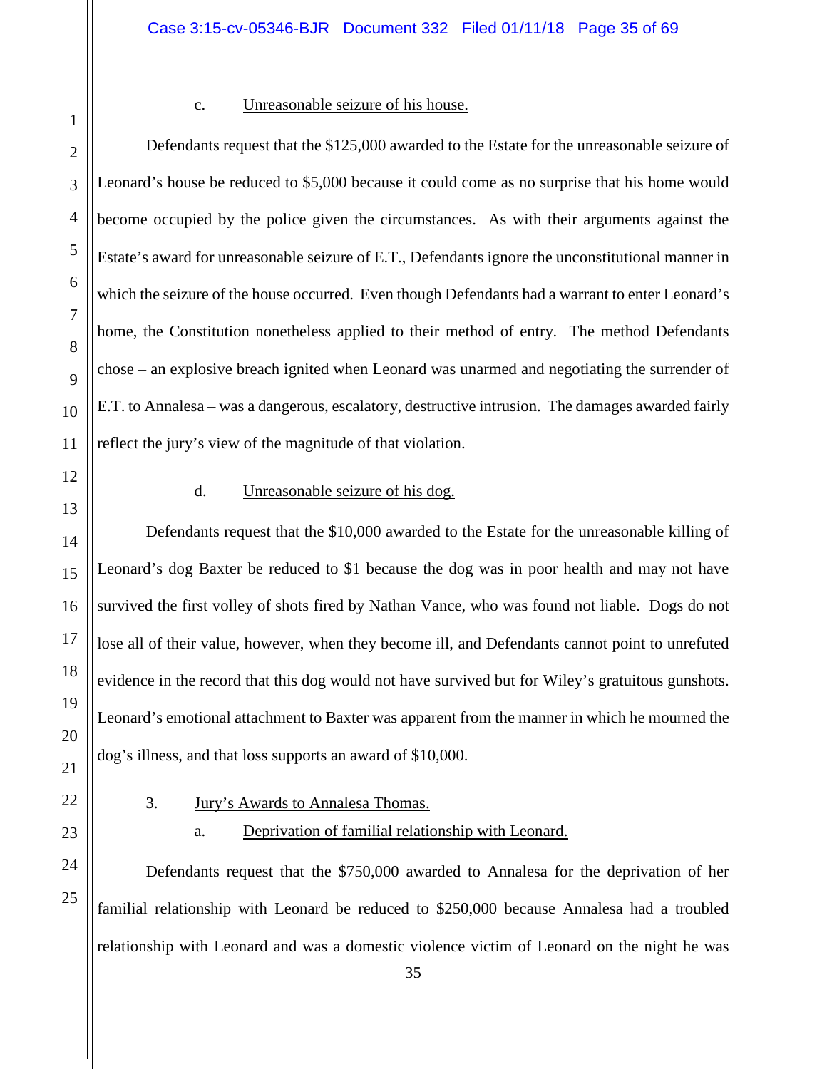c. Unreasonable seizure of his house.

Defendants request that the $125,000 awarded to the Estate for the unreasonable seizure of Leonard's house be reduced to $5,000 because it could come as no surprise that his home would become occupied by the police given the circumstances. As with their arguments against the Estate's award for unreasonable seizure of E.T., Defendants ignore the unconstitutional manner in which the seizure of the house occurred. Even though Defendants had a warrant to enter Leonard's home, the Constitution nonetheless applied to their method of entry. The method Defendants chose – an explosive breach ignited when Leonard was unarmed and negotiating the surrender of E.T. to Annalesa – was a dangerous, escalatory, destructive intrusion. The damages awarded fairly reflect the jury's view of the magnitude of that violation.

d. Unreasonable seizure of his dog.

Defendants request that the $10,000 awarded to the Estate for the unreasonable killing of Leonard's dog Baxter be reduced to $1 because the dog was in poor health and may not have survived the first volley of shots fired by Nathan Vance, who was found not liable. Dogs do not lose all of their value, however, when they become ill, and Defendants cannot point to unrefuted evidence in the record that this dog would not have survived but for Wiley's gratuitous gunshots. Leonard's emotional attachment to Baxter was apparent from the manner in which he mourned the dog's illness, and that loss supports an award of $10,000.

3. Jury's Awards to Annalesa Thomas.

a. Deprivation of familial relationship with Leonard.

Defendants request that the $750,000 awarded to Annalesa for the deprivation of her familial relationship with Leonard be reduced to $250,000 because Annalesa had a troubled relationship with Leonard and was a domestic violence victim of Leonard on the night he was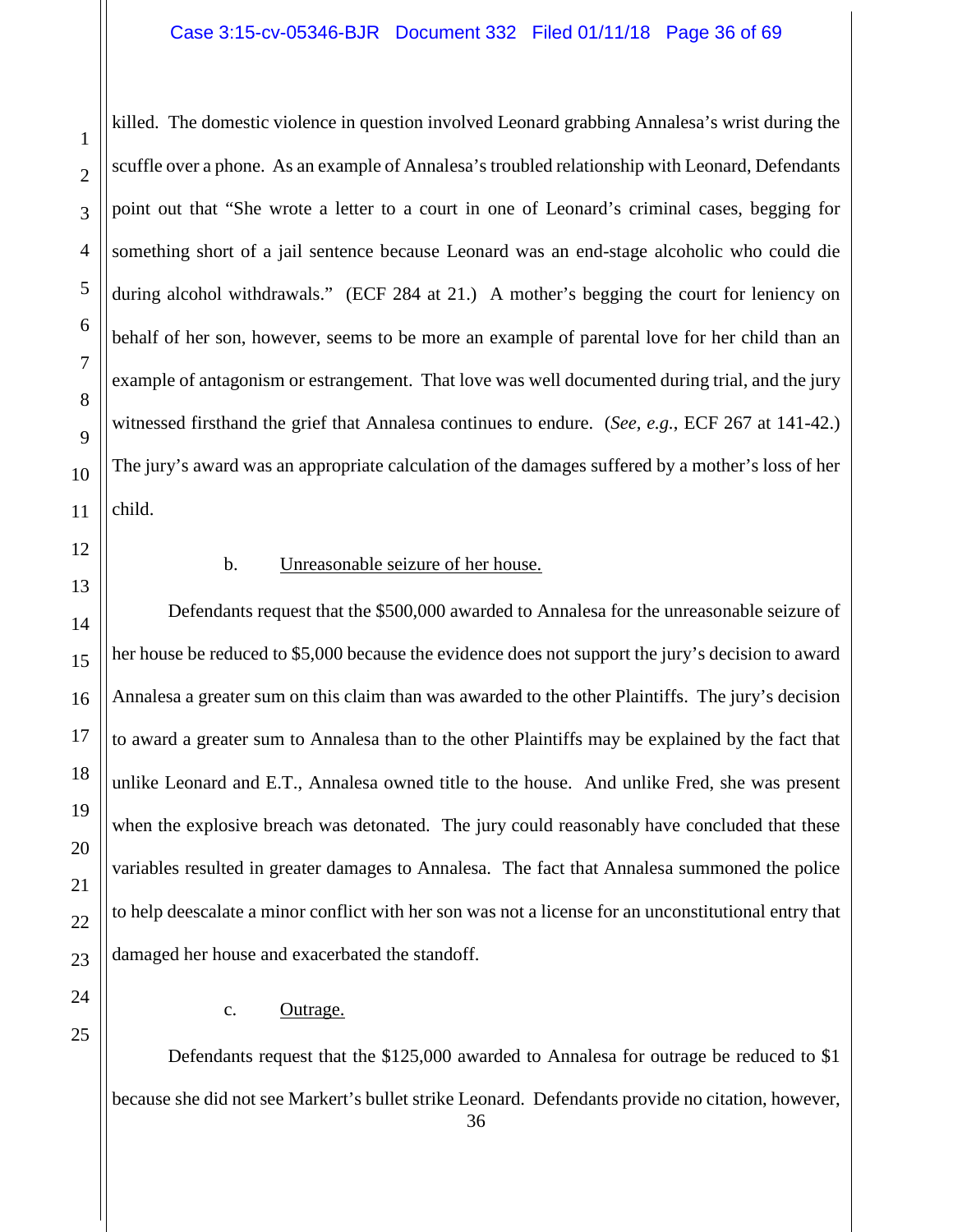killed. The domestic violence in question involved Leonard grabbing Annalesa's wrist during the scuffle over a phone. As an example of Annalesa's troubled relationship with Leonard, Defendants point out that "She wrote a letter to a court in one of Leonard's criminal cases, begging for something short of a jail sentence because Leonard was an end-stage alcoholic who could die during alcohol withdrawals." (ECF 284 at 21.) A mother's begging the court for leniency on behalf of her son, however, seems to be more an example of parental love for her child than an example of antagonism or estrangement. That love was well documented during trial, and the jury witnessed firsthand the grief that Annalesa continues to endure. (*See, e.g.*, ECF 267 at 141-42.) The jury's award was an appropriate calculation of the damages suffered by a mother's loss of her child.

b. Unreasonable seizure of her house.

Defendants request that the $500,000 awarded to Annalesa for the unreasonable seizure of her house be reduced to $5,000 because the evidence does not support the jury's decision to award Annalesa a greater sum on this claim than was awarded to the other Plaintiffs. The jury's decision to award a greater sum to Annalesa than to the other Plaintiffs may be explained by the fact that unlike Leonard and E.T., Annalesa owned title to the house. And unlike Fred, she was present when the explosive breach was detonated. The jury could reasonably have concluded that these variables resulted in greater damages to Annalesa. The fact that Annalesa summoned the police to help deescalate a minor conflict with her son was not a license for an unconstitutional entry that damaged her house and exacerbated the standoff.

c. Outrage.

Defendants request that the $125,000 awarded to Annalesa for outrage be reduced to $1 because she did not see Markert's bullet strike Leonard. Defendants provide no citation, however,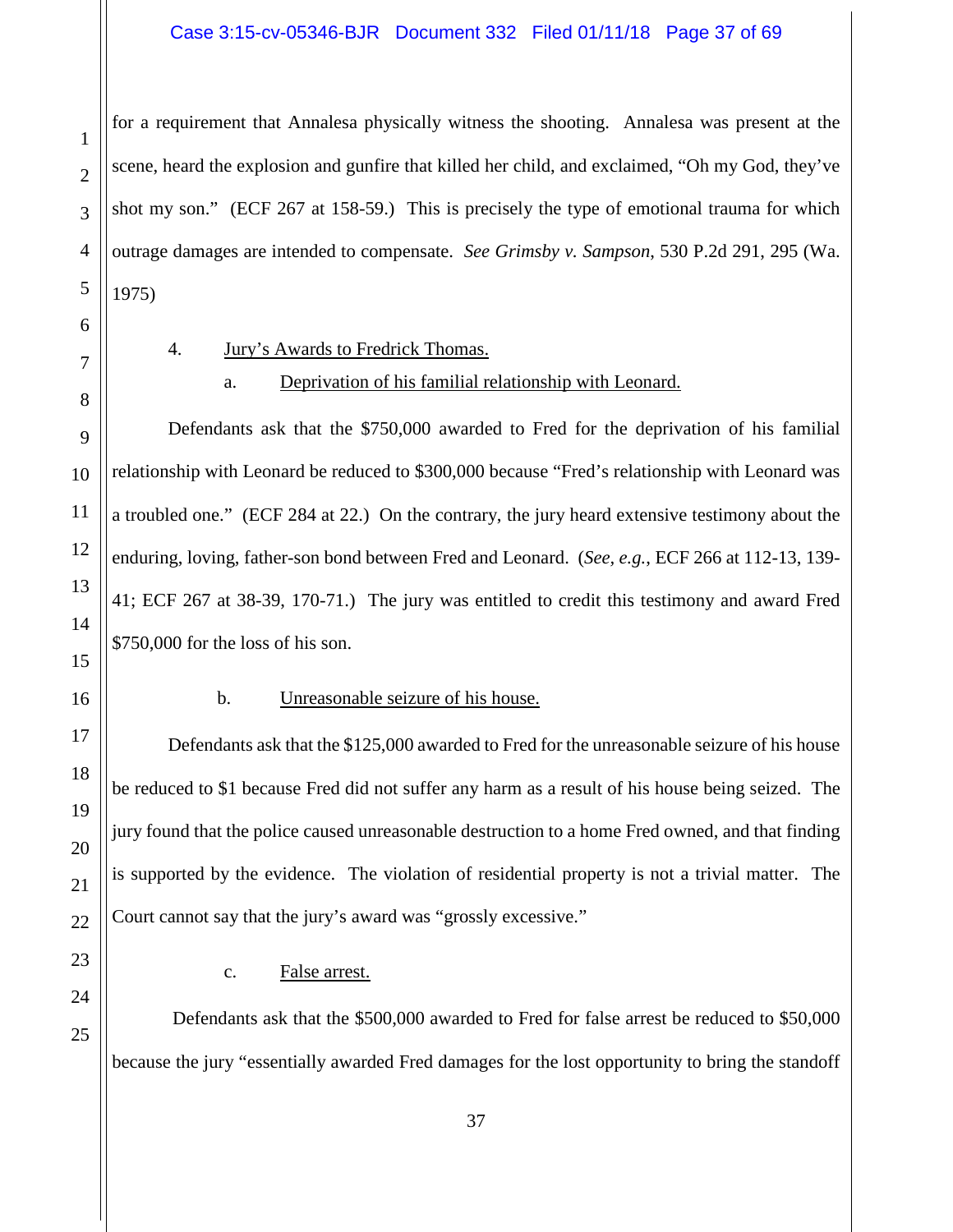for a requirement that Annalesa physically witness the shooting. Annalesa was present at the scene, heard the explosion and gunfire that killed her child, and exclaimed, "Oh my God, they've shot my son." (ECF 267 at 158-59.) This is precisely the type of emotional trauma for which outrage damages are intended to compensate. *See Grimsby v. Sampson*, 530 P.2d 291, 295 (Wa. 1975)

4. Jury's Awards to Fredrick Thomas.

a. Deprivation of his familial relationship with Leonard.

Defendants ask that the $750,000 awarded to Fred for the deprivation of his familial relationship with Leonard be reduced to $300,000 because "Fred's relationship with Leonard was a troubled one." (ECF 284 at 22.) On the contrary, the jury heard extensive testimony about the enduring, loving, father-son bond between Fred and Leonard. (*See, e.g.*, ECF 266 at 112-13, 139-41; ECF 267 at 38-39, 170-71.) The jury was entitled to credit this testimony and award Fred $750,000 for the loss of his son.

b. Unreasonable seizure of his house.

Defendants ask that the $125,000 awarded to Fred for the unreasonable seizure of his house be reduced to $1 because Fred did not suffer any harm as a result of his house being seized. The jury found that the police caused unreasonable destruction to a home Fred owned, and that finding is supported by the evidence. The violation of residential property is not a trivial matter. The Court cannot say that the jury's award was "grossly excessive."

c. False arrest.

Defendants ask that the $500,000 awarded to Fred for false arrest be reduced to $50,000 because the jury "essentially awarded Fred damages for the lost opportunity to bring the standoff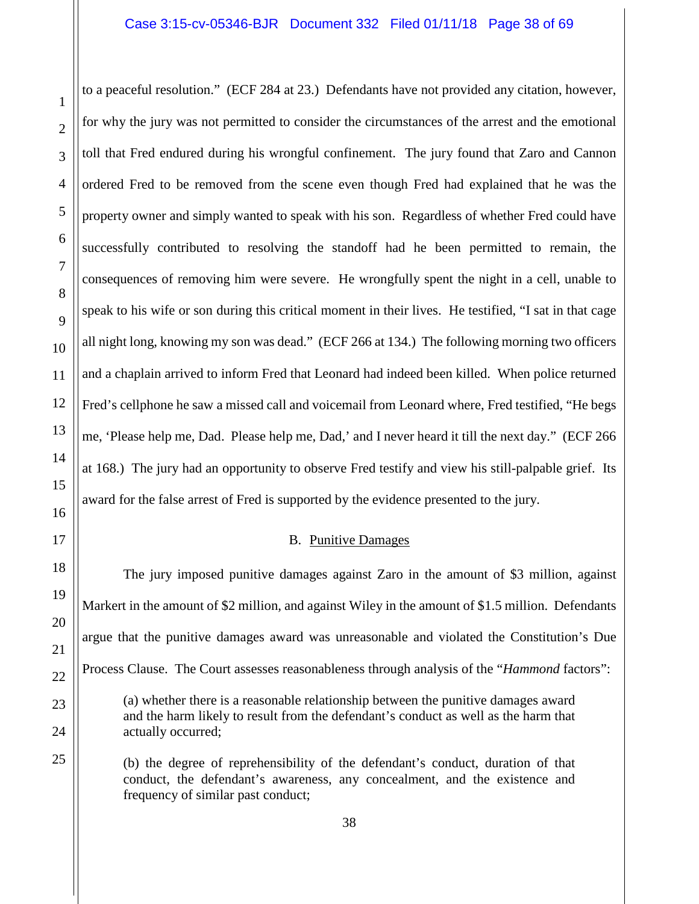to a peaceful resolution." (ECF 284 at 23.) Defendants have not provided any citation, however, for why the jury was not permitted to consider the circumstances of the arrest and the emotional toll that Fred endured during his wrongful confinement. The jury found that Zaro and Cannon ordered Fred to be removed from the scene even though Fred had explained that he was the property owner and simply wanted to speak with his son. Regardless of whether Fred could have successfully contributed to resolving the standoff had he been permitted to remain, the consequences of removing him were severe. He wrongfully spent the night in a cell, unable to speak to his wife or son during this critical moment in their lives. He testified, "I sat in that cage all night long, knowing my son was dead." (ECF 266 at 134.) The following morning two officers and a chaplain arrived to inform Fred that Leonard had indeed been killed. When police returned Fred's cellphone he saw a missed call and voicemail from Leonard where, Fred testified, "He begs me, 'Please help me, Dad. Please help me, Dad,' and I never heard it till the next day." (ECF 266 at 168.) The jury had an opportunity to observe Fred testify and view his still-palpable grief. Its award for the false arrest of Fred is supported by the evidence presented to the jury.

## B. Punitive Damages

The jury imposed punitive damages against Zaro in the amount of $3 million, against Markert in the amount of $2 million, and against Wiley in the amount of $1.5 million. Defendants argue that the punitive damages award was unreasonable and violated the Constitution's Due Process Clause. The Court assesses reasonableness through analysis of the "*Hammond* factors":

> (a) whether there is a reasonable relationship between the punitive damages award and the harm likely to result from the defendant's conduct as well as the harm that actually occurred;
>
> (b) the degree of reprehensibility of the defendant's conduct, duration of that conduct, the defendant's awareness, any concealment, and the existence and frequency of similar past conduct;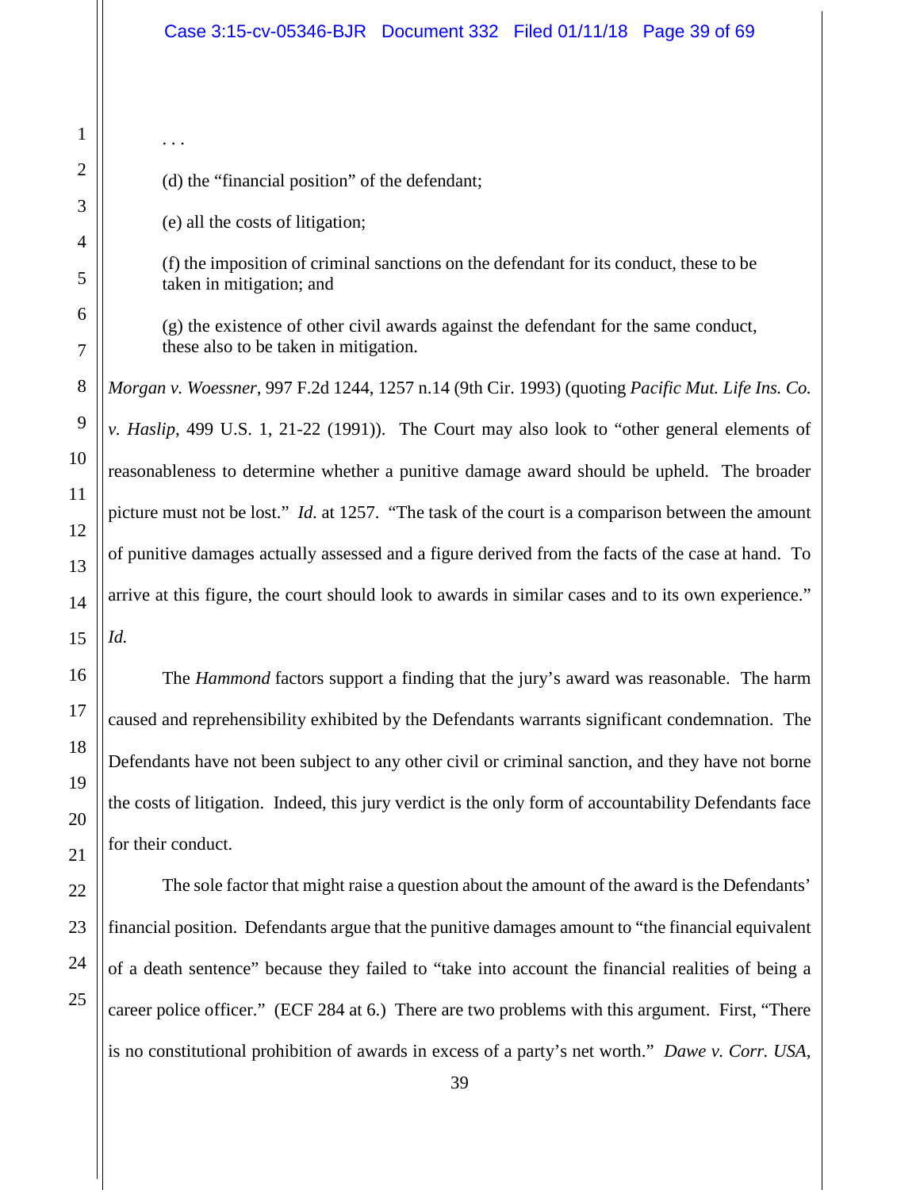. . .

(d) the "financial position" of the defendant;

(e) all the costs of litigation;

(f) the imposition of criminal sanctions on the defendant for its conduct, these to be taken in mitigation; and

(g) the existence of other civil awards against the defendant for the same conduct, these also to be taken in mitigation.

*Morgan v. Woessner*, 997 F.2d 1244, 1257 n.14 (9th Cir. 1993) (quoting *Pacific Mut. Life Ins. Co. v. Haslip*, 499 U.S. 1, 21-22 (1991)). The Court may also look to "other general elements of reasonableness to determine whether a punitive damage award should be upheld. The broader picture must not be lost." *Id.* at 1257. "The task of the court is a comparison between the amount of punitive damages actually assessed and a figure derived from the facts of the case at hand. To arrive at this figure, the court should look to awards in similar cases and to its own experience." *Id.*

The *Hammond* factors support a finding that the jury's award was reasonable. The harm caused and reprehensibility exhibited by the Defendants warrants significant condemnation. The Defendants have not been subject to any other civil or criminal sanction, and they have not borne the costs of litigation. Indeed, this jury verdict is the only form of accountability Defendants face for their conduct.

The sole factor that might raise a question about the amount of the award is the Defendants' financial position. Defendants argue that the punitive damages amount to "the financial equivalent of a death sentence" because they failed to "take into account the financial realities of being a career police officer." (ECF 284 at 6.) There are two problems with this argument. First, "There is no constitutional prohibition of awards in excess of a party's net worth." *Dawe v. Corr. USA*,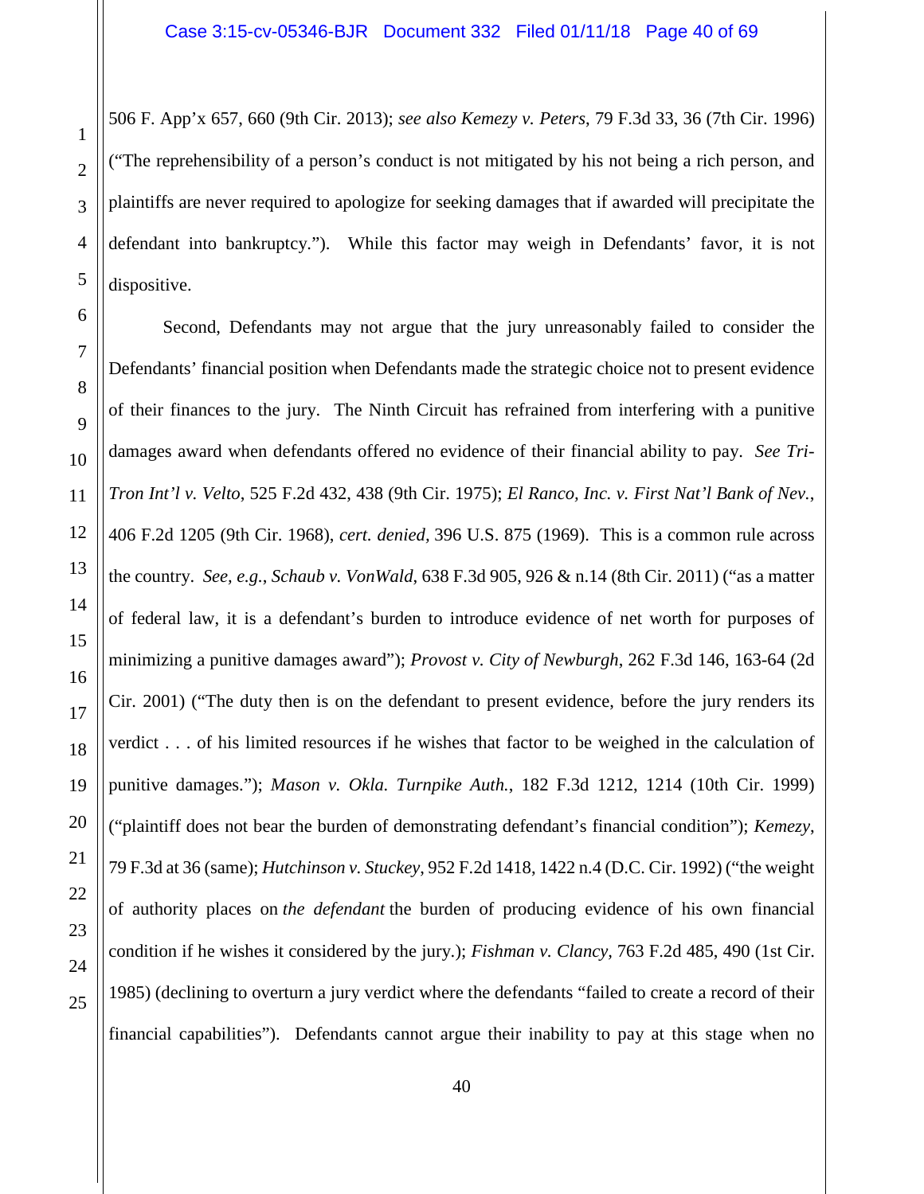506 F. App'x 657, 660 (9th Cir. 2013); *see also Kemezy v. Peters*, 79 F.3d 33, 36 (7th Cir. 1996) ("The reprehensibility of a person's conduct is not mitigated by his not being a rich person, and plaintiffs are never required to apologize for seeking damages that if awarded will precipitate the defendant into bankruptcy."). While this factor may weigh in Defendants' favor, it is not dispositive.

Second, Defendants may not argue that the jury unreasonably failed to consider the Defendants' financial position when Defendants made the strategic choice not to present evidence of their finances to the jury. The Ninth Circuit has refrained from interfering with a punitive damages award when defendants offered no evidence of their financial ability to pay. *See Tri-Tron Int'l v. Velto*, 525 F.2d 432, 438 (9th Cir. 1975); *El Ranco, Inc. v. First Nat'l Bank of Nev.*, 406 F.2d 1205 (9th Cir. 1968), *cert. denied*, 396 U.S. 875 (1969). This is a common rule across the country. *See, e.g.*, *Schaub v. VonWald*, 638 F.3d 905, 926 & n.14 (8th Cir. 2011) ("as a matter of federal law, it is a defendant's burden to introduce evidence of net worth for purposes of minimizing a punitive damages award"); *Provost v. City of Newburgh*, 262 F.3d 146, 163-64 (2d Cir. 2001) ("The duty then is on the defendant to present evidence, before the jury renders its verdict . . . of his limited resources if he wishes that factor to be weighed in the calculation of punitive damages."); *Mason v. Okla. Turnpike Auth.*, 182 F.3d 1212, 1214 (10th Cir. 1999) ("plaintiff does not bear the burden of demonstrating defendant's financial condition"); *Kemezy*, 79 F.3d at 36 (same); *Hutchinson v. Stuckey*, 952 F.2d 1418, 1422 n.4 (D.C. Cir. 1992) ("the weight of authority places on *the defendant* the burden of producing evidence of his own financial condition if he wishes it considered by the jury.); *Fishman v. Clancy*, 763 F.2d 485, 490 (1st Cir. 1985) (declining to overturn a jury verdict where the defendants "failed to create a record of their financial capabilities"). Defendants cannot argue their inability to pay at this stage when no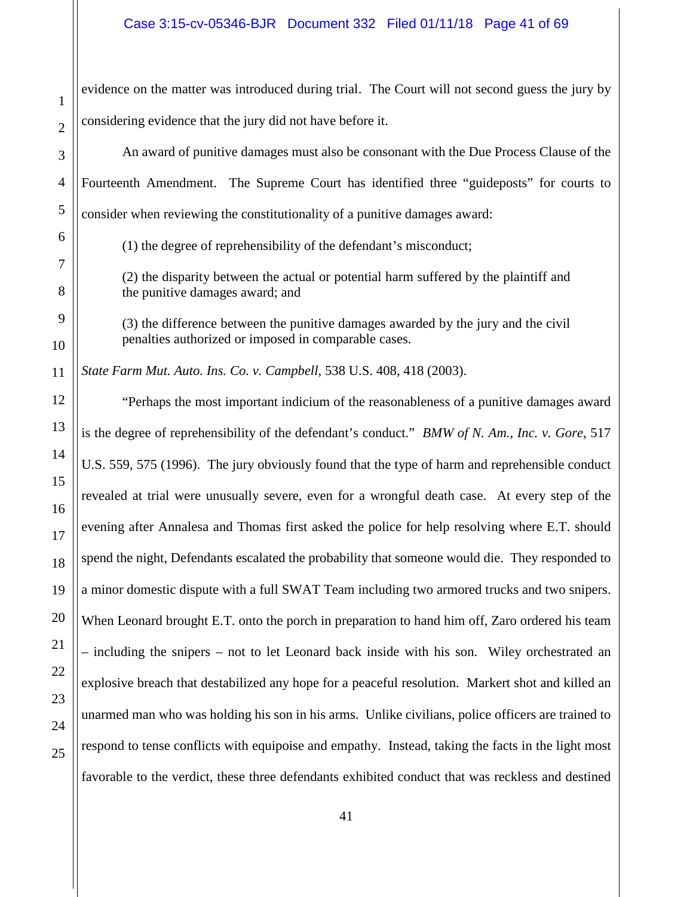evidence on the matter was introduced during trial. The Court will not second guess the jury by considering evidence that the jury did not have before it.

An award of punitive damages must also be consonant with the Due Process Clause of the Fourteenth Amendment. The Supreme Court has identified three "guideposts" for courts to consider when reviewing the constitutionality of a punitive damages award:

> (1) the degree of reprehensibility of the defendant's misconduct;
>
> (2) the disparity between the actual or potential harm suffered by the plaintiff and the punitive damages award; and
>
> (3) the difference between the punitive damages awarded by the jury and the civil penalties authorized or imposed in comparable cases.

*State Farm Mut. Auto. Ins. Co. v. Campbell*, 538 U.S. 408, 418 (2003).

"Perhaps the most important indicium of the reasonableness of a punitive damages award is the degree of reprehensibility of the defendant's conduct." *BMW of N. Am., Inc. v. Gore*, 517 U.S. 559, 575 (1996). The jury obviously found that the type of harm and reprehensible conduct revealed at trial were unusually severe, even for a wrongful death case. At every step of the evening after Annalesa and Thomas first asked the police for help resolving where E.T. should spend the night, Defendants escalated the probability that someone would die. They responded to a minor domestic dispute with a full SWAT Team including two armored trucks and two snipers. When Leonard brought E.T. onto the porch in preparation to hand him off, Zaro ordered his team – including the snipers – not to let Leonard back inside with his son. Wiley orchestrated an explosive breach that destabilized any hope for a peaceful resolution. Markert shot and killed an unarmed man who was holding his son in his arms. Unlike civilians, police officers are trained to respond to tense conflicts with equipoise and empathy. Instead, taking the facts in the light most favorable to the verdict, these three defendants exhibited conduct that was reckless and destined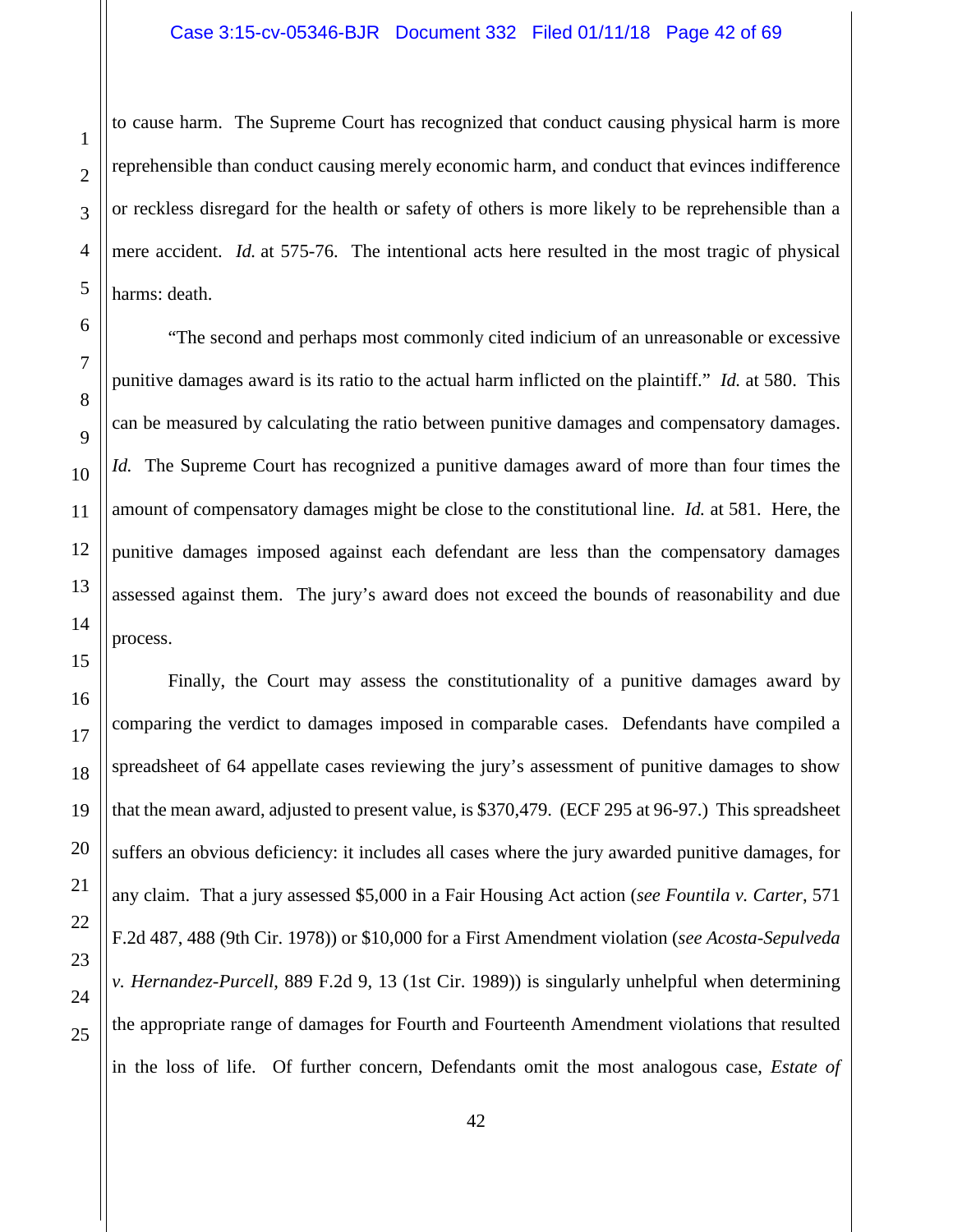to cause harm. The Supreme Court has recognized that conduct causing physical harm is more reprehensible than conduct causing merely economic harm, and conduct that evinces indifference or reckless disregard for the health or safety of others is more likely to be reprehensible than a mere accident. *Id.* at 575-76. The intentional acts here resulted in the most tragic of physical harms: death.

"The second and perhaps most commonly cited indicium of an unreasonable or excessive punitive damages award is its ratio to the actual harm inflicted on the plaintiff." *Id.* at 580. This can be measured by calculating the ratio between punitive damages and compensatory damages. *Id.* The Supreme Court has recognized a punitive damages award of more than four times the amount of compensatory damages might be close to the constitutional line. *Id.* at 581. Here, the punitive damages imposed against each defendant are less than the compensatory damages assessed against them. The jury's award does not exceed the bounds of reasonability and due process.

Finally, the Court may assess the constitutionality of a punitive damages award by comparing the verdict to damages imposed in comparable cases. Defendants have compiled a spreadsheet of 64 appellate cases reviewing the jury's assessment of punitive damages to show that the mean award, adjusted to present value, is $370,479. (ECF 295 at 96-97.) This spreadsheet suffers an obvious deficiency: it includes all cases where the jury awarded punitive damages, for any claim. That a jury assessed $5,000 in a Fair Housing Act action (*see Fountila v. Carter*, 571 F.2d 487, 488 (9th Cir. 1978)) or $10,000 for a First Amendment violation (*see Acosta-Sepulveda v. Hernandez-Purcell*, 889 F.2d 9, 13 (1st Cir. 1989)) is singularly unhelpful when determining the appropriate range of damages for Fourth and Fourteenth Amendment violations that resulted in the loss of life. Of further concern, Defendants omit the most analogous case, *Estate of*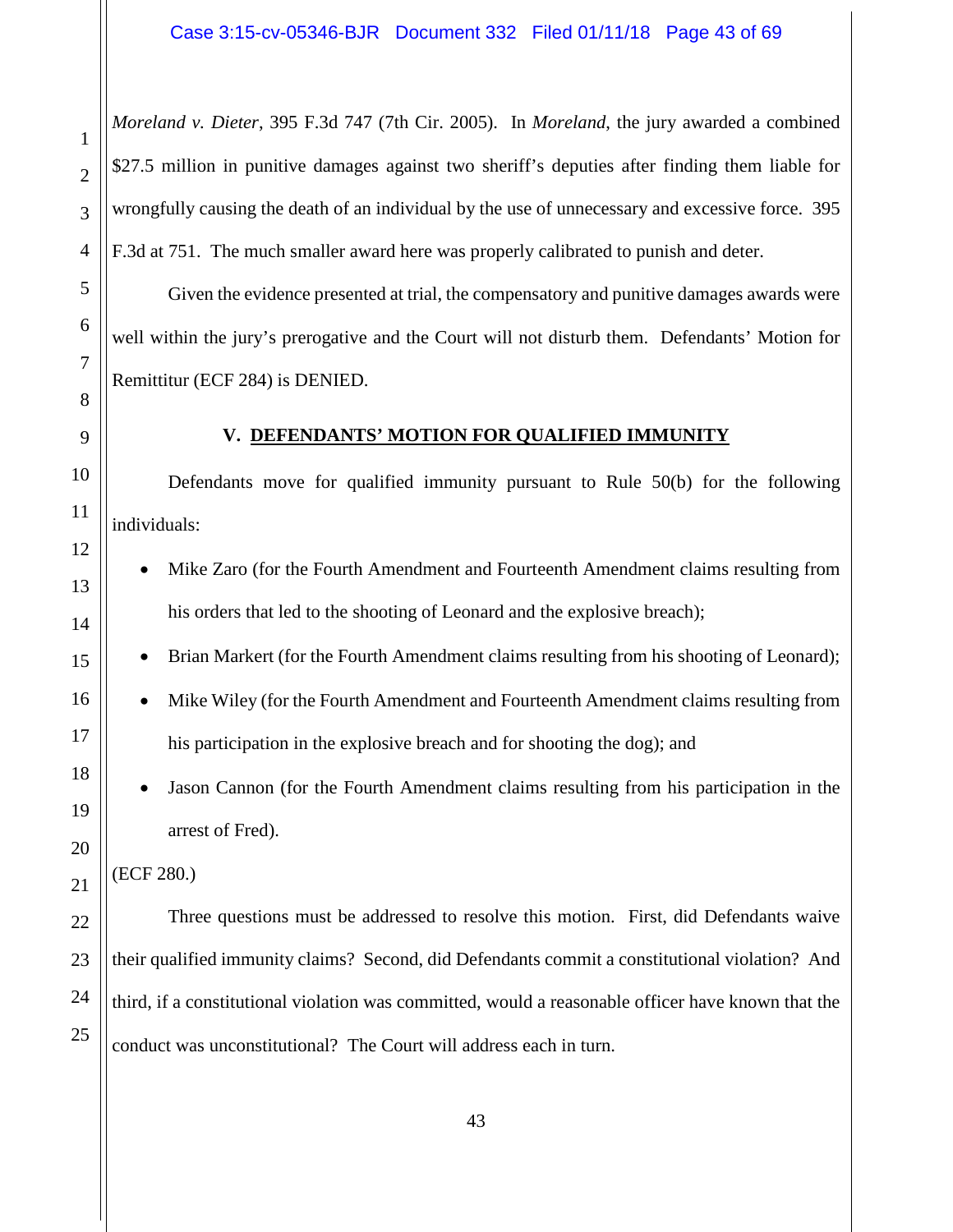*Moreland v. Dieter*, 395 F.3d 747 (7th Cir. 2005). In *Moreland*, the jury awarded a combined $27.5 million in punitive damages against two sheriff's deputies after finding them liable for wrongfully causing the death of an individual by the use of unnecessary and excessive force. 395 F.3d at 751. The much smaller award here was properly calibrated to punish and deter.

Given the evidence presented at trial, the compensatory and punitive damages awards were well within the jury's prerogative and the Court will not disturb them. Defendants' Motion for Remittitur (ECF 284) is DENIED.

## V. DEFENDANTS' MOTION FOR QUALIFIED IMMUNITY

Defendants move for qualified immunity pursuant to Rule 50(b) for the following individuals:

- Mike Zaro (for the Fourth Amendment and Fourteenth Amendment claims resulting from his orders that led to the shooting of Leonard and the explosive breach);
- Brian Markert (for the Fourth Amendment claims resulting from his shooting of Leonard);
- Mike Wiley (for the Fourth Amendment and Fourteenth Amendment claims resulting from his participation in the explosive breach and for shooting the dog); and
- Jason Cannon (for the Fourth Amendment claims resulting from his participation in the arrest of Fred).

(ECF 280.)

Three questions must be addressed to resolve this motion. First, did Defendants waive their qualified immunity claims? Second, did Defendants commit a constitutional violation? And third, if a constitutional violation was committed, would a reasonable officer have known that the conduct was unconstitutional? The Court will address each in turn.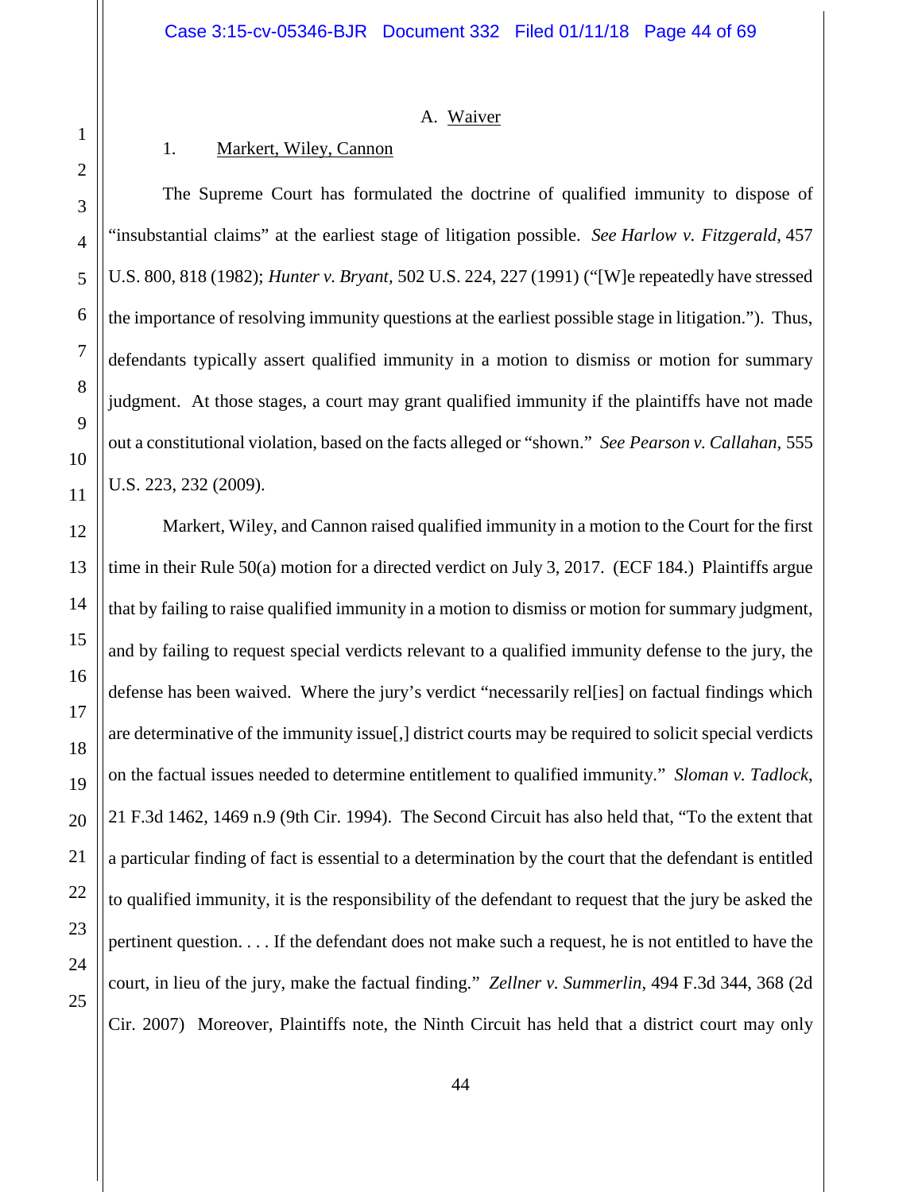## A. Waiver

### 1. Markert, Wiley, Cannon

The Supreme Court has formulated the doctrine of qualified immunity to dispose of "insubstantial claims" at the earliest stage of litigation possible. *See Harlow v. Fitzgerald*, 457 U.S. 800, 818 (1982); *Hunter v. Bryant*, 502 U.S. 224, 227 (1991) ("[W]e repeatedly have stressed the importance of resolving immunity questions at the earliest possible stage in litigation."). Thus, defendants typically assert qualified immunity in a motion to dismiss or motion for summary judgment. At those stages, a court may grant qualified immunity if the plaintiffs have not made out a constitutional violation, based on the facts alleged or "shown." *See Pearson v. Callahan*, 555 U.S. 223, 232 (2009).

Markert, Wiley, and Cannon raised qualified immunity in a motion to the Court for the first time in their Rule 50(a) motion for a directed verdict on July 3, 2017. (ECF 184.) Plaintiffs argue that by failing to raise qualified immunity in a motion to dismiss or motion for summary judgment, and by failing to request special verdicts relevant to a qualified immunity defense to the jury, the defense has been waived. Where the jury's verdict "necessarily rel[ies] on factual findings which are determinative of the immunity issue[,] district courts may be required to solicit special verdicts on the factual issues needed to determine entitlement to qualified immunity." *Sloman v. Tadlock*, 21 F.3d 1462, 1469 n.9 (9th Cir. 1994). The Second Circuit has also held that, "To the extent that a particular finding of fact is essential to a determination by the court that the defendant is entitled to qualified immunity, it is the responsibility of the defendant to request that the jury be asked the pertinent question. . . . If the defendant does not make such a request, he is not entitled to have the court, in lieu of the jury, make the factual finding." *Zellner v. Summerlin*, 494 F.3d 344, 368 (2d Cir. 2007) Moreover, Plaintiffs note, the Ninth Circuit has held that a district court may only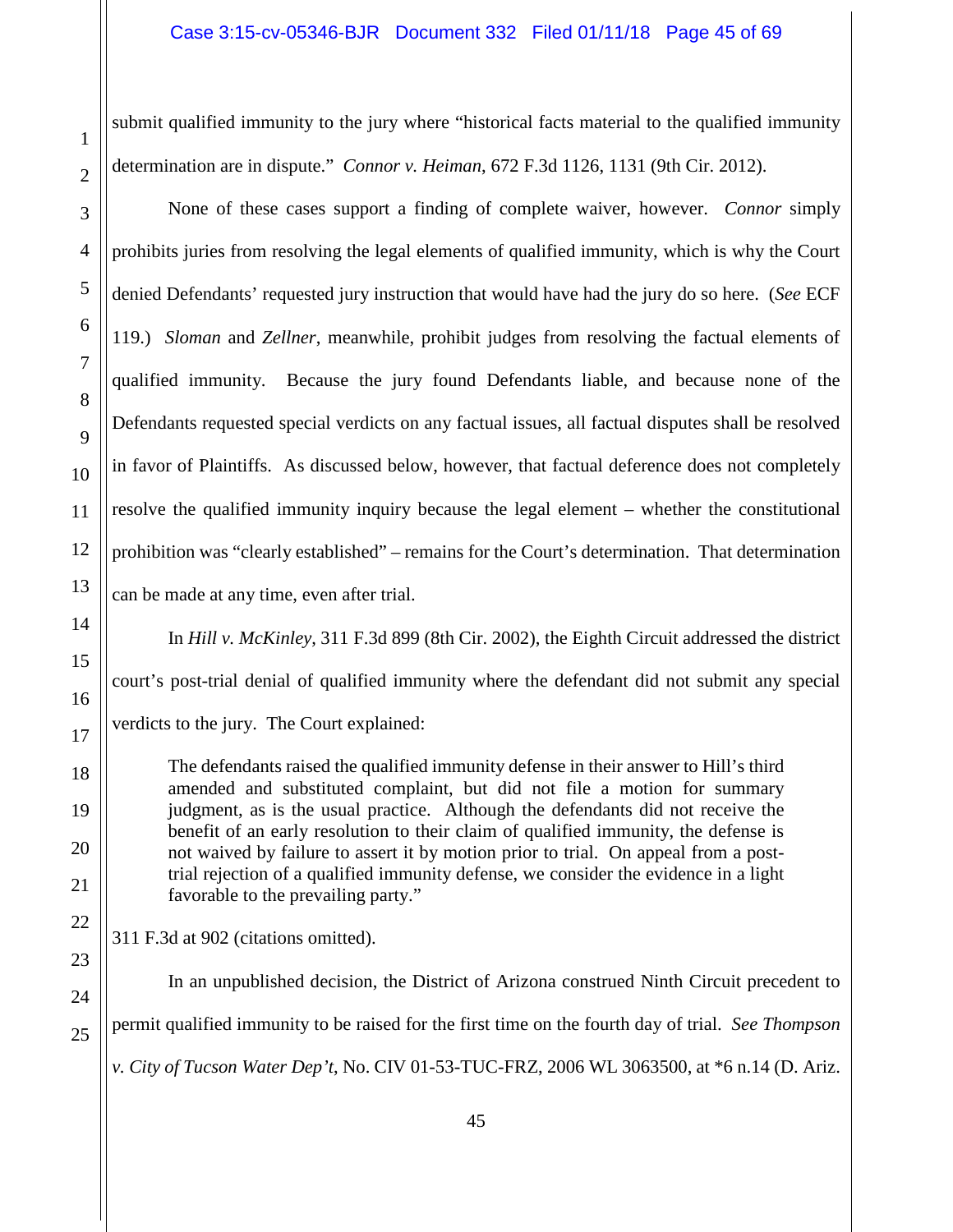submit qualified immunity to the jury where "historical facts material to the qualified immunity determination are in dispute." *Connor v. Heiman*, 672 F.3d 1126, 1131 (9th Cir. 2012).

None of these cases support a finding of complete waiver, however. *Connor* simply prohibits juries from resolving the legal elements of qualified immunity, which is why the Court denied Defendants' requested jury instruction that would have had the jury do so here. (*See* ECF 119.) *Sloman* and *Zellner*, meanwhile, prohibit judges from resolving the factual elements of qualified immunity. Because the jury found Defendants liable, and because none of the Defendants requested special verdicts on any factual issues, all factual disputes shall be resolved in favor of Plaintiffs. As discussed below, however, that factual deference does not completely resolve the qualified immunity inquiry because the legal element – whether the constitutional prohibition was "clearly established" – remains for the Court's determination. That determination can be made at any time, even after trial.

In *Hill v. McKinley*, 311 F.3d 899 (8th Cir. 2002), the Eighth Circuit addressed the district court's post-trial denial of qualified immunity where the defendant did not submit any special verdicts to the jury. The Court explained:

> The defendants raised the qualified immunity defense in their answer to Hill's third amended and substituted complaint, but did not file a motion for summary judgment, as is the usual practice. Although the defendants did not receive the benefit of an early resolution to their claim of qualified immunity, the defense is not waived by failure to assert it by motion prior to trial. On appeal from a post-trial rejection of a qualified immunity defense, we consider the evidence in a light favorable to the prevailing party."

311 F.3d at 902 (citations omitted).

In an unpublished decision, the District of Arizona construed Ninth Circuit precedent to permit qualified immunity to be raised for the first time on the fourth day of trial. *See Thompson v. City of Tucson Water Dep't*, No. CIV 01-53-TUC-FRZ, 2006 WL 3063500, at *6 n.14 (D. Ariz.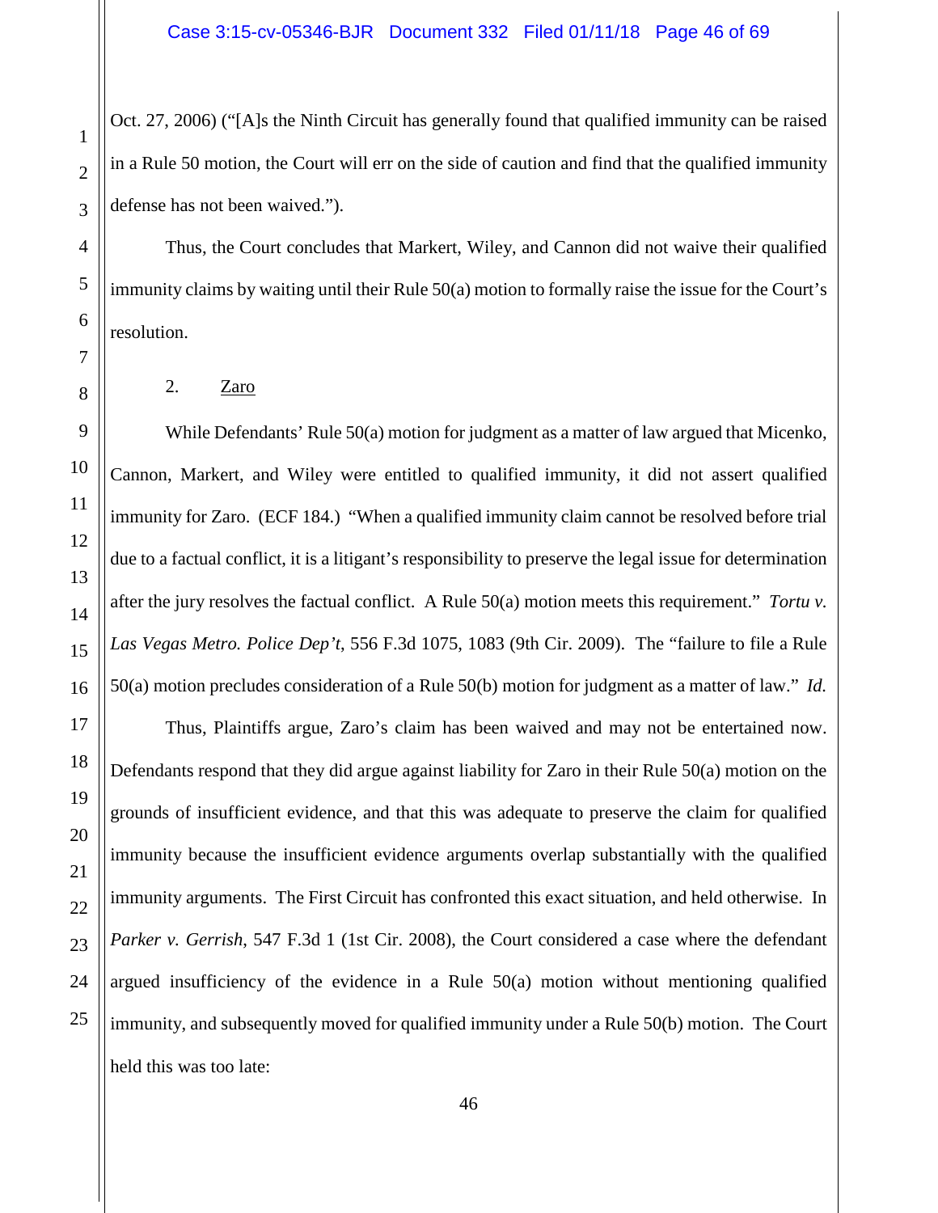Oct. 27, 2006) ("[A]s the Ninth Circuit has generally found that qualified immunity can be raised in a Rule 50 motion, the Court will err on the side of caution and find that the qualified immunity defense has not been waived.").

Thus, the Court concludes that Markert, Wiley, and Cannon did not waive their qualified immunity claims by waiting until their Rule 50(a) motion to formally raise the issue for the Court's resolution.

2. <u>Zaro</u>

While Defendants' Rule 50(a) motion for judgment as a matter of law argued that Micenko, Cannon, Markert, and Wiley were entitled to qualified immunity, it did not assert qualified immunity for Zaro. (ECF 184.) "When a qualified immunity claim cannot be resolved before trial due to a factual conflict, it is a litigant's responsibility to preserve the legal issue for determination after the jury resolves the factual conflict. A Rule 50(a) motion meets this requirement." *Tortu v. Las Vegas Metro. Police Dep't*, 556 F.3d 1075, 1083 (9th Cir. 2009). The "failure to file a Rule 50(a) motion precludes consideration of a Rule 50(b) motion for judgment as a matter of law." *Id.*

Thus, Plaintiffs argue, Zaro's claim has been waived and may not be entertained now. Defendants respond that they did argue against liability for Zaro in their Rule 50(a) motion on the grounds of insufficient evidence, and that this was adequate to preserve the claim for qualified immunity because the insufficient evidence arguments overlap substantially with the qualified immunity arguments. The First Circuit has confronted this exact situation, and held otherwise. In *Parker v. Gerrish*, 547 F.3d 1 (1st Cir. 2008), the Court considered a case where the defendant argued insufficiency of the evidence in a Rule 50(a) motion without mentioning qualified immunity, and subsequently moved for qualified immunity under a Rule 50(b) motion. The Court held this was too late: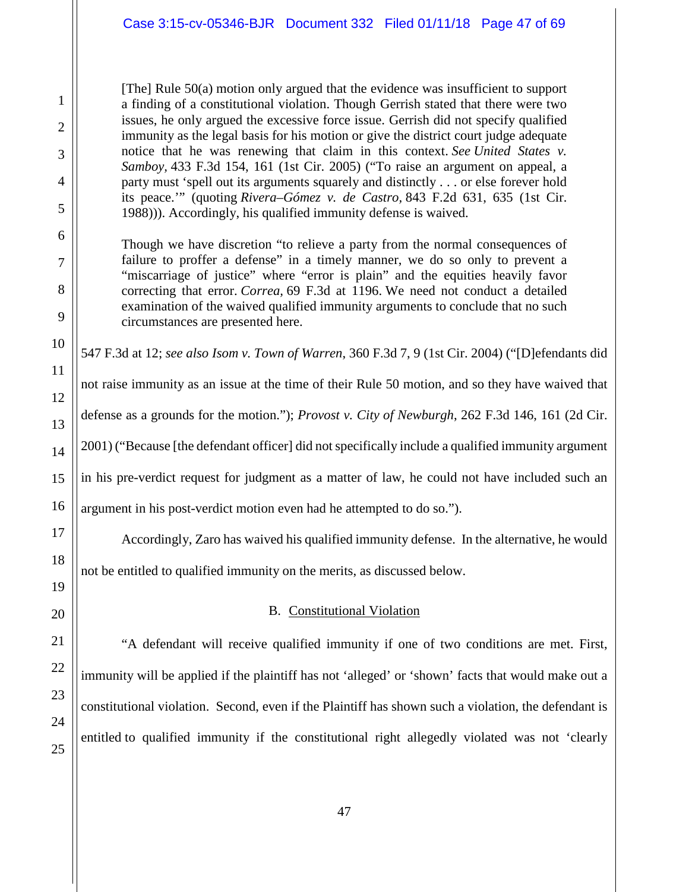> [The] Rule 50(a) motion only argued that the evidence was insufficient to support a finding of a constitutional violation. Though Gerrish stated that there were two issues, he only argued the excessive force issue. Gerrish did not specify qualified immunity as the legal basis for his motion or give the district court judge adequate notice that he was renewing that claim in this context. *See United States v. Samboy*, 433 F.3d 154, 161 (1st Cir. 2005) ("To raise an argument on appeal, a party must 'spell out its arguments squarely and distinctly . . . or else forever hold its peace.'" (quoting *Rivera–Gómez v. de Castro*, 843 F.2d 631, 635 (1st Cir. 1988))). Accordingly, his qualified immunity defense is waived.
>
> Though we have discretion "to relieve a party from the normal consequences of failure to proffer a defense" in a timely manner, we do so only to prevent a "miscarriage of justice" where "error is plain" and the equities heavily favor correcting that error. *Correa*, 69 F.3d at 1196. We need not conduct a detailed examination of the waived qualified immunity arguments to conclude that no such circumstances are presented here.

547 F.3d at 12; *see also Isom v. Town of Warren*, 360 F.3d 7, 9 (1st Cir. 2004) ("[D]efendants did not raise immunity as an issue at the time of their Rule 50 motion, and so they have waived that defense as a grounds for the motion."); *Provost v. City of Newburgh*, 262 F.3d 146, 161 (2d Cir. 2001) ("Because [the defendant officer] did not specifically include a qualified immunity argument in his pre-verdict request for judgment as a matter of law, he could not have included such an argument in his post-verdict motion even had he attempted to do so.").

Accordingly, Zaro has waived his qualified immunity defense. In the alternative, he would not be entitled to qualified immunity on the merits, as discussed below.

### B. Constitutional Violation

"A defendant will receive qualified immunity if one of two conditions are met. First, immunity will be applied if the plaintiff has not 'alleged' or 'shown' facts that would make out a constitutional violation. Second, even if the Plaintiff has shown such a violation, the defendant is entitled to qualified immunity if the constitutional right allegedly violated was not 'clearly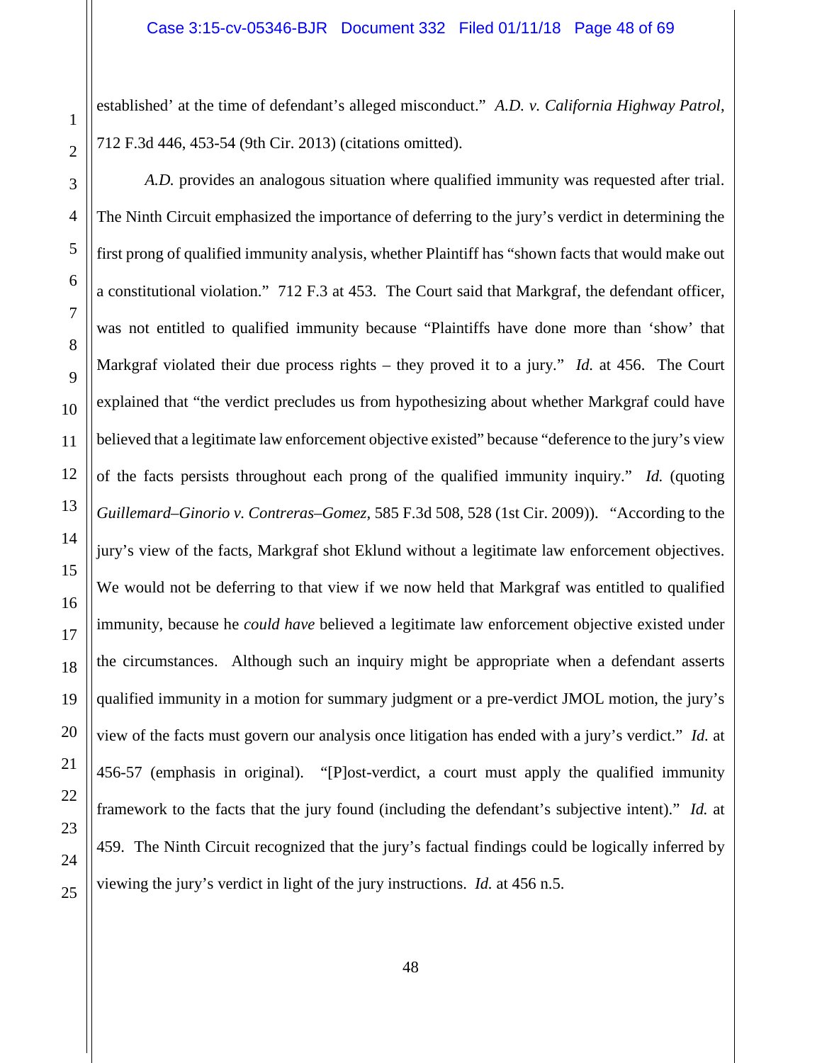established' at the time of defendant's alleged misconduct." *A.D. v. California Highway Patrol*, 712 F.3d 446, 453-54 (9th Cir. 2013) (citations omitted).

*A.D.* provides an analogous situation where qualified immunity was requested after trial. The Ninth Circuit emphasized the importance of deferring to the jury's verdict in determining the first prong of qualified immunity analysis, whether Plaintiff has "shown facts that would make out a constitutional violation." 712 F.3 at 453. The Court said that Markgraf, the defendant officer, was not entitled to qualified immunity because "Plaintiffs have done more than 'show' that Markgraf violated their due process rights – they proved it to a jury." *Id.* at 456. The Court explained that "the verdict precludes us from hypothesizing about whether Markgraf could have believed that a legitimate law enforcement objective existed" because "deference to the jury's view of the facts persists throughout each prong of the qualified immunity inquiry." *Id.* (quoting *Guillemard–Ginorio v. Contreras–Gomez*, 585 F.3d 508, 528 (1st Cir. 2009)). "According to the jury's view of the facts, Markgraf shot Eklund without a legitimate law enforcement objectives. We would not be deferring to that view if we now held that Markgraf was entitled to qualified immunity, because he *could have* believed a legitimate law enforcement objective existed under the circumstances. Although such an inquiry might be appropriate when a defendant asserts qualified immunity in a motion for summary judgment or a pre-verdict JMOL motion, the jury's view of the facts must govern our analysis once litigation has ended with a jury's verdict." *Id.* at 456-57 (emphasis in original). "[P]ost-verdict, a court must apply the qualified immunity framework to the facts that the jury found (including the defendant's subjective intent)." *Id.* at 459. The Ninth Circuit recognized that the jury's factual findings could be logically inferred by viewing the jury's verdict in light of the jury instructions. *Id.* at 456 n.5.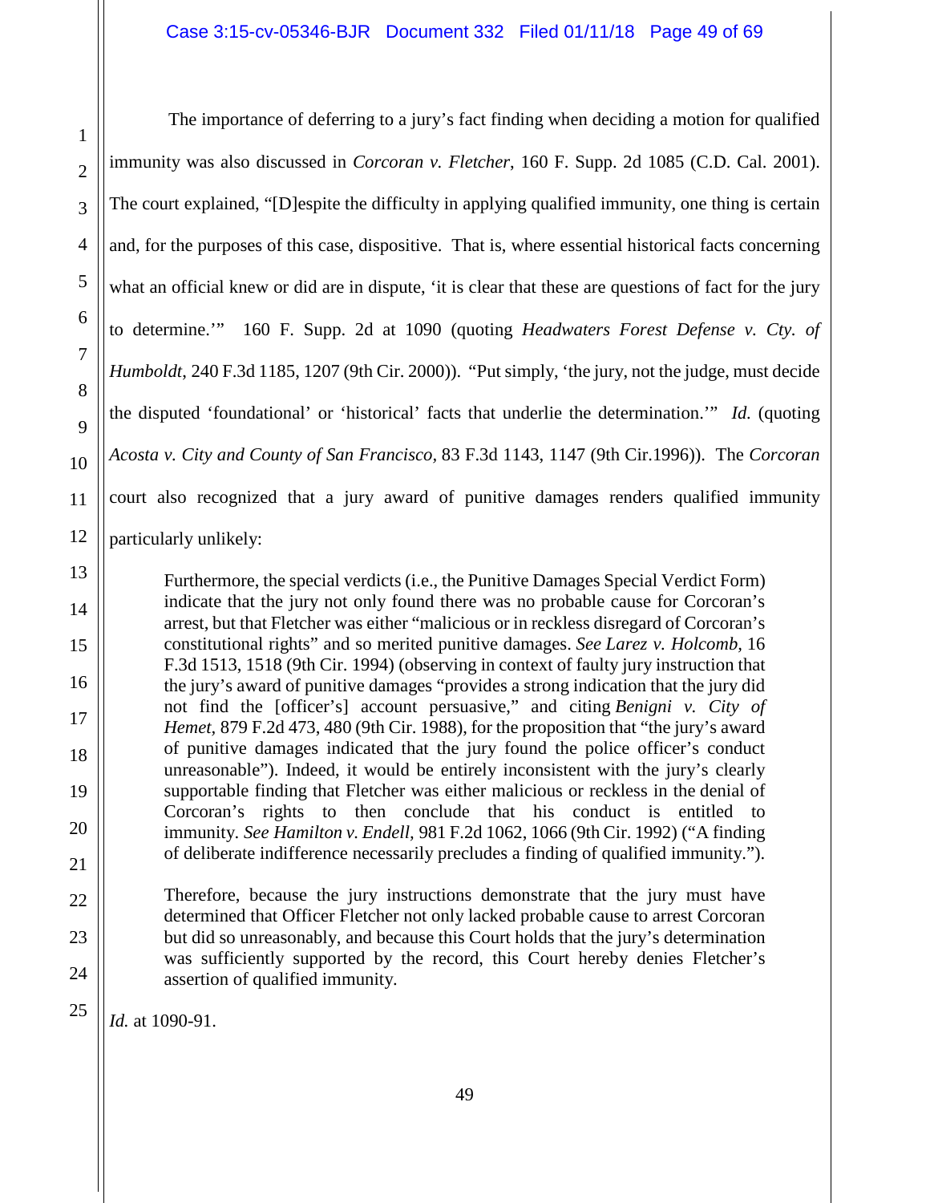The importance of deferring to a jury's fact finding when deciding a motion for qualified immunity was also discussed in *Corcoran v. Fletcher*, 160 F. Supp. 2d 1085 (C.D. Cal. 2001). The court explained, "[D]espite the difficulty in applying qualified immunity, one thing is certain and, for the purposes of this case, dispositive. That is, where essential historical facts concerning what an official knew or did are in dispute, 'it is clear that these are questions of fact for the jury to determine.'" 160 F. Supp. 2d at 1090 (quoting *Headwaters Forest Defense v. Cty. of Humboldt*, 240 F.3d 1185, 1207 (9th Cir. 2000)). "Put simply, 'the jury, not the judge, must decide the disputed 'foundational' or 'historical' facts that underlie the determination.'" *Id.* (quoting *Acosta v. City and County of San Francisco*, 83 F.3d 1143, 1147 (9th Cir.1996)). The *Corcoran* court also recognized that a jury award of punitive damages renders qualified immunity particularly unlikely:

> Furthermore, the special verdicts (i.e., the Punitive Damages Special Verdict Form) indicate that the jury not only found there was no probable cause for Corcoran's arrest, but that Fletcher was either "malicious or in reckless disregard of Corcoran's constitutional rights" and so merited punitive damages. *See Larez v. Holcomb*, 16 F.3d 1513, 1518 (9th Cir. 1994) (observing in context of faulty jury instruction that the jury's award of punitive damages "provides a strong indication that the jury did not find the [officer's] account persuasive," and citing *Benigni v. City of Hemet*, 879 F.2d 473, 480 (9th Cir. 1988), for the proposition that "the jury's award of punitive damages indicated that the jury found the police officer's conduct unreasonable"). Indeed, it would be entirely inconsistent with the jury's clearly supportable finding that Fletcher was either malicious or reckless in the denial of Corcoran's rights to then conclude that his conduct is entitled to immunity. *See Hamilton v. Endell*, 981 F.2d 1062, 1066 (9th Cir. 1992) ("A finding of deliberate indifference necessarily precludes a finding of qualified immunity.").
>
> Therefore, because the jury instructions demonstrate that the jury must have determined that Officer Fletcher not only lacked probable cause to arrest Corcoran but did so unreasonably, and because this Court holds that the jury's determination was sufficiently supported by the record, this Court hereby denies Fletcher's assertion of qualified immunity.

*Id.* at 1090-91.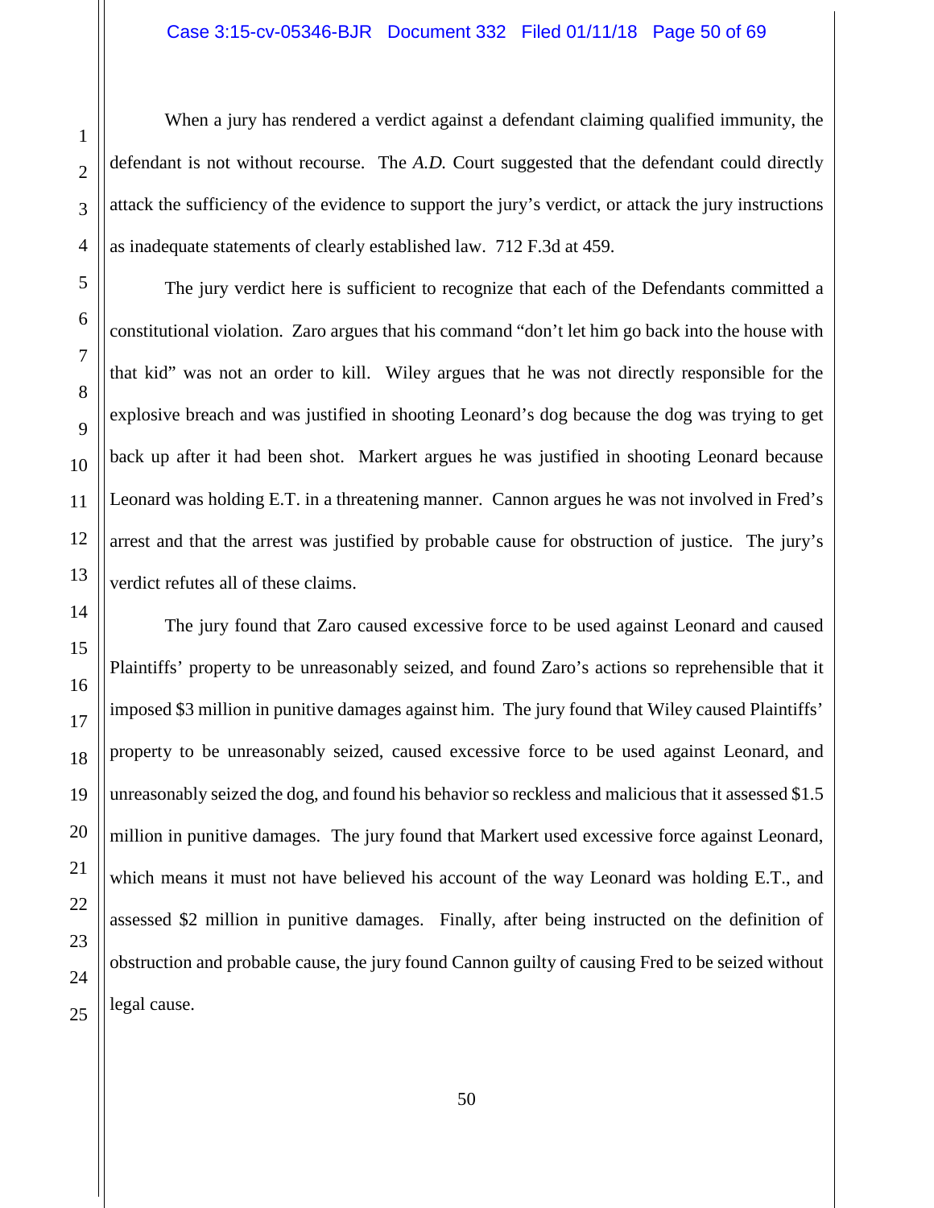When a jury has rendered a verdict against a defendant claiming qualified immunity, the defendant is not without recourse. The *A.D.* Court suggested that the defendant could directly attack the sufficiency of the evidence to support the jury's verdict, or attack the jury instructions as inadequate statements of clearly established law. 712 F.3d at 459.

The jury verdict here is sufficient to recognize that each of the Defendants committed a constitutional violation. Zaro argues that his command "don't let him go back into the house with that kid" was not an order to kill. Wiley argues that he was not directly responsible for the explosive breach and was justified in shooting Leonard's dog because the dog was trying to get back up after it had been shot. Markert argues he was justified in shooting Leonard because Leonard was holding E.T. in a threatening manner. Cannon argues he was not involved in Fred's arrest and that the arrest was justified by probable cause for obstruction of justice. The jury's verdict refutes all of these claims.

The jury found that Zaro caused excessive force to be used against Leonard and caused Plaintiffs' property to be unreasonably seized, and found Zaro's actions so reprehensible that it imposed $3 million in punitive damages against him. The jury found that Wiley caused Plaintiffs' property to be unreasonably seized, caused excessive force to be used against Leonard, and unreasonably seized the dog, and found his behavior so reckless and malicious that it assessed $1.5 million in punitive damages. The jury found that Markert used excessive force against Leonard, which means it must not have believed his account of the way Leonard was holding E.T., and assessed $2 million in punitive damages. Finally, after being instructed on the definition of obstruction and probable cause, the jury found Cannon guilty of causing Fred to be seized without legal cause.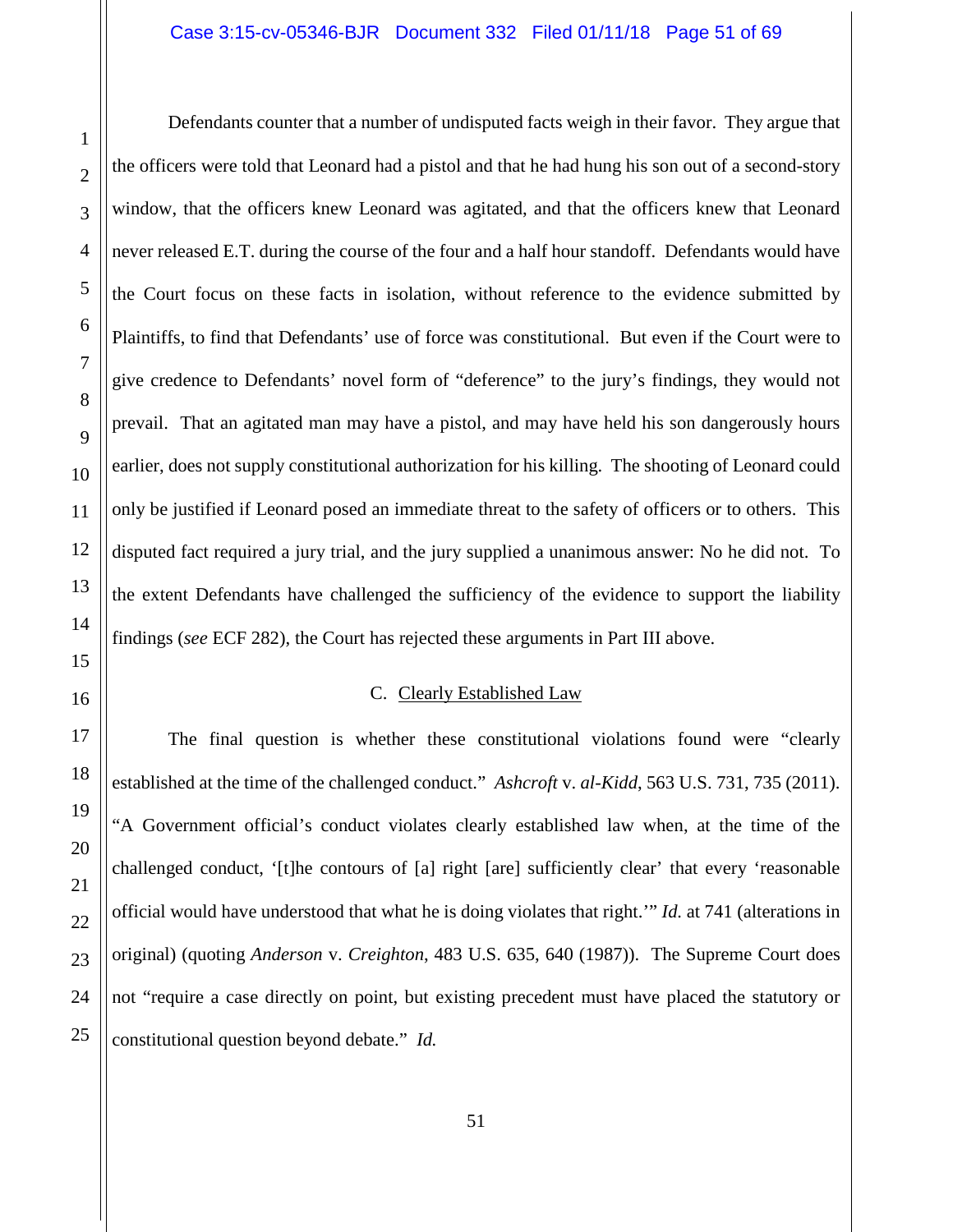Defendants counter that a number of undisputed facts weigh in their favor. They argue that the officers were told that Leonard had a pistol and that he had hung his son out of a second-story window, that the officers knew Leonard was agitated, and that the officers knew that Leonard never released E.T. during the course of the four and a half hour standoff. Defendants would have the Court focus on these facts in isolation, without reference to the evidence submitted by Plaintiffs, to find that Defendants' use of force was constitutional. But even if the Court were to give credence to Defendants' novel form of "deference" to the jury's findings, they would not prevail. That an agitated man may have a pistol, and may have held his son dangerously hours earlier, does not supply constitutional authorization for his killing. The shooting of Leonard could only be justified if Leonard posed an immediate threat to the safety of officers or to others. This disputed fact required a jury trial, and the jury supplied a unanimous answer: No he did not. To the extent Defendants have challenged the sufficiency of the evidence to support the liability findings (*see* ECF 282), the Court has rejected these arguments in Part III above.

### C. Clearly Established Law

The final question is whether these constitutional violations found were "clearly established at the time of the challenged conduct." *Ashcroft* v. *al-Kidd*, 563 U.S. 731, 735 (2011). "A Government official's conduct violates clearly established law when, at the time of the challenged conduct, '[t]he contours of [a] right [are] sufficiently clear' that every 'reasonable official would have understood that what he is doing violates that right.'" *Id.* at 741 (alterations in original) (quoting *Anderson* v. *Creighton*, 483 U.S. 635, 640 (1987)). The Supreme Court does not "require a case directly on point, but existing precedent must have placed the statutory or constitutional question beyond debate." *Id.*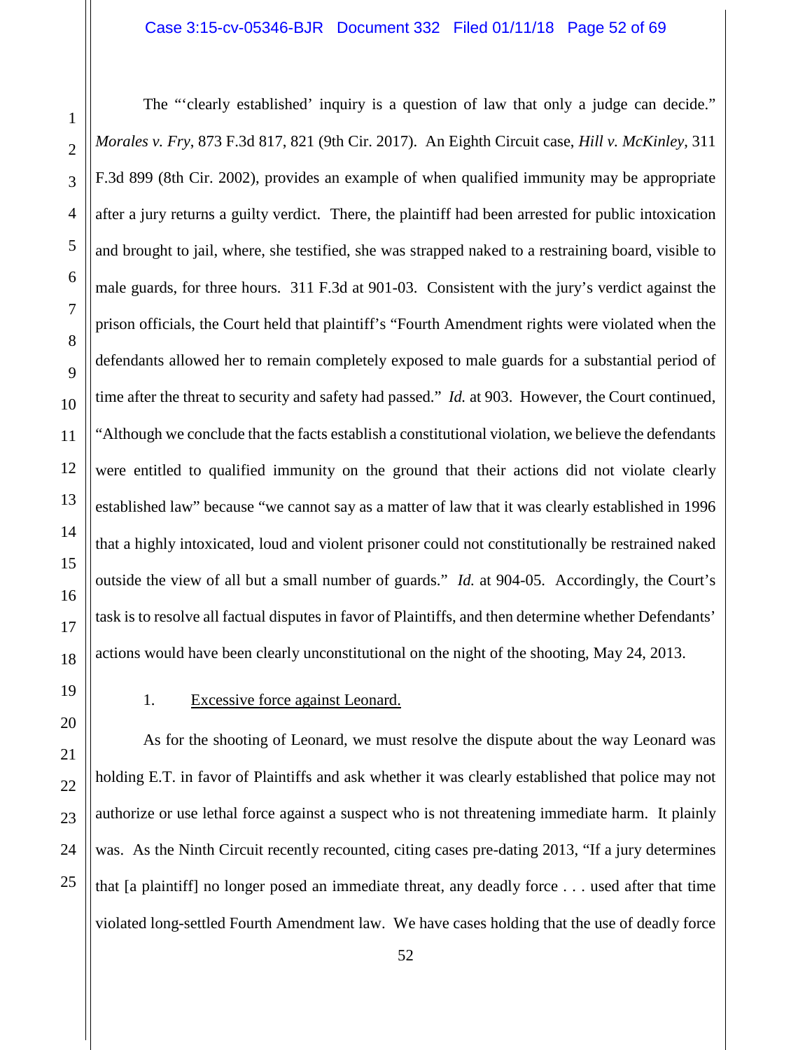The "'clearly established' inquiry is a question of law that only a judge can decide." *Morales v. Fry*, 873 F.3d 817, 821 (9th Cir. 2017). An Eighth Circuit case, *Hill v. McKinley*, 311 F.3d 899 (8th Cir. 2002), provides an example of when qualified immunity may be appropriate after a jury returns a guilty verdict. There, the plaintiff had been arrested for public intoxication and brought to jail, where, she testified, she was strapped naked to a restraining board, visible to male guards, for three hours. 311 F.3d at 901-03. Consistent with the jury's verdict against the prison officials, the Court held that plaintiff's "Fourth Amendment rights were violated when the defendants allowed her to remain completely exposed to male guards for a substantial period of time after the threat to security and safety had passed." *Id.* at 903. However, the Court continued, "Although we conclude that the facts establish a constitutional violation, we believe the defendants were entitled to qualified immunity on the ground that their actions did not violate clearly established law" because "we cannot say as a matter of law that it was clearly established in 1996 that a highly intoxicated, loud and violent prisoner could not constitutionally be restrained naked outside the view of all but a small number of guards." *Id.* at 904-05. Accordingly, the Court's task is to resolve all factual disputes in favor of Plaintiffs, and then determine whether Defendants' actions would have been clearly unconstitutional on the night of the shooting, May 24, 2013.

1. Excessive force against Leonard.

As for the shooting of Leonard, we must resolve the dispute about the way Leonard was holding E.T. in favor of Plaintiffs and ask whether it was clearly established that police may not authorize or use lethal force against a suspect who is not threatening immediate harm. It plainly was. As the Ninth Circuit recently recounted, citing cases pre-dating 2013, "If a jury determines that [a plaintiff] no longer posed an immediate threat, any deadly force . . . used after that time violated long-settled Fourth Amendment law. We have cases holding that the use of deadly force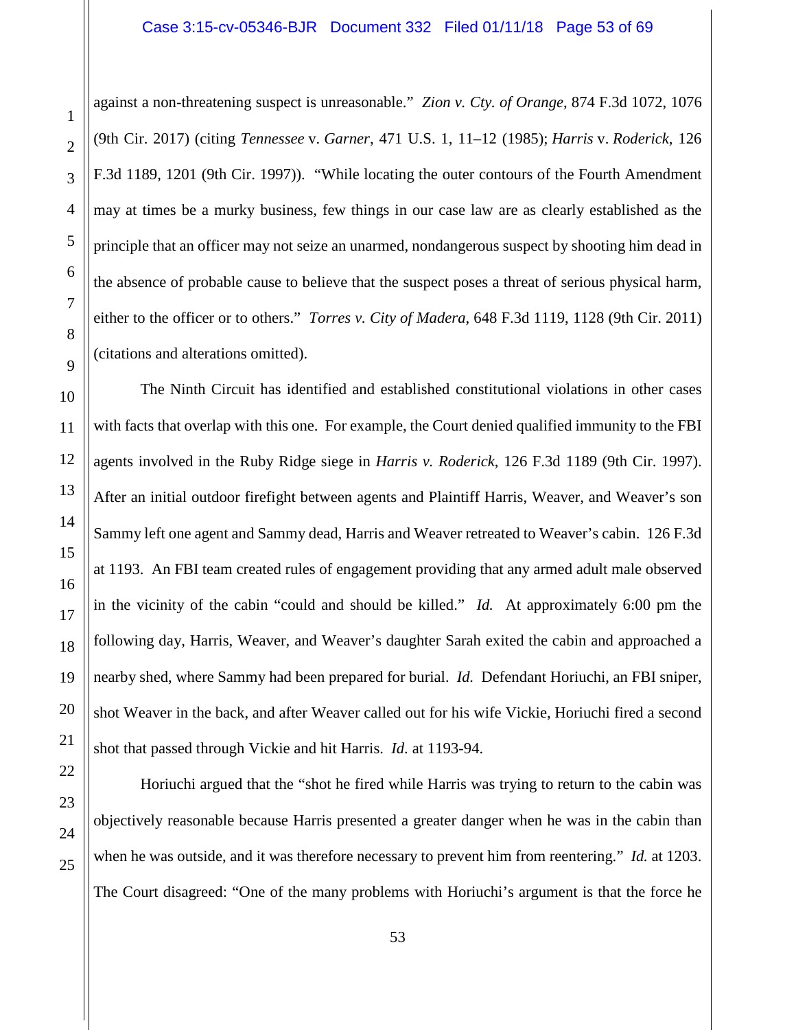against a non-threatening suspect is unreasonable." *Zion v. Cty. of Orange*, 874 F.3d 1072, 1076 (9th Cir. 2017) (citing *Tennessee* v. *Garner*, 471 U.S. 1, 11–12 (1985); *Harris* v. *Roderick*, 126 F.3d 1189, 1201 (9th Cir. 1997)). "While locating the outer contours of the Fourth Amendment may at times be a murky business, few things in our case law are as clearly established as the principle that an officer may not seize an unarmed, nondangerous suspect by shooting him dead in the absence of probable cause to believe that the suspect poses a threat of serious physical harm, either to the officer or to others." *Torres v. City of Madera*, 648 F.3d 1119, 1128 (9th Cir. 2011) (citations and alterations omitted).

The Ninth Circuit has identified and established constitutional violations in other cases with facts that overlap with this one. For example, the Court denied qualified immunity to the FBI agents involved in the Ruby Ridge siege in *Harris v. Roderick*, 126 F.3d 1189 (9th Cir. 1997). After an initial outdoor firefight between agents and Plaintiff Harris, Weaver, and Weaver's son Sammy left one agent and Sammy dead, Harris and Weaver retreated to Weaver's cabin. 126 F.3d at 1193. An FBI team created rules of engagement providing that any armed adult male observed in the vicinity of the cabin "could and should be killed." *Id.* At approximately 6:00 pm the following day, Harris, Weaver, and Weaver's daughter Sarah exited the cabin and approached a nearby shed, where Sammy had been prepared for burial. *Id.* Defendant Horiuchi, an FBI sniper, shot Weaver in the back, and after Weaver called out for his wife Vickie, Horiuchi fired a second shot that passed through Vickie and hit Harris. *Id.* at 1193-94.

Horiuchi argued that the "shot he fired while Harris was trying to return to the cabin was objectively reasonable because Harris presented a greater danger when he was in the cabin than when he was outside, and it was therefore necessary to prevent him from reentering." *Id.* at 1203. The Court disagreed: "One of the many problems with Horiuchi's argument is that the force he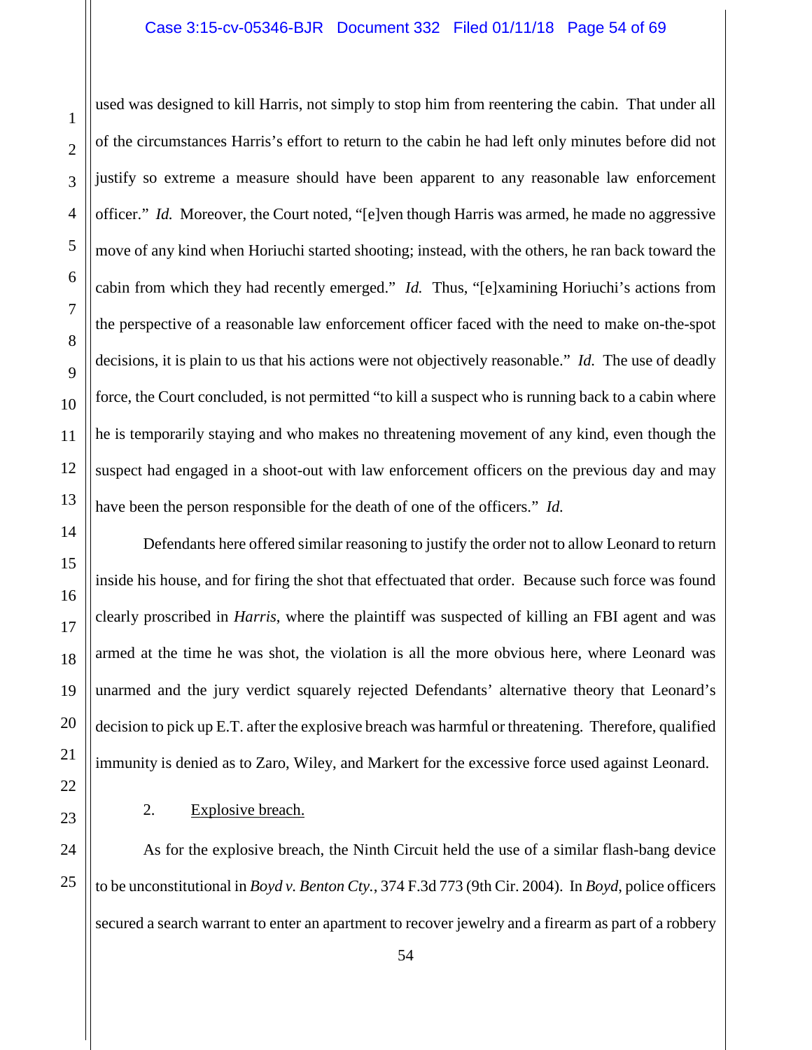used was designed to kill Harris, not simply to stop him from reentering the cabin. That under all of the circumstances Harris's effort to return to the cabin he had left only minutes before did not justify so extreme a measure should have been apparent to any reasonable law enforcement officer." *Id.* Moreover, the Court noted, "[e]ven though Harris was armed, he made no aggressive move of any kind when Horiuchi started shooting; instead, with the others, he ran back toward the cabin from which they had recently emerged." *Id.* Thus, "[e]xamining Horiuchi's actions from the perspective of a reasonable law enforcement officer faced with the need to make on-the-spot decisions, it is plain to us that his actions were not objectively reasonable." *Id.* The use of deadly force, the Court concluded, is not permitted "to kill a suspect who is running back to a cabin where he is temporarily staying and who makes no threatening movement of any kind, even though the suspect had engaged in a shoot-out with law enforcement officers on the previous day and may have been the person responsible for the death of one of the officers." *Id.*

Defendants here offered similar reasoning to justify the order not to allow Leonard to return inside his house, and for firing the shot that effectuated that order. Because such force was found clearly proscribed in *Harris*, where the plaintiff was suspected of killing an FBI agent and was armed at the time he was shot, the violation is all the more obvious here, where Leonard was unarmed and the jury verdict squarely rejected Defendants' alternative theory that Leonard's decision to pick up E.T. after the explosive breach was harmful or threatening. Therefore, qualified immunity is denied as to Zaro, Wiley, and Markert for the excessive force used against Leonard.

2. Explosive breach.

As for the explosive breach, the Ninth Circuit held the use of a similar flash-bang device to be unconstitutional in *Boyd v. Benton Cty.*, 374 F.3d 773 (9th Cir. 2004). In *Boyd*, police officers secured a search warrant to enter an apartment to recover jewelry and a firearm as part of a robbery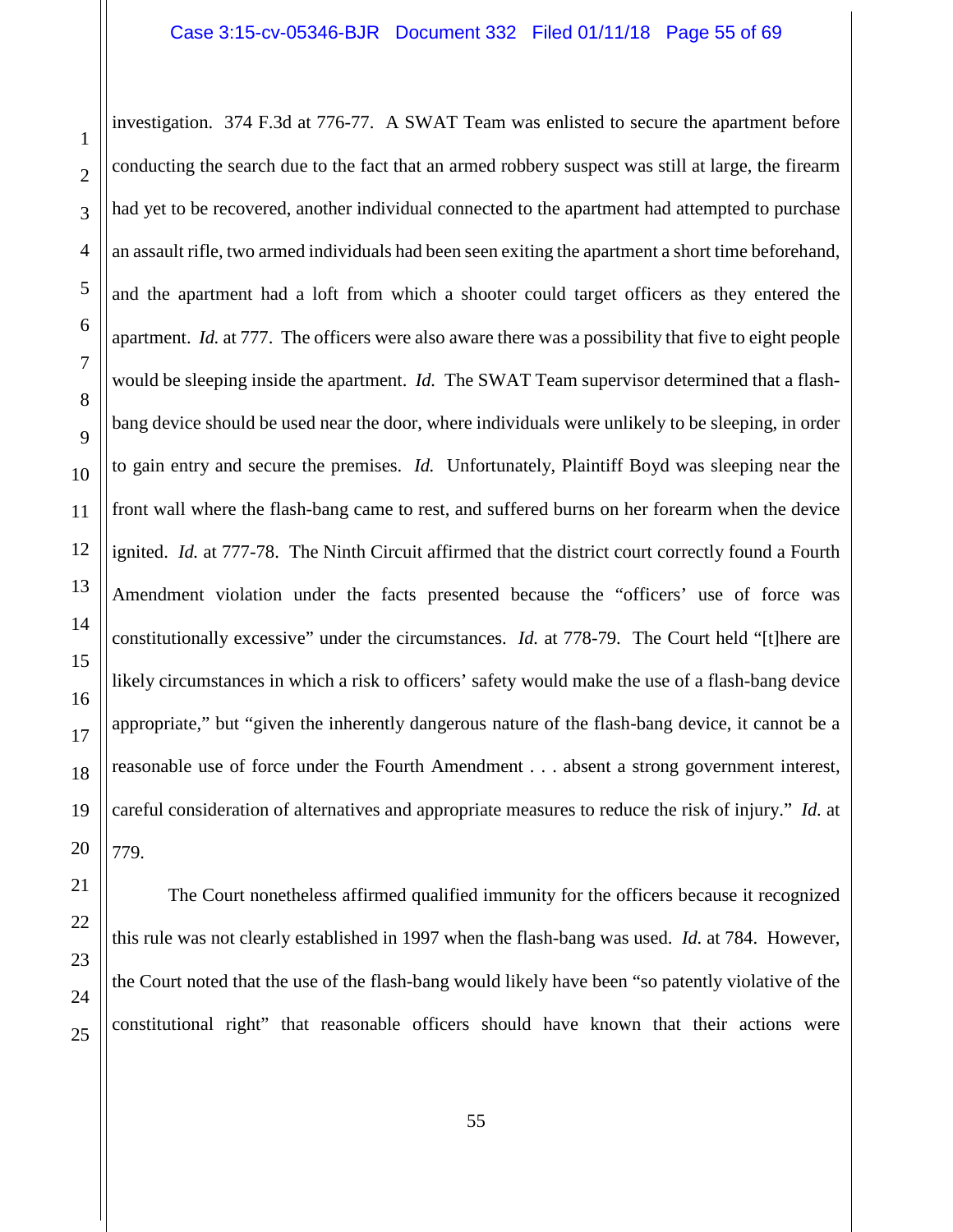investigation. 374 F.3d at 776-77. A SWAT Team was enlisted to secure the apartment before conducting the search due to the fact that an armed robbery suspect was still at large, the firearm had yet to be recovered, another individual connected to the apartment had attempted to purchase an assault rifle, two armed individuals had been seen exiting the apartment a short time beforehand, and the apartment had a loft from which a shooter could target officers as they entered the apartment. *Id.* at 777. The officers were also aware there was a possibility that five to eight people would be sleeping inside the apartment. *Id.* The SWAT Team supervisor determined that a flash-bang device should be used near the door, where individuals were unlikely to be sleeping, in order to gain entry and secure the premises. *Id.* Unfortunately, Plaintiff Boyd was sleeping near the front wall where the flash-bang came to rest, and suffered burns on her forearm when the device ignited. *Id.* at 777-78. The Ninth Circuit affirmed that the district court correctly found a Fourth Amendment violation under the facts presented because the "officers' use of force was constitutionally excessive" under the circumstances. *Id.* at 778-79. The Court held "[t]here are likely circumstances in which a risk to officers' safety would make the use of a flash-bang device appropriate," but "given the inherently dangerous nature of the flash-bang device, it cannot be a reasonable use of force under the Fourth Amendment . . . absent a strong government interest, careful consideration of alternatives and appropriate measures to reduce the risk of injury." *Id.* at 779.

The Court nonetheless affirmed qualified immunity for the officers because it recognized this rule was not clearly established in 1997 when the flash-bang was used. *Id.* at 784. However, the Court noted that the use of the flash-bang would likely have been "so patently violative of the constitutional right" that reasonable officers should have known that their actions were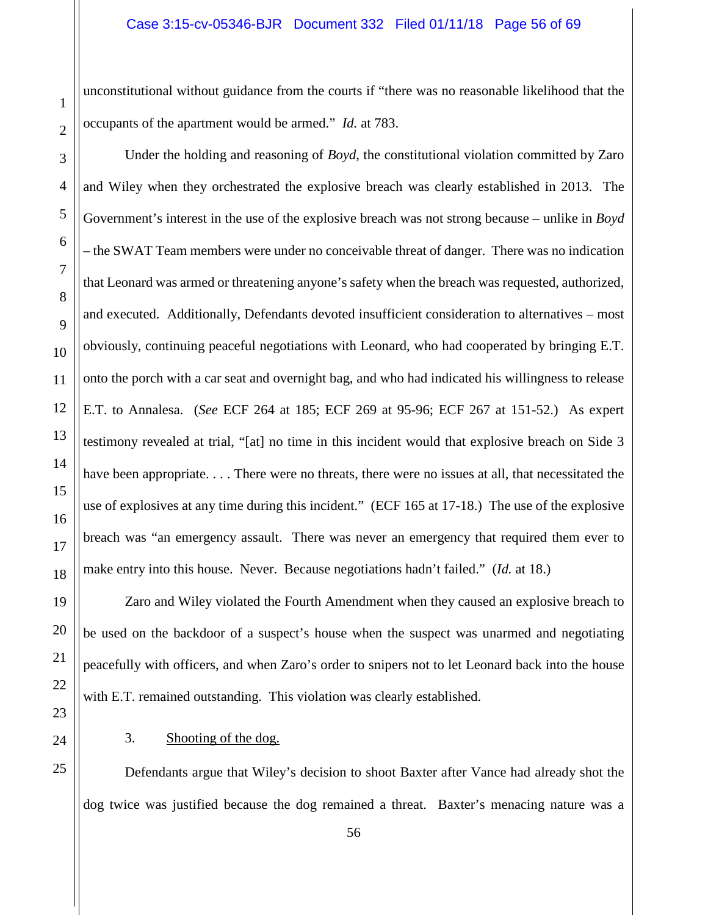unconstitutional without guidance from the courts if "there was no reasonable likelihood that the occupants of the apartment would be armed." *Id.* at 783.

Under the holding and reasoning of *Boyd*, the constitutional violation committed by Zaro and Wiley when they orchestrated the explosive breach was clearly established in 2013. The Government's interest in the use of the explosive breach was not strong because – unlike in *Boyd* – the SWAT Team members were under no conceivable threat of danger. There was no indication that Leonard was armed or threatening anyone's safety when the breach was requested, authorized, and executed. Additionally, Defendants devoted insufficient consideration to alternatives – most obviously, continuing peaceful negotiations with Leonard, who had cooperated by bringing E.T. onto the porch with a car seat and overnight bag, and who had indicated his willingness to release E.T. to Annalesa. (*See* ECF 264 at 185; ECF 269 at 95-96; ECF 267 at 151-52.) As expert testimony revealed at trial, "[at] no time in this incident would that explosive breach on Side 3 have been appropriate. . . . There were no threats, there were no issues at all, that necessitated the use of explosives at any time during this incident." (ECF 165 at 17-18.) The use of the explosive breach was "an emergency assault. There was never an emergency that required them ever to make entry into this house. Never. Because negotiations hadn't failed." (*Id.* at 18.)

Zaro and Wiley violated the Fourth Amendment when they caused an explosive breach to be used on the backdoor of a suspect's house when the suspect was unarmed and negotiating peacefully with officers, and when Zaro's order to snipers not to let Leonard back into the house with E.T. remained outstanding. This violation was clearly established.

3. Shooting of the dog.

Defendants argue that Wiley's decision to shoot Baxter after Vance had already shot the dog twice was justified because the dog remained a threat. Baxter's menacing nature was a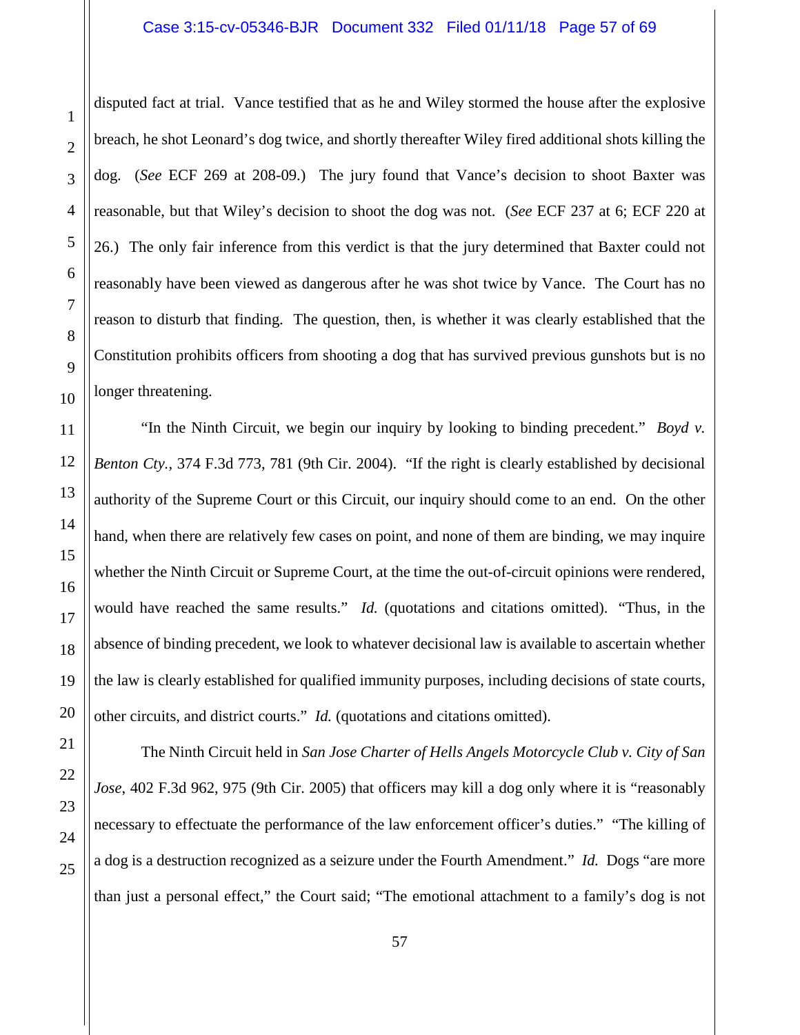disputed fact at trial. Vance testified that as he and Wiley stormed the house after the explosive breach, he shot Leonard's dog twice, and shortly thereafter Wiley fired additional shots killing the dog. (*See* ECF 269 at 208-09.) The jury found that Vance's decision to shoot Baxter was reasonable, but that Wiley's decision to shoot the dog was not. (*See* ECF 237 at 6; ECF 220 at 26.) The only fair inference from this verdict is that the jury determined that Baxter could not reasonably have been viewed as dangerous after he was shot twice by Vance. The Court has no reason to disturb that finding. The question, then, is whether it was clearly established that the Constitution prohibits officers from shooting a dog that has survived previous gunshots but is no longer threatening.

"In the Ninth Circuit, we begin our inquiry by looking to binding precedent." *Boyd v. Benton Cty.*, 374 F.3d 773, 781 (9th Cir. 2004). "If the right is clearly established by decisional authority of the Supreme Court or this Circuit, our inquiry should come to an end. On the other hand, when there are relatively few cases on point, and none of them are binding, we may inquire whether the Ninth Circuit or Supreme Court, at the time the out-of-circuit opinions were rendered, would have reached the same results." *Id.* (quotations and citations omitted). "Thus, in the absence of binding precedent, we look to whatever decisional law is available to ascertain whether the law is clearly established for qualified immunity purposes, including decisions of state courts, other circuits, and district courts." *Id.* (quotations and citations omitted).

The Ninth Circuit held in *San Jose Charter of Hells Angels Motorcycle Club v. City of San Jose*, 402 F.3d 962, 975 (9th Cir. 2005) that officers may kill a dog only where it is "reasonably necessary to effectuate the performance of the law enforcement officer's duties." "The killing of a dog is a destruction recognized as a seizure under the Fourth Amendment." *Id.* Dogs "are more than just a personal effect," the Court said; "The emotional attachment to a family's dog is not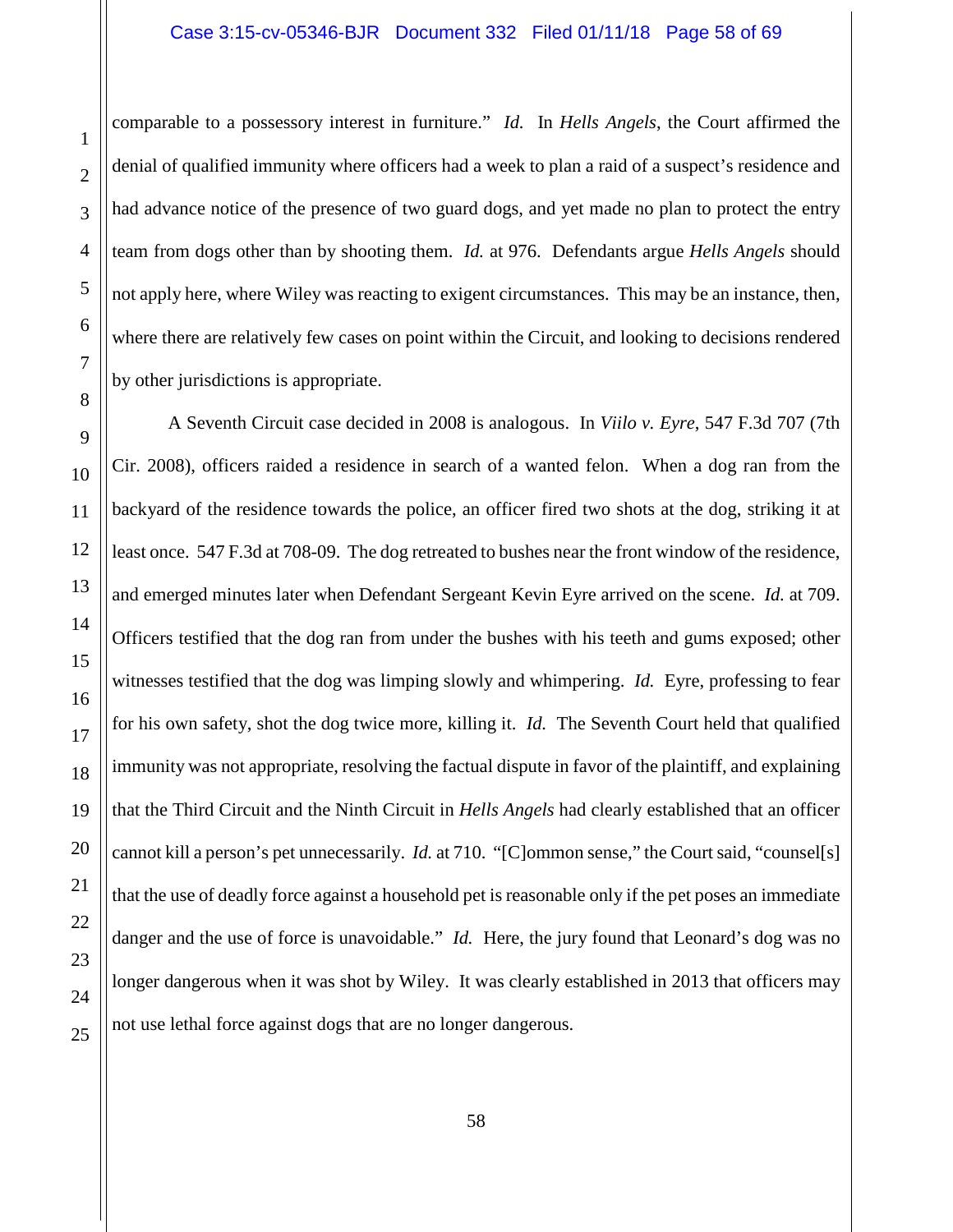comparable to a possessory interest in furniture." *Id.* In *Hells Angels*, the Court affirmed the denial of qualified immunity where officers had a week to plan a raid of a suspect's residence and had advance notice of the presence of two guard dogs, and yet made no plan to protect the entry team from dogs other than by shooting them. *Id.* at 976. Defendants argue *Hells Angels* should not apply here, where Wiley was reacting to exigent circumstances. This may be an instance, then, where there are relatively few cases on point within the Circuit, and looking to decisions rendered by other jurisdictions is appropriate.

A Seventh Circuit case decided in 2008 is analogous. In *Viilo v. Eyre*, 547 F.3d 707 (7th Cir. 2008), officers raided a residence in search of a wanted felon. When a dog ran from the backyard of the residence towards the police, an officer fired two shots at the dog, striking it at least once. 547 F.3d at 708-09. The dog retreated to bushes near the front window of the residence, and emerged minutes later when Defendant Sergeant Kevin Eyre arrived on the scene. *Id.* at 709. Officers testified that the dog ran from under the bushes with his teeth and gums exposed; other witnesses testified that the dog was limping slowly and whimpering. *Id.* Eyre, professing to fear for his own safety, shot the dog twice more, killing it. *Id.* The Seventh Court held that qualified immunity was not appropriate, resolving the factual dispute in favor of the plaintiff, and explaining that the Third Circuit and the Ninth Circuit in *Hells Angels* had clearly established that an officer cannot kill a person's pet unnecessarily. *Id.* at 710. "[C]ommon sense," the Court said, "counsel[s] that the use of deadly force against a household pet is reasonable only if the pet poses an immediate danger and the use of force is unavoidable." *Id.* Here, the jury found that Leonard's dog was no longer dangerous when it was shot by Wiley. It was clearly established in 2013 that officers may not use lethal force against dogs that are no longer dangerous.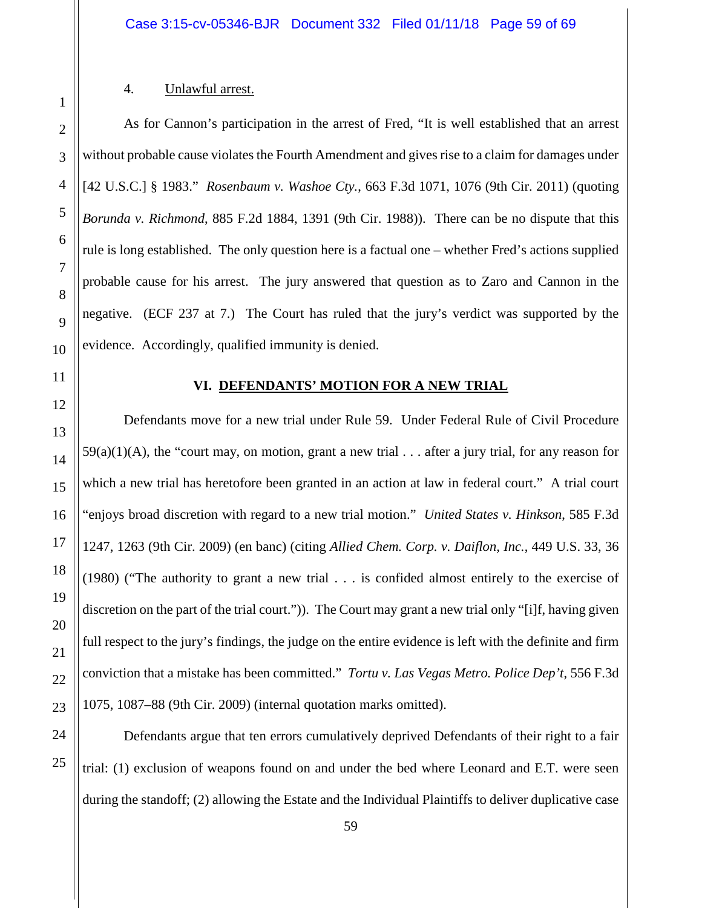4. Unlawful arrest.

As for Cannon's participation in the arrest of Fred, "It is well established that an arrest without probable cause violates the Fourth Amendment and gives rise to a claim for damages under [42 U.S.C.] § 1983." *Rosenbaum v. Washoe Cty.*, 663 F.3d 1071, 1076 (9th Cir. 2011) (quoting *Borunda v. Richmond*, 885 F.2d 1884, 1391 (9th Cir. 1988)). There can be no dispute that this rule is long established. The only question here is a factual one – whether Fred's actions supplied probable cause for his arrest. The jury answered that question as to Zaro and Cannon in the negative. (ECF 237 at 7.) The Court has ruled that the jury's verdict was supported by the evidence. Accordingly, qualified immunity is denied.

## VI. DEFENDANTS' MOTION FOR A NEW TRIAL

Defendants move for a new trial under Rule 59. Under Federal Rule of Civil Procedure 59(a)(1)(A), the "court may, on motion, grant a new trial . . . after a jury trial, for any reason for which a new trial has heretofore been granted in an action at law in federal court." A trial court "enjoys broad discretion with regard to a new trial motion." *United States v. Hinkson*, 585 F.3d 1247, 1263 (9th Cir. 2009) (en banc) (citing *Allied Chem. Corp. v. Daiflon, Inc.*, 449 U.S. 33, 36 (1980) ("The authority to grant a new trial . . . is confided almost entirely to the exercise of discretion on the part of the trial court.")). The Court may grant a new trial only "[i]f, having given full respect to the jury's findings, the judge on the entire evidence is left with the definite and firm conviction that a mistake has been committed." *Tortu v. Las Vegas Metro. Police Dep't*, 556 F.3d 1075, 1087–88 (9th Cir. 2009) (internal quotation marks omitted).

Defendants argue that ten errors cumulatively deprived Defendants of their right to a fair trial: (1) exclusion of weapons found on and under the bed where Leonard and E.T. were seen during the standoff; (2) allowing the Estate and the Individual Plaintiffs to deliver duplicative case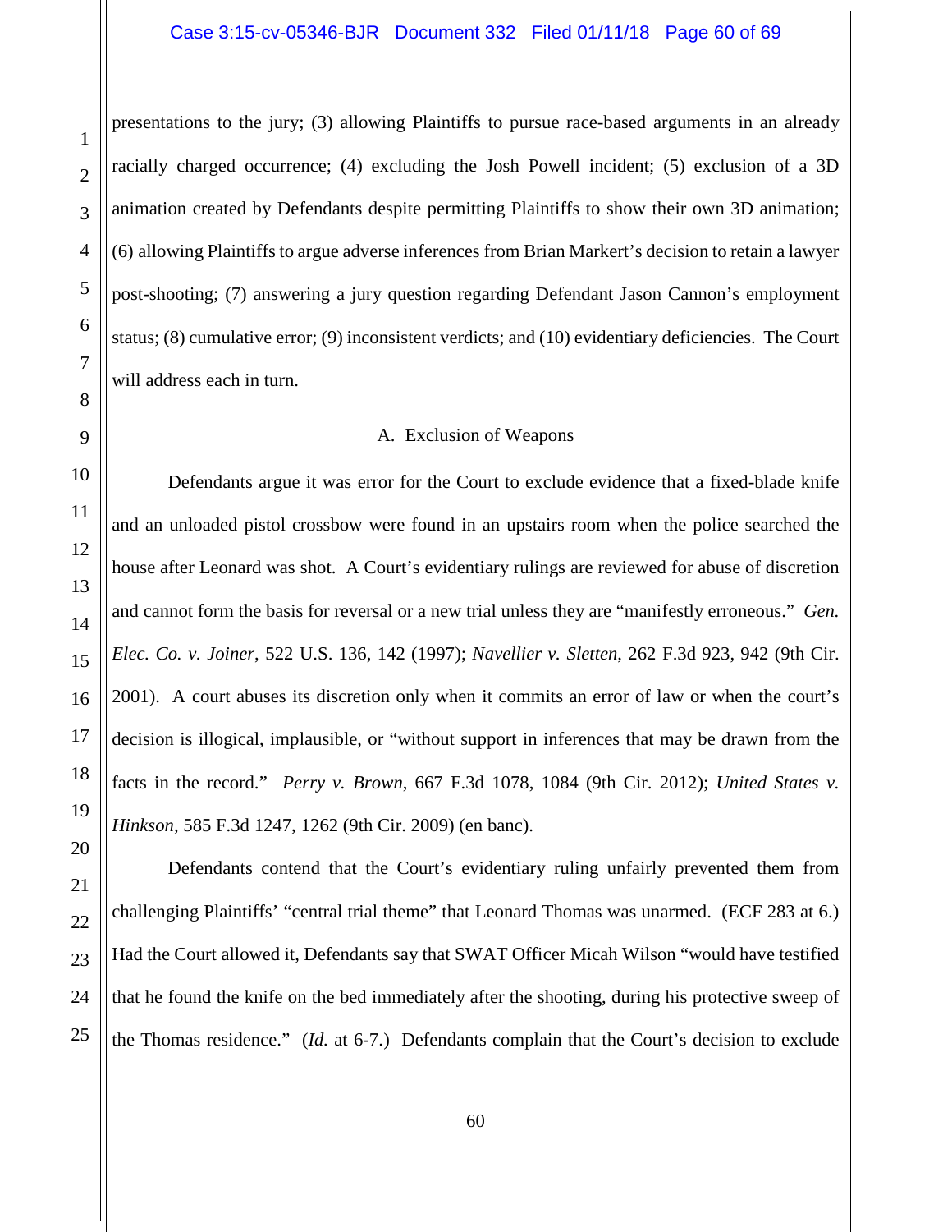presentations to the jury; (3) allowing Plaintiffs to pursue race-based arguments in an already racially charged occurrence; (4) excluding the Josh Powell incident; (5) exclusion of a 3D animation created by Defendants despite permitting Plaintiffs to show their own 3D animation; (6) allowing Plaintiffs to argue adverse inferences from Brian Markert's decision to retain a lawyer post-shooting; (7) answering a jury question regarding Defendant Jason Cannon's employment status; (8) cumulative error; (9) inconsistent verdicts; and (10) evidentiary deficiencies. The Court will address each in turn.

A. Exclusion of Weapons

Defendants argue it was error for the Court to exclude evidence that a fixed-blade knife and an unloaded pistol crossbow were found in an upstairs room when the police searched the house after Leonard was shot. A Court's evidentiary rulings are reviewed for abuse of discretion and cannot form the basis for reversal or a new trial unless they are "manifestly erroneous." *Gen. Elec. Co. v. Joiner*, 522 U.S. 136, 142 (1997); *Navellier v. Sletten*, 262 F.3d 923, 942 (9th Cir. 2001). A court abuses its discretion only when it commits an error of law or when the court's decision is illogical, implausible, or "without support in inferences that may be drawn from the facts in the record." *Perry v. Brown*, 667 F.3d 1078, 1084 (9th Cir. 2012); *United States v. Hinkson*, 585 F.3d 1247, 1262 (9th Cir. 2009) (en banc).

Defendants contend that the Court's evidentiary ruling unfairly prevented them from challenging Plaintiffs' "central trial theme" that Leonard Thomas was unarmed. (ECF 283 at 6.) Had the Court allowed it, Defendants say that SWAT Officer Micah Wilson "would have testified that he found the knife on the bed immediately after the shooting, during his protective sweep of the Thomas residence." (*Id.* at 6-7.) Defendants complain that the Court's decision to exclude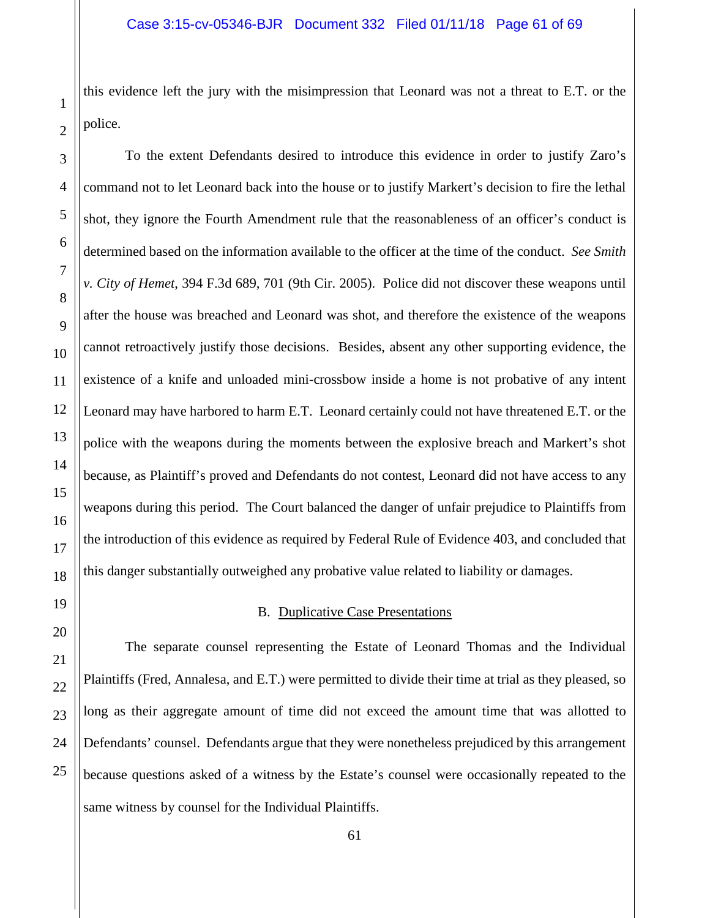this evidence left the jury with the misimpression that Leonard was not a threat to E.T. or the police.

To the extent Defendants desired to introduce this evidence in order to justify Zaro's command not to let Leonard back into the house or to justify Markert's decision to fire the lethal shot, they ignore the Fourth Amendment rule that the reasonableness of an officer's conduct is determined based on the information available to the officer at the time of the conduct. *See Smith v. City of Hemet*, 394 F.3d 689, 701 (9th Cir. 2005). Police did not discover these weapons until after the house was breached and Leonard was shot, and therefore the existence of the weapons cannot retroactively justify those decisions. Besides, absent any other supporting evidence, the existence of a knife and unloaded mini-crossbow inside a home is not probative of any intent Leonard may have harbored to harm E.T. Leonard certainly could not have threatened E.T. or the police with the weapons during the moments between the explosive breach and Markert's shot because, as Plaintiff's proved and Defendants do not contest, Leonard did not have access to any weapons during this period. The Court balanced the danger of unfair prejudice to Plaintiffs from the introduction of this evidence as required by Federal Rule of Evidence 403, and concluded that this danger substantially outweighed any probative value related to liability or damages.

### B. Duplicative Case Presentations

The separate counsel representing the Estate of Leonard Thomas and the Individual Plaintiffs (Fred, Annalesa, and E.T.) were permitted to divide their time at trial as they pleased, so long as their aggregate amount of time did not exceed the amount time that was allotted to Defendants' counsel. Defendants argue that they were nonetheless prejudiced by this arrangement because questions asked of a witness by the Estate's counsel were occasionally repeated to the same witness by counsel for the Individual Plaintiffs.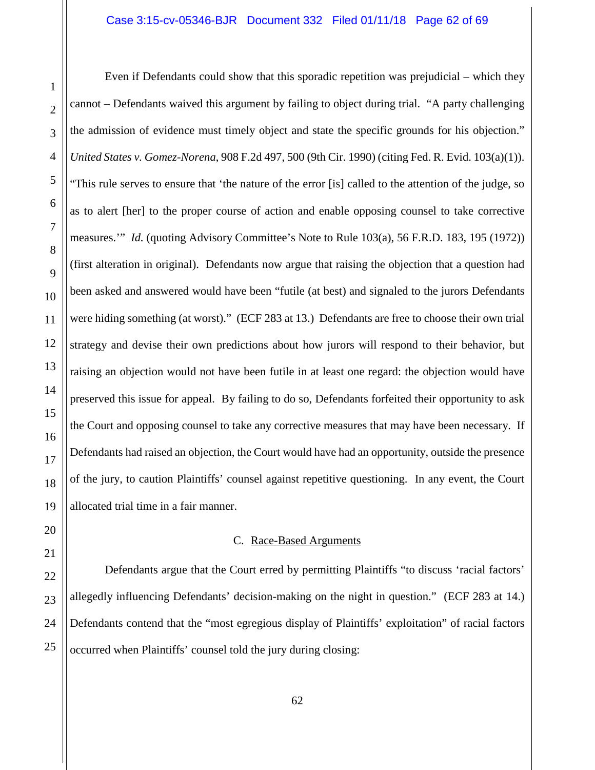Even if Defendants could show that this sporadic repetition was prejudicial – which they cannot – Defendants waived this argument by failing to object during trial. "A party challenging the admission of evidence must timely object and state the specific grounds for his objection." *United States v. Gomez-Norena*, 908 F.2d 497, 500 (9th Cir. 1990) (citing Fed. R. Evid. 103(a)(1)). "This rule serves to ensure that 'the nature of the error [is] called to the attention of the judge, so as to alert [her] to the proper course of action and enable opposing counsel to take corrective measures.'" *Id.* (quoting Advisory Committee's Note to Rule 103(a), 56 F.R.D. 183, 195 (1972)) (first alteration in original). Defendants now argue that raising the objection that a question had been asked and answered would have been "futile (at best) and signaled to the jurors Defendants were hiding something (at worst)." (ECF 283 at 13.) Defendants are free to choose their own trial strategy and devise their own predictions about how jurors will respond to their behavior, but raising an objection would not have been futile in at least one regard: the objection would have preserved this issue for appeal. By failing to do so, Defendants forfeited their opportunity to ask the Court and opposing counsel to take any corrective measures that may have been necessary. If Defendants had raised an objection, the Court would have had an opportunity, outside the presence of the jury, to caution Plaintiffs' counsel against repetitive questioning. In any event, the Court allocated trial time in a fair manner.

### C. Race-Based Arguments

Defendants argue that the Court erred by permitting Plaintiffs "to discuss 'racial factors' allegedly influencing Defendants' decision-making on the night in question." (ECF 283 at 14.) Defendants contend that the "most egregious display of Plaintiffs' exploitation" of racial factors occurred when Plaintiffs' counsel told the jury during closing: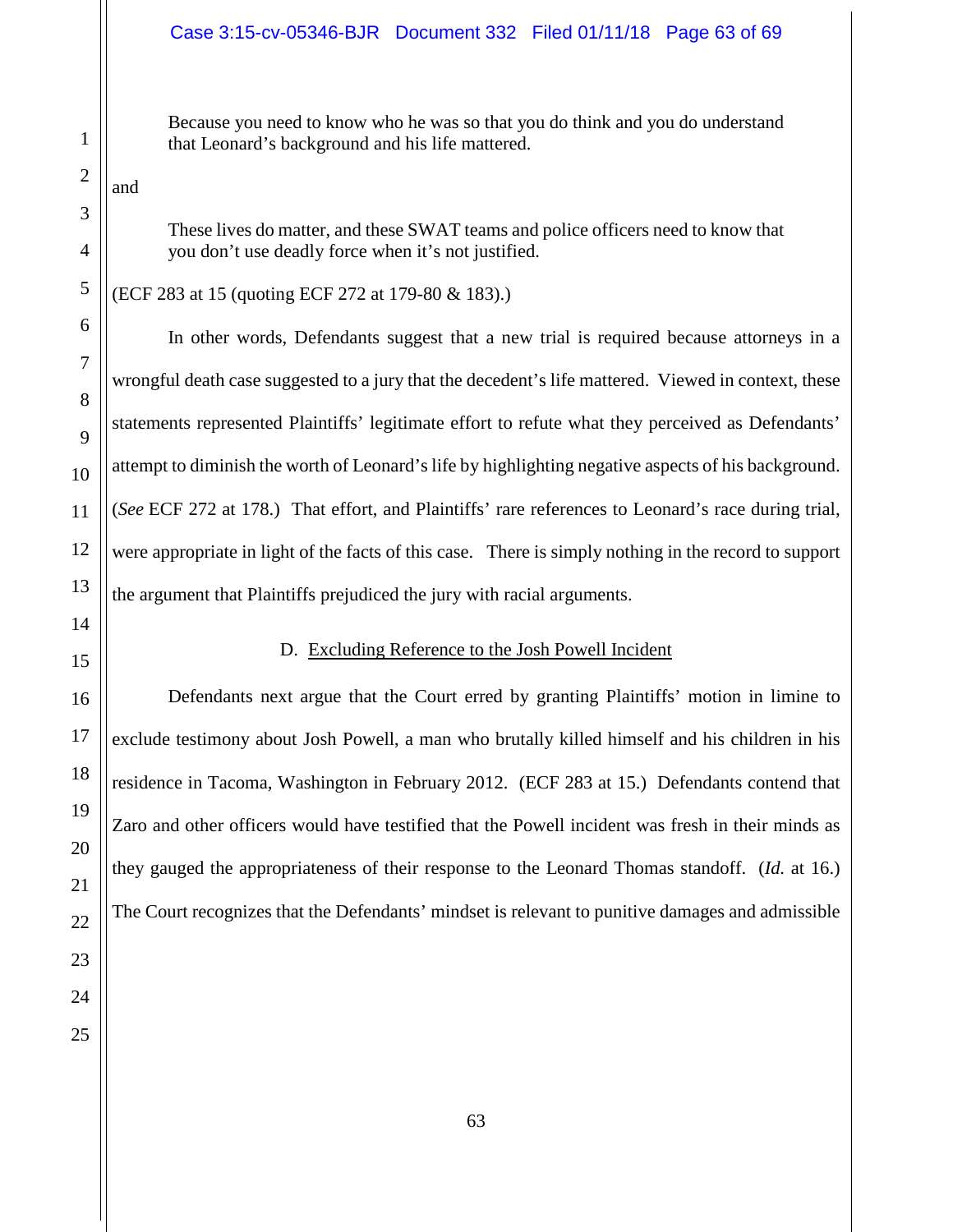> Because you need to know who he was so that you do think and you do understand that Leonard's background and his life mattered.

and

> These lives do matter, and these SWAT teams and police officers need to know that you don't use deadly force when it's not justified.

(ECF 283 at 15 (quoting ECF 272 at 179-80 & 183).)

In other words, Defendants suggest that a new trial is required because attorneys in a wrongful death case suggested to a jury that the decedent's life mattered. Viewed in context, these statements represented Plaintiffs' legitimate effort to refute what they perceived as Defendants' attempt to diminish the worth of Leonard's life by highlighting negative aspects of his background. (*See* ECF 272 at 178.) That effort, and Plaintiffs' rare references to Leonard's race during trial, were appropriate in light of the facts of this case. There is simply nothing in the record to support the argument that Plaintiffs prejudiced the jury with racial arguments.

D. Excluding Reference to the Josh Powell Incident

Defendants next argue that the Court erred by granting Plaintiffs' motion in limine to exclude testimony about Josh Powell, a man who brutally killed himself and his children in his residence in Tacoma, Washington in February 2012. (ECF 283 at 15.) Defendants contend that Zaro and other officers would have testified that the Powell incident was fresh in their minds as they gauged the appropriateness of their response to the Leonard Thomas standoff. (*Id.* at 16.) The Court recognizes that the Defendants' mindset is relevant to punitive damages and admissible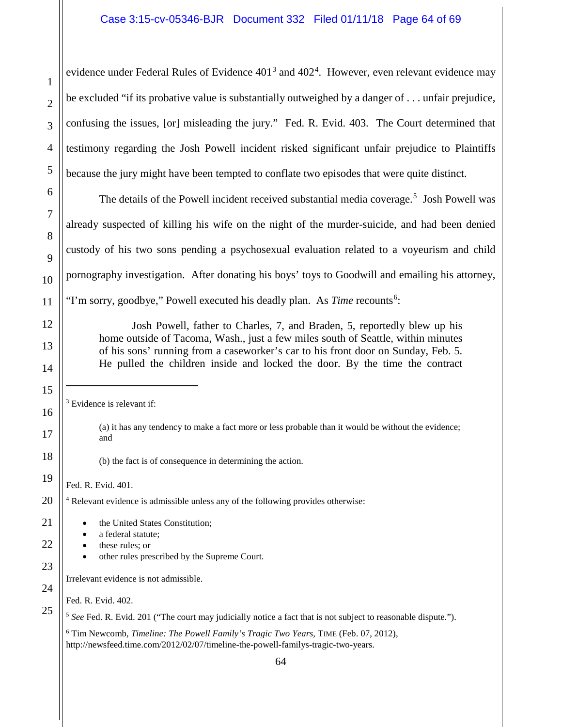evidence under Federal Rules of Evidence 401[3] and 402[4]. However, even relevant evidence may be excluded "if its probative value is substantially outweighed by a danger of . . . unfair prejudice, confusing the issues, [or] misleading the jury." Fed. R. Evid. 403. The Court determined that testimony regarding the Josh Powell incident risked significant unfair prejudice to Plaintiffs because the jury might have been tempted to conflate two episodes that were quite distinct.

The details of the Powell incident received substantial media coverage.[5] Josh Powell was already suspected of killing his wife on the night of the murder-suicide, and had been denied custody of his two sons pending a psychosexual evaluation related to a voyeurism and child pornography investigation. After donating his boys' toys to Goodwill and emailing his attorney, "I'm sorry, goodbye," Powell executed his deadly plan. As *Time* recounts[6]:

> Josh Powell, father to Charles, 7, and Braden, 5, reportedly blew up his home outside of Tacoma, Wash., just a few miles south of Seattle, within minutes of his sons' running from a caseworker's car to his front door on Sunday, Feb. 5. He pulled the children inside and locked the door. By the time the contract

---

[3] Evidence is relevant if:

> (a) it has any tendency to make a fact more or less probable than it would be without the evidence; and
>
> (b) the fact is of consequence in determining the action.

Fed. R. Evid. 401.

[4] Relevant evidence is admissible unless any of the following provides otherwise:

- the United States Constitution;
- a federal statute;
- these rules; or
- other rules prescribed by the Supreme Court.

Irrelevant evidence is not admissible.

Fed. R. Evid. 402.

[5] *See* Fed. R. Evid. 201 ("The court may judicially notice a fact that is not subject to reasonable dispute.").

[6] Tim Newcomb, *Timeline: The Powell Family's Tragic Two Years*, TIME (Feb. 07, 2012), http://newsfeed.time.com/2012/02/07/timeline-the-powell-familys-tragic-two-years.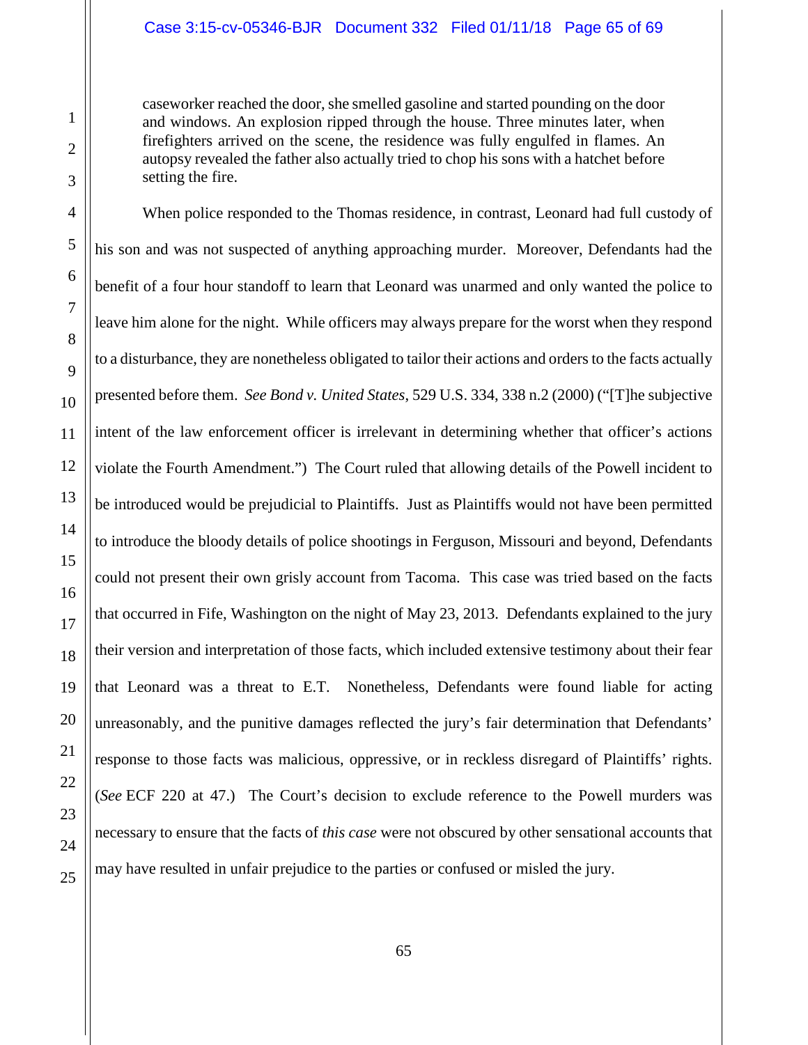> caseworker reached the door, she smelled gasoline and started pounding on the door and windows. An explosion ripped through the house. Three minutes later, when firefighters arrived on the scene, the residence was fully engulfed in flames. An autopsy revealed the father also actually tried to chop his sons with a hatchet before setting the fire.

When police responded to the Thomas residence, in contrast, Leonard had full custody of his son and was not suspected of anything approaching murder. Moreover, Defendants had the benefit of a four hour standoff to learn that Leonard was unarmed and only wanted the police to leave him alone for the night. While officers may always prepare for the worst when they respond to a disturbance, they are nonetheless obligated to tailor their actions and orders to the facts actually presented before them. *See Bond v. United States*, 529 U.S. 334, 338 n.2 (2000) ("[T]he subjective intent of the law enforcement officer is irrelevant in determining whether that officer's actions violate the Fourth Amendment.") The Court ruled that allowing details of the Powell incident to be introduced would be prejudicial to Plaintiffs. Just as Plaintiffs would not have been permitted to introduce the bloody details of police shootings in Ferguson, Missouri and beyond, Defendants could not present their own grisly account from Tacoma. This case was tried based on the facts that occurred in Fife, Washington on the night of May 23, 2013. Defendants explained to the jury their version and interpretation of those facts, which included extensive testimony about their fear that Leonard was a threat to E.T. Nonetheless, Defendants were found liable for acting unreasonably, and the punitive damages reflected the jury's fair determination that Defendants' response to those facts was malicious, oppressive, or in reckless disregard of Plaintiffs' rights. (*See* ECF 220 at 47.) The Court's decision to exclude reference to the Powell murders was necessary to ensure that the facts of *this case* were not obscured by other sensational accounts that may have resulted in unfair prejudice to the parties or confused or misled the jury.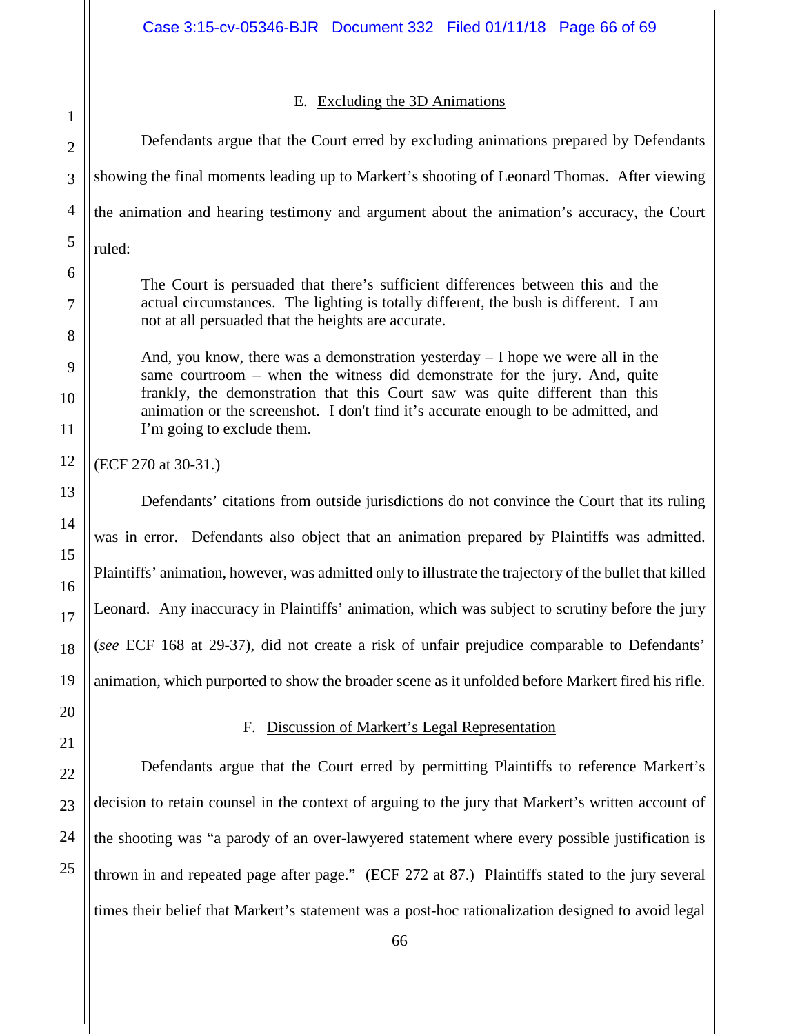### E. Excluding the 3D Animations

Defendants argue that the Court erred by excluding animations prepared by Defendants showing the final moments leading up to Markert's shooting of Leonard Thomas. After viewing the animation and hearing testimony and argument about the animation's accuracy, the Court ruled:

> The Court is persuaded that there's sufficient differences between this and the actual circumstances. The lighting is totally different, the bush is different. I am not at all persuaded that the heights are accurate.
>
> And, you know, there was a demonstration yesterday – I hope we were all in the same courtroom – when the witness did demonstrate for the jury. And, quite frankly, the demonstration that this Court saw was quite different than this animation or the screenshot. I don't find it's accurate enough to be admitted, and I'm going to exclude them.

(ECF 270 at 30-31.)

Defendants' citations from outside jurisdictions do not convince the Court that its ruling was in error. Defendants also object that an animation prepared by Plaintiffs was admitted. Plaintiffs' animation, however, was admitted only to illustrate the trajectory of the bullet that killed Leonard. Any inaccuracy in Plaintiffs' animation, which was subject to scrutiny before the jury (*see* ECF 168 at 29-37), did not create a risk of unfair prejudice comparable to Defendants' animation, which purported to show the broader scene as it unfolded before Markert fired his rifle.

### F. Discussion of Markert's Legal Representation

Defendants argue that the Court erred by permitting Plaintiffs to reference Markert's decision to retain counsel in the context of arguing to the jury that Markert's written account of the shooting was "a parody of an over-lawyered statement where every possible justification is thrown in and repeated page after page." (ECF 272 at 87.) Plaintiffs stated to the jury several times their belief that Markert's statement was a post-hoc rationalization designed to avoid legal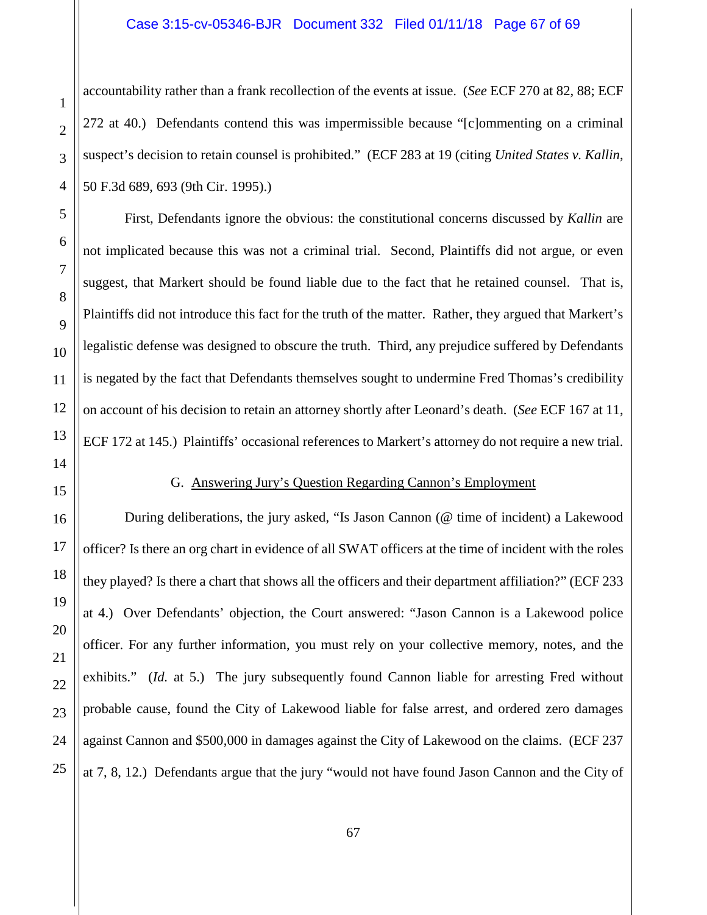accountability rather than a frank recollection of the events at issue. (*See* ECF 270 at 82, 88; ECF 272 at 40.) Defendants contend this was impermissible because "[c]ommenting on a criminal suspect's decision to retain counsel is prohibited." (ECF 283 at 19 (citing *United States v. Kallin*, 50 F.3d 689, 693 (9th Cir. 1995).)

First, Defendants ignore the obvious: the constitutional concerns discussed by *Kallin* are not implicated because this was not a criminal trial. Second, Plaintiffs did not argue, or even suggest, that Markert should be found liable due to the fact that he retained counsel. That is, Plaintiffs did not introduce this fact for the truth of the matter. Rather, they argued that Markert's legalistic defense was designed to obscure the truth. Third, any prejudice suffered by Defendants is negated by the fact that Defendants themselves sought to undermine Fred Thomas's credibility on account of his decision to retain an attorney shortly after Leonard's death. (*See* ECF 167 at 11, ECF 172 at 145.) Plaintiffs' occasional references to Markert's attorney do not require a new trial.

### G. Answering Jury's Question Regarding Cannon's Employment

During deliberations, the jury asked, "Is Jason Cannon (@ time of incident) a Lakewood officer? Is there an org chart in evidence of all SWAT officers at the time of incident with the roles they played? Is there a chart that shows all the officers and their department affiliation?" (ECF 233 at 4.) Over Defendants' objection, the Court answered: "Jason Cannon is a Lakewood police officer. For any further information, you must rely on your collective memory, notes, and the exhibits." (*Id.* at 5.) The jury subsequently found Cannon liable for arresting Fred without probable cause, found the City of Lakewood liable for false arrest, and ordered zero damages against Cannon and $500,000 in damages against the City of Lakewood on the claims. (ECF 237 at 7, 8, 12.) Defendants argue that the jury "would not have found Jason Cannon and the City of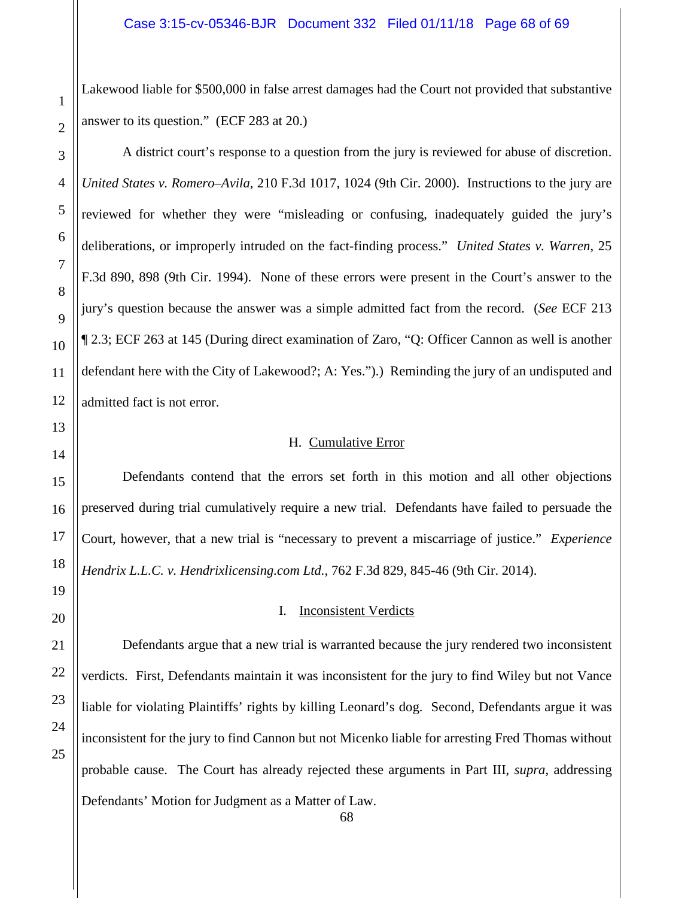Lakewood liable for $500,000 in false arrest damages had the Court not provided that substantive answer to its question." (ECF 283 at 20.)

A district court's response to a question from the jury is reviewed for abuse of discretion. *United States v. Romero–Avila*, 210 F.3d 1017, 1024 (9th Cir. 2000). Instructions to the jury are reviewed for whether they were "misleading or confusing, inadequately guided the jury's deliberations, or improperly intruded on the fact-finding process." *United States v. Warren*, 25 F.3d 890, 898 (9th Cir. 1994). None of these errors were present in the Court's answer to the jury's question because the answer was a simple admitted fact from the record. (*See* ECF 213 ¶ 2.3; ECF 263 at 145 (During direct examination of Zaro, "Q: Officer Cannon as well is another defendant here with the City of Lakewood?; A: Yes.").) Reminding the jury of an undisputed and admitted fact is not error.

### H. Cumulative Error

Defendants contend that the errors set forth in this motion and all other objections preserved during trial cumulatively require a new trial. Defendants have failed to persuade the Court, however, that a new trial is "necessary to prevent a miscarriage of justice." *Experience Hendrix L.L.C. v. Hendrixlicensing.com Ltd.*, 762 F.3d 829, 845-46 (9th Cir. 2014).

### I. Inconsistent Verdicts

Defendants argue that a new trial is warranted because the jury rendered two inconsistent verdicts. First, Defendants maintain it was inconsistent for the jury to find Wiley but not Vance liable for violating Plaintiffs' rights by killing Leonard's dog. Second, Defendants argue it was inconsistent for the jury to find Cannon but not Micenko liable for arresting Fred Thomas without probable cause. The Court has already rejected these arguments in Part III, *supra*, addressing Defendants' Motion for Judgment as a Matter of Law.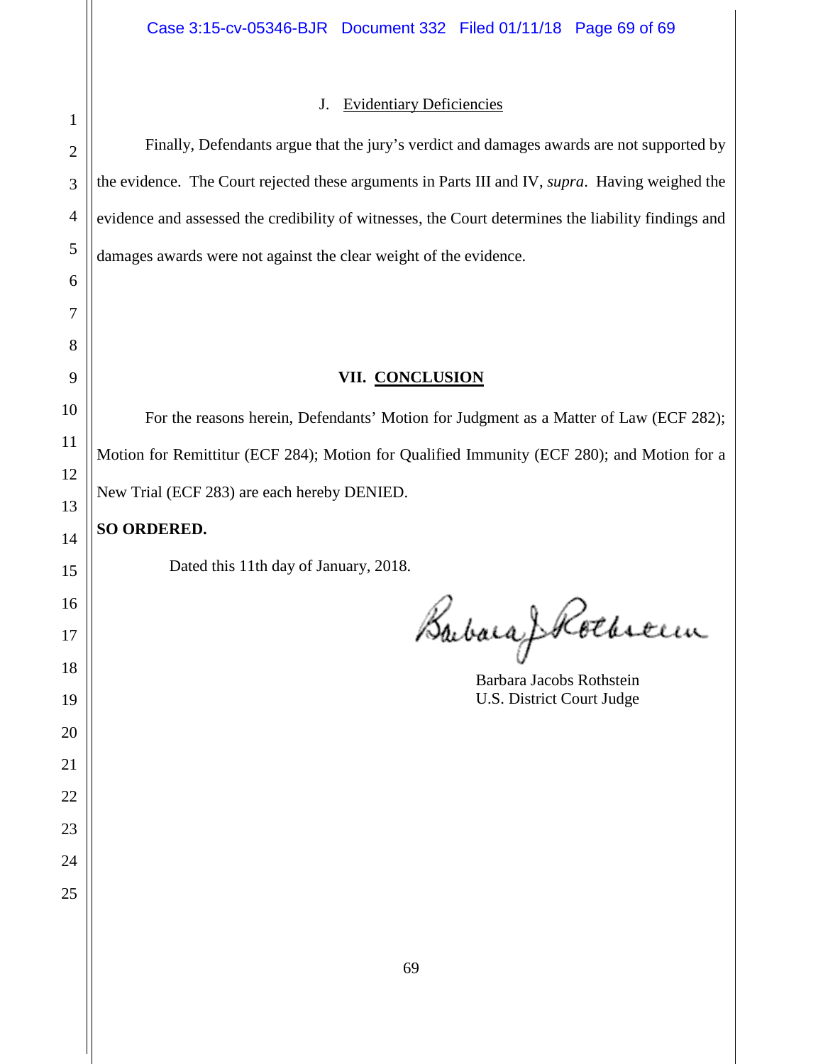J. Evidentiary Deficiencies

Finally, Defendants argue that the jury's verdict and damages awards are not supported by the evidence. The Court rejected these arguments in Parts III and IV, *supra*. Having weighed the evidence and assessed the credibility of witnesses, the Court determines the liability findings and damages awards were not against the clear weight of the evidence.

## VII. CONCLUSION

For the reasons herein, Defendants' Motion for Judgment as a Matter of Law (ECF 282); Motion for Remittitur (ECF 284); Motion for Qualified Immunity (ECF 280); and Motion for a New Trial (ECF 283) are each hereby DENIED.

**SO ORDERED.**

Dated this 11th day of January, 2018.

Barbara Jacobs Rothstein
U.S. District Court Judge